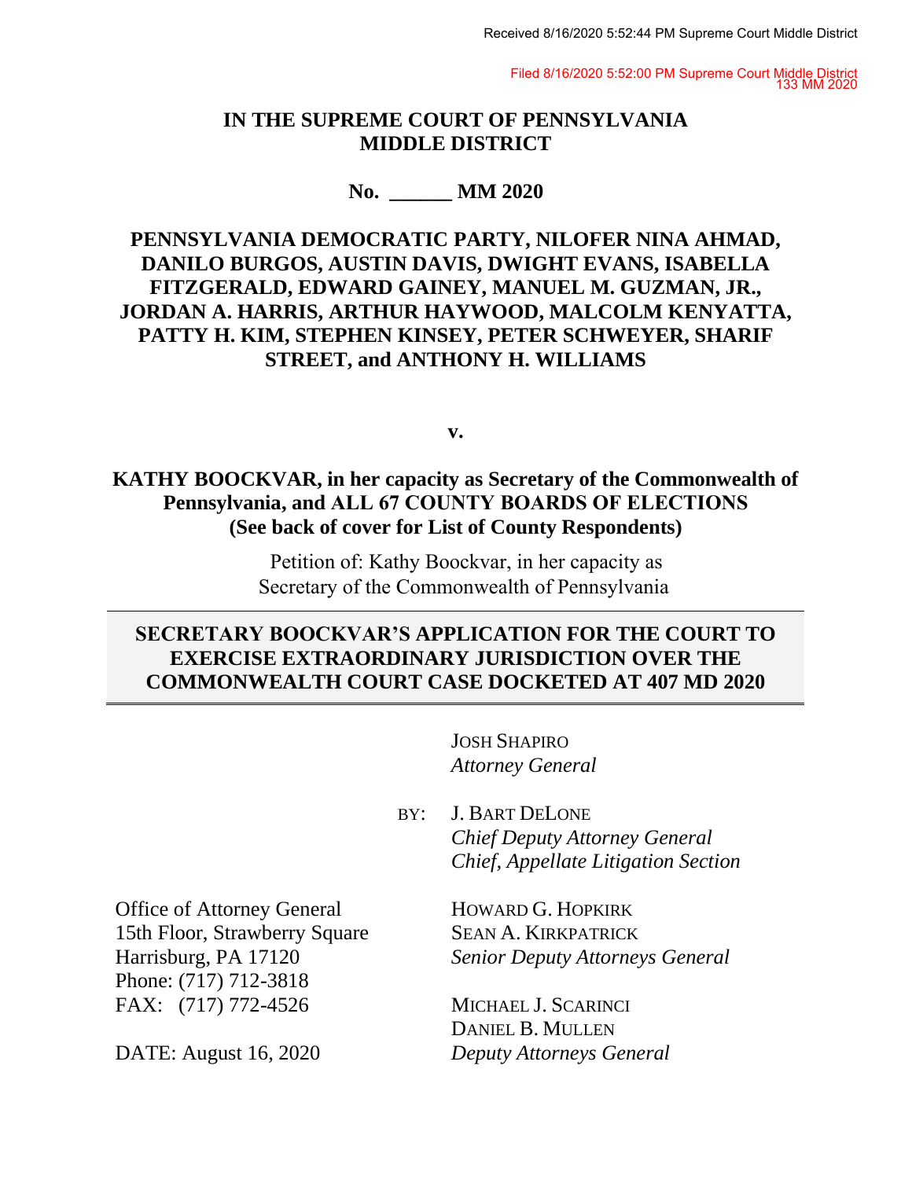Received 8/16/2020 5:52:44 PM Supreme Court Middle District

Filed 8/16/2020 5:52:00 PM Supreme Court Middle District
133 MM 2020

**IN THE SUPREME COURT OF PENNSYLVANIA**
**MIDDLE DISTRICT**

**No. ______ MM 2020**

**PENNSYLVANIA DEMOCRATIC PARTY, NILOFER NINA AHMAD, DANILO BURGOS, AUSTIN DAVIS, DWIGHT EVANS, ISABELLA FITZGERALD, EDWARD GAINEY, MANUEL M. GUZMAN, JR., JORDAN A. HARRIS, ARTHUR HAYWOOD, MALCOLM KENYATTA, PATTY H. KIM, STEPHEN KINSEY, PETER SCHWEYER, SHARIF STREET, and ANTHONY H. WILLIAMS**

**v.**

**KATHY BOOCKVAR, in her capacity as Secretary of the Commonwealth of Pennsylvania, and ALL 67 COUNTY BOARDS OF ELECTIONS (See back of cover for List of County Respondents)**

Petition of: Kathy Boockvar, in her capacity as Secretary of the Commonwealth of Pennsylvania

---

**SECRETARY BOOCKVAR'S APPLICATION FOR THE COURT TO EXERCISE EXTRAORDINARY JURISDICTION OVER THE COMMONWEALTH COURT CASE DOCKETED AT 407 MD 2020**

---

JOSH SHAPIRO
*Attorney General*

BY: J. BART DELONE
*Chief Deputy Attorney General*
*Chief, Appellate Litigation Section*

HOWARD G. HOPKIRK
SEAN A. KIRKPATRICK
*Senior Deputy Attorneys General*

MICHAEL J. SCARINCI
DANIEL B. MULLEN
*Deputy Attorneys General*

Office of Attorney General
15th Floor, Strawberry Square
Harrisburg, PA 17120
Phone: (717) 712-3818
FAX: (717) 772-4526

DATE: August 16, 2020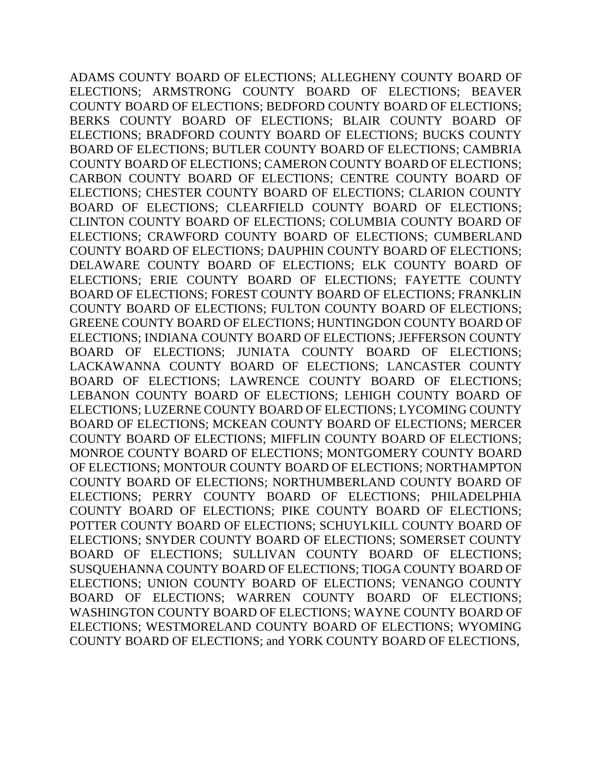ADAMS COUNTY BOARD OF ELECTIONS; ALLEGHENY COUNTY BOARD OF ELECTIONS; ARMSTRONG COUNTY BOARD OF ELECTIONS; BEAVER COUNTY BOARD OF ELECTIONS; BEDFORD COUNTY BOARD OF ELECTIONS; BERKS COUNTY BOARD OF ELECTIONS; BLAIR COUNTY BOARD OF ELECTIONS; BRADFORD COUNTY BOARD OF ELECTIONS; BUCKS COUNTY BOARD OF ELECTIONS; BUTLER COUNTY BOARD OF ELECTIONS; CAMBRIA COUNTY BOARD OF ELECTIONS; CAMERON COUNTY BOARD OF ELECTIONS; CARBON COUNTY BOARD OF ELECTIONS; CENTRE COUNTY BOARD OF ELECTIONS; CHESTER COUNTY BOARD OF ELECTIONS; CLARION COUNTY BOARD OF ELECTIONS; CLEARFIELD COUNTY BOARD OF ELECTIONS; CLINTON COUNTY BOARD OF ELECTIONS; COLUMBIA COUNTY BOARD OF ELECTIONS; CRAWFORD COUNTY BOARD OF ELECTIONS; CUMBERLAND COUNTY BOARD OF ELECTIONS; DAUPHIN COUNTY BOARD OF ELECTIONS; DELAWARE COUNTY BOARD OF ELECTIONS; ELK COUNTY BOARD OF ELECTIONS; ERIE COUNTY BOARD OF ELECTIONS; FAYETTE COUNTY BOARD OF ELECTIONS; FOREST COUNTY BOARD OF ELECTIONS; FRANKLIN COUNTY BOARD OF ELECTIONS; FULTON COUNTY BOARD OF ELECTIONS; GREENE COUNTY BOARD OF ELECTIONS; HUNTINGDON COUNTY BOARD OF ELECTIONS; INDIANA COUNTY BOARD OF ELECTIONS; JEFFERSON COUNTY BOARD OF ELECTIONS; JUNIATA COUNTY BOARD OF ELECTIONS; LACKAWANNA COUNTY BOARD OF ELECTIONS; LANCASTER COUNTY BOARD OF ELECTIONS; LAWRENCE COUNTY BOARD OF ELECTIONS; LEBANON COUNTY BOARD OF ELECTIONS; LEHIGH COUNTY BOARD OF ELECTIONS; LUZERNE COUNTY BOARD OF ELECTIONS; LYCOMING COUNTY BOARD OF ELECTIONS; MCKEAN COUNTY BOARD OF ELECTIONS; MERCER COUNTY BOARD OF ELECTIONS; MIFFLIN COUNTY BOARD OF ELECTIONS; MONROE COUNTY BOARD OF ELECTIONS; MONTGOMERY COUNTY BOARD OF ELECTIONS; MONTOUR COUNTY BOARD OF ELECTIONS; NORTHAMPTON COUNTY BOARD OF ELECTIONS; NORTHUMBERLAND COUNTY BOARD OF ELECTIONS; PERRY COUNTY BOARD OF ELECTIONS; PHILADELPHIA COUNTY BOARD OF ELECTIONS; PIKE COUNTY BOARD OF ELECTIONS; POTTER COUNTY BOARD OF ELECTIONS; SCHUYLKILL COUNTY BOARD OF ELECTIONS; SNYDER COUNTY BOARD OF ELECTIONS; SOMERSET COUNTY BOARD OF ELECTIONS; SULLIVAN COUNTY BOARD OF ELECTIONS; SUSQUEHANNA COUNTY BOARD OF ELECTIONS; TIOGA COUNTY BOARD OF ELECTIONS; UNION COUNTY BOARD OF ELECTIONS; VENANGO COUNTY BOARD OF ELECTIONS; WARREN COUNTY BOARD OF ELECTIONS; WASHINGTON COUNTY BOARD OF ELECTIONS; WAYNE COUNTY BOARD OF ELECTIONS; WESTMORELAND COUNTY BOARD OF ELECTIONS; WYOMING COUNTY BOARD OF ELECTIONS; and YORK COUNTY BOARD OF ELECTIONS,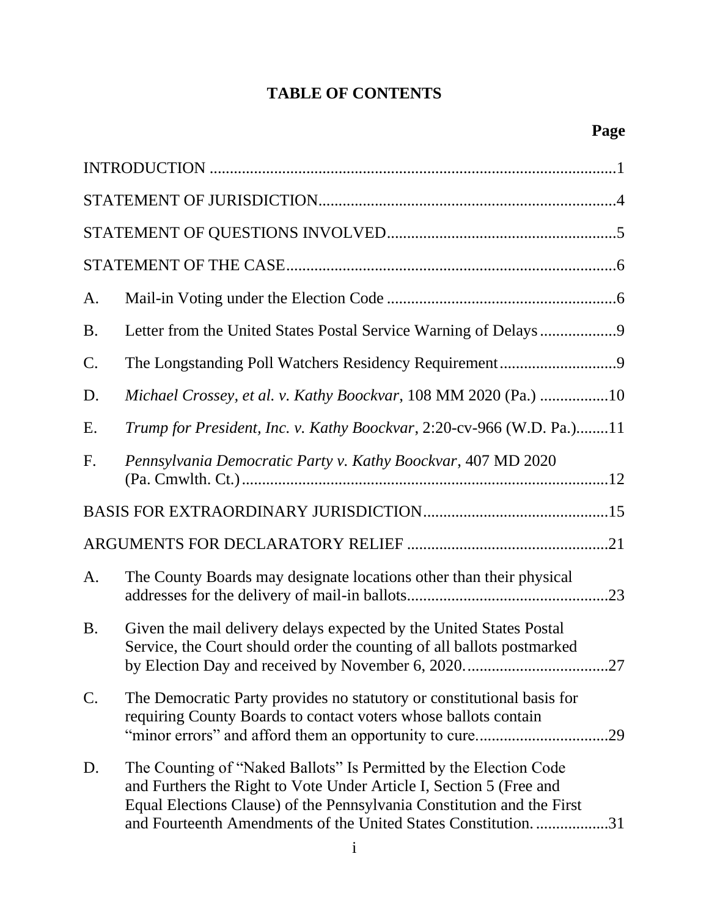# TABLE OF CONTENTS

| | | Page |
|---|---|---|
| INTRODUCTION | | 1 |
| STATEMENT OF JURISDICTION | | 4 |
| STATEMENT OF QUESTIONS INVOLVED | | 5 |
| STATEMENT OF THE CASE | | 6 |
| A. | Mail-in Voting under the Election Code | 6 |
| B. | Letter from the United States Postal Service Warning of Delays | 9 |
| C. | The Longstanding Poll Watchers Residency Requirement | 9 |
| D. | *Michael Crossey, et al. v. Kathy Boockvar*, 108 MM 2020 (Pa.) | 10 |
| E. | *Trump for President, Inc. v. Kathy Boockvar*, 2:20-cv-966 (W.D. Pa.) | 11 |
| F. | *Pennsylvania Democratic Party v. Kathy Boockvar*, 407 MD 2020 (Pa. Cmwlth. Ct.) | 12 |
| BASIS FOR EXTRAORDINARY JURISDICTION | | 15 |
| ARGUMENTS FOR DECLARATORY RELIEF | | 21 |
| A. | The County Boards may designate locations other than their physical addresses for the delivery of mail-in ballots | 23 |
| B. | Given the mail delivery delays expected by the United States Postal Service, the Court should order the counting of all ballots postmarked by Election Day and received by November 6, 2020. | 27 |
| C. | The Democratic Party provides no statutory or constitutional basis for requiring County Boards to contact voters whose ballots contain "minor errors" and afford them an opportunity to cure | 29 |
| D. | The Counting of "Naked Ballots" Is Permitted by the Election Code and Furthers the Right to Vote Under Article I, Section 5 (Free and Equal Elections Clause) of the Pennsylvania Constitution and the First and Fourteenth Amendments of the United States Constitution. | 31 |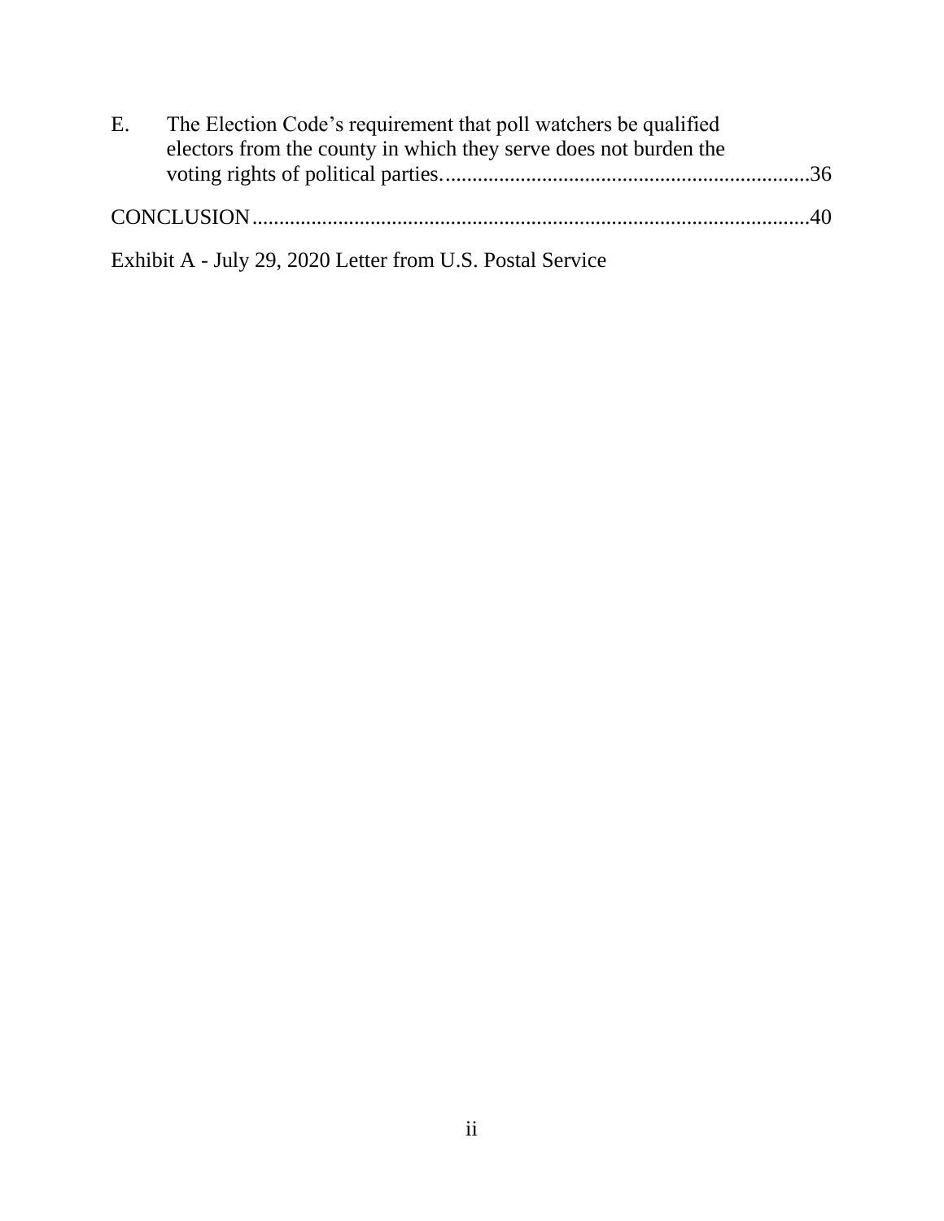E. The Election Code's requirement that poll watchers be qualified electors from the county in which they serve does not burden the voting rights of political parties. ....................................................................36

CONCLUSION ......................................................................................................40

Exhibit A - July 29, 2020 Letter from U.S. Postal Service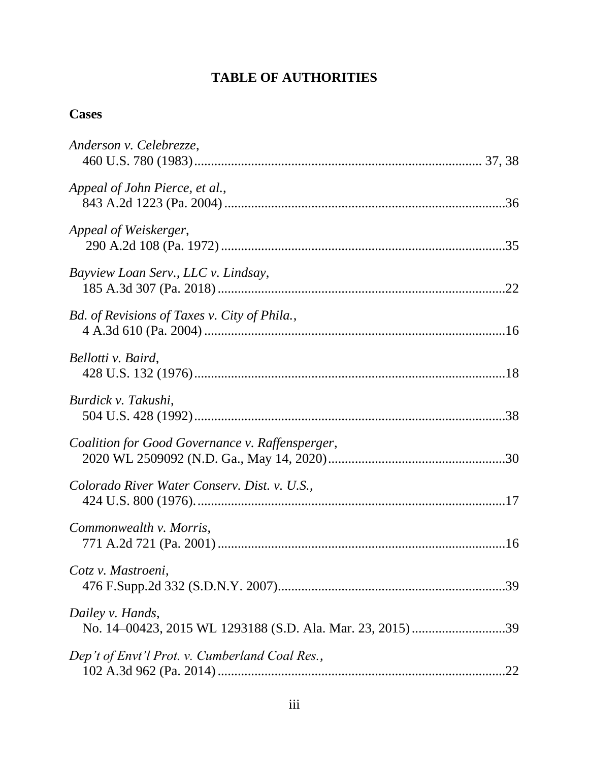# TABLE OF AUTHORITIES

## Cases

*Anderson v. Celebrezze*,
460 U.S. 780 (1983) .................................................................................... 37, 38

*Appeal of John Pierce, et al.*,
843 A.2d 1223 (Pa. 2004) ....................................................................................36

*Appeal of Weiskerger*,
290 A.2d 108 (Pa. 1972) ....................................................................................35

*Bayview Loan Serv., LLC v. Lindsay*,
185 A.3d 307 (Pa. 2018) ....................................................................................22

*Bd. of Revisions of Taxes v. City of Phila.*,
4 A.3d 610 (Pa. 2004) ....................................................................................16

*Bellotti v. Baird*,
428 U.S. 132 (1976) ....................................................................................18

*Burdick v. Takushi*,
504 U.S. 428 (1992) ....................................................................................38

*Coalition for Good Governance v. Raffensperger*,
2020 WL 2509092 (N.D. Ga., May 14, 2020) ....................................................30

*Colorado River Water Conserv. Dist. v. U.S.*,
424 U.S. 800 (1976). ....................................................................................17

*Commonwealth v. Morris*,
771 A.2d 721 (Pa. 2001) ....................................................................................16

*Cotz v. Mastroeni*,
476 F.Supp.2d 332 (S.D.N.Y. 2007) ....................................................................39

*Dailey v. Hands*,
No. 14–00423, 2015 WL 1293188 (S.D. Ala. Mar. 23, 2015) ............................39

*Dep't of Envt'l Prot. v. Cumberland Coal Res.*,
102 A.3d 962 (Pa. 2014) ....................................................................................22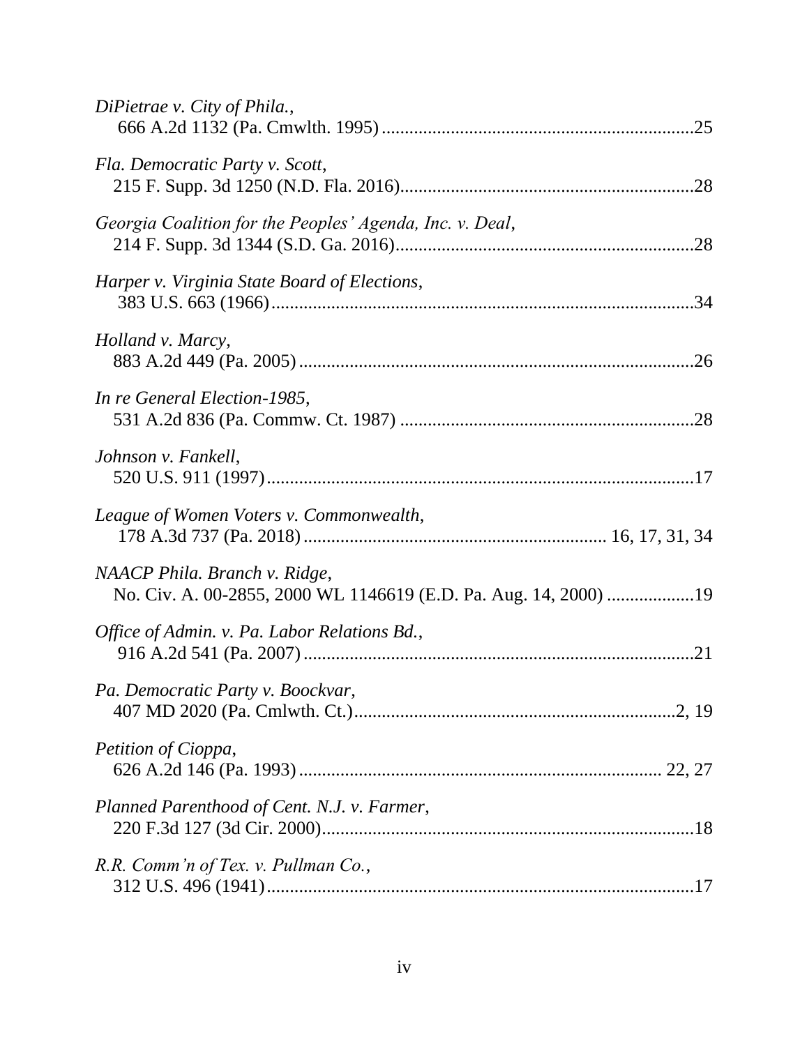*DiPietrae v. City of Phila.*,
666 A.2d 1132 (Pa. Cmwlth. 1995) ....................................................................25

*Fla. Democratic Party v. Scott*,
215 F. Supp. 3d 1250 (N.D. Fla. 2016)...............................................................28

*Georgia Coalition for the Peoples' Agenda, Inc. v. Deal*,
214 F. Supp. 3d 1344 (S.D. Ga. 2016)................................................................28

*Harper v. Virginia State Board of Elections*,
383 U.S. 663 (1966)...........................................................................................34

*Holland v. Marcy*,
883 A.2d 449 (Pa. 2005) .....................................................................................26

*In re General Election-1985*,
531 A.2d 836 (Pa. Commw. Ct. 1987) ...............................................................28

*Johnson v. Fankell*,
520 U.S. 911 (1997)...........................................................................................17

*League of Women Voters v. Commonwealth*,
178 A.3d 737 (Pa. 2018) ................................................................. 16, 17, 31, 34

*NAACP Phila. Branch v. Ridge*,
No. Civ. A. 00-2855, 2000 WL 1146619 (E.D. Pa. Aug. 14, 2000) ..................19

*Office of Admin. v. Pa. Labor Relations Bd.*,
916 A.2d 541 (Pa. 2007) ....................................................................................21

*Pa. Democratic Party v. Boockvar*,
407 MD 2020 (Pa. Cmlwth. Ct.).....................................................................2, 19

*Petition of Cioppa*,
626 A.2d 146 (Pa. 1993) ......................................................................... 22, 27

*Planned Parenthood of Cent. N.J. v. Farmer*,
220 F.3d 127 (3d Cir. 2000)................................................................................18

*R.R. Comm'n of Tex. v. Pullman Co.*,
312 U.S. 496 (1941)............................................................................................17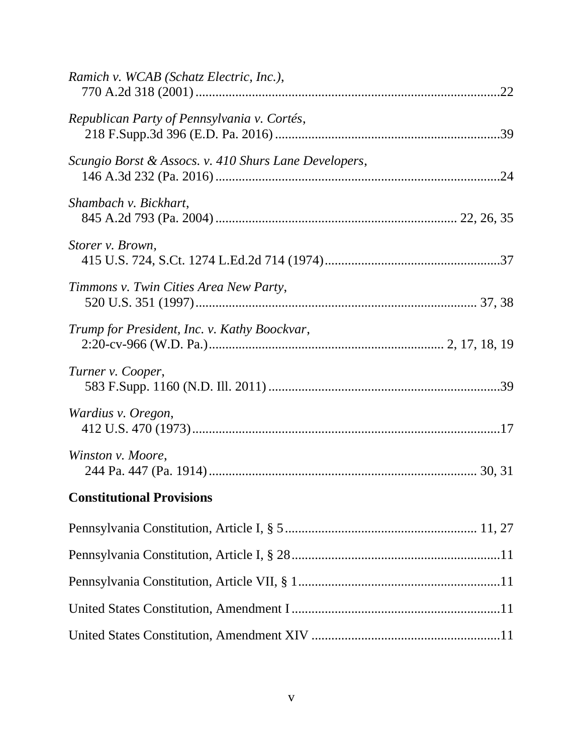*Ramich v. WCAB (Schatz Electric, Inc.)*,
770 A.2d 318 (2001) ........................................................................................22

*Republican Party of Pennsylvania v. Cortés*,
218 F.Supp.3d 396 (E.D. Pa. 2016) ..................................................................39

*Scungio Borst & Assocs. v. 410 Shurs Lane Developers*,
146 A.3d 232 (Pa. 2016) ....................................................................................24

*Shambach v. Bickhart*,
845 A.2d 793 (Pa. 2004) ..................................................................... 22, 26, 35

*Storer v. Brown*,
415 U.S. 724, S.Ct. 1274 L.Ed.2d 714 (1974)....................................................37

*Timmons v. Twin Cities Area New Party*,
520 U.S. 351 (1997).................................................................................. 37, 38

*Trump for President, Inc. v. Kathy Boockvar*,
2:20-cv-966 (W.D. Pa.)..................................................................... 2, 17, 18, 19

*Turner v. Cooper*,
583 F.Supp. 1160 (N.D. Ill. 2011) .....................................................................39

*Wardius v. Oregon*,
412 U.S. 470 (1973)...........................................................................................17

*Winston v. Moore*,
244 Pa. 447 (Pa. 1914) ............................................................................. 30, 31

**Constitutional Provisions**

Pennsylvania Constitution, Article I, § 5 ........................................................ 11, 27

Pennsylvania Constitution, Article I, § 28.............................................................11

Pennsylvania Constitution, Article VII, § 1............................................................11

United States Constitution, Amendment I ..............................................................11

United States Constitution, Amendment XIV ........................................................11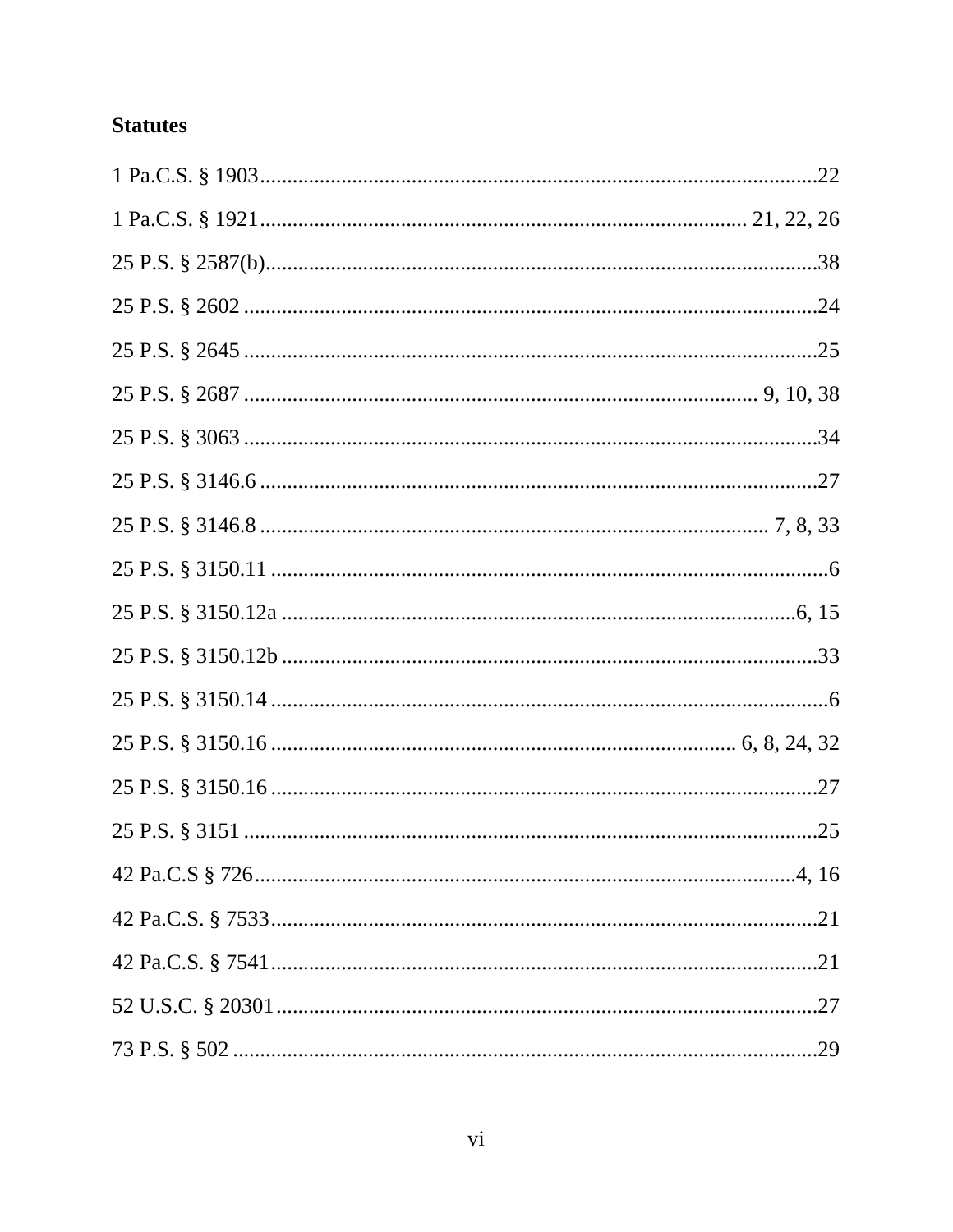**Statutes**

1 Pa.C.S. § 1903 .......................................................................................................22

1 Pa.C.S. § 1921 ....................................................................................... 21, 22, 26

25 P.S. § 2587(b) .......................................................................................................38

25 P.S. § 2602 ...........................................................................................................24

25 P.S. § 2645 ...........................................................................................................25

25 P.S. § 2687 ...................................................................................... 9, 10, 38

25 P.S. § 3063 ...........................................................................................................34

25 P.S. § 3146.6 ........................................................................................................27

25 P.S. § 3146.8 ......................................................................................... 7, 8, 33

25 P.S. § 3150.11 .......................................................................................................6

25 P.S. § 3150.12a ................................................................................................6, 15

25 P.S. § 3150.12b ....................................................................................................33

25 P.S. § 3150.14 .......................................................................................................6

25 P.S. § 3150.16 ................................................................................ 6, 8, 24, 32

25 P.S. § 3150.16 ......................................................................................................27

25 P.S. § 3151 ...........................................................................................................25

42 Pa.C.S § 726 ......................................................................................................4, 16

42 Pa.C.S. § 7533 .....................................................................................................21

42 Pa.C.S. § 7541 .....................................................................................................21

52 U.S.C. § 20301 .....................................................................................................27

73 P.S. § 502 .............................................................................................................29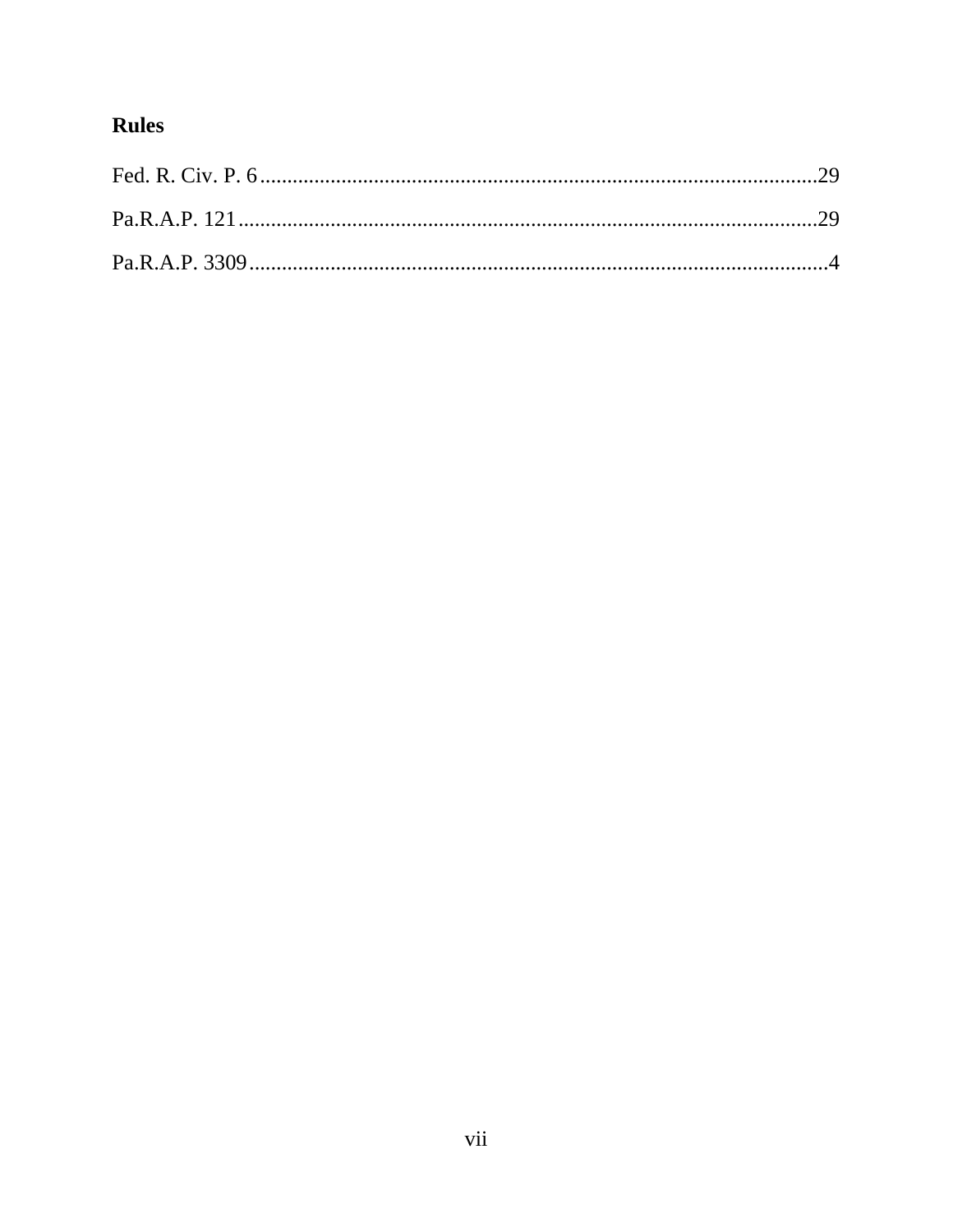**Rules**

Fed. R. Civ. P. 6.......................................................................................................29

Pa.R.A.P. 121..........................................................................................................29

Pa.R.A.P. 3309..........................................................................................................4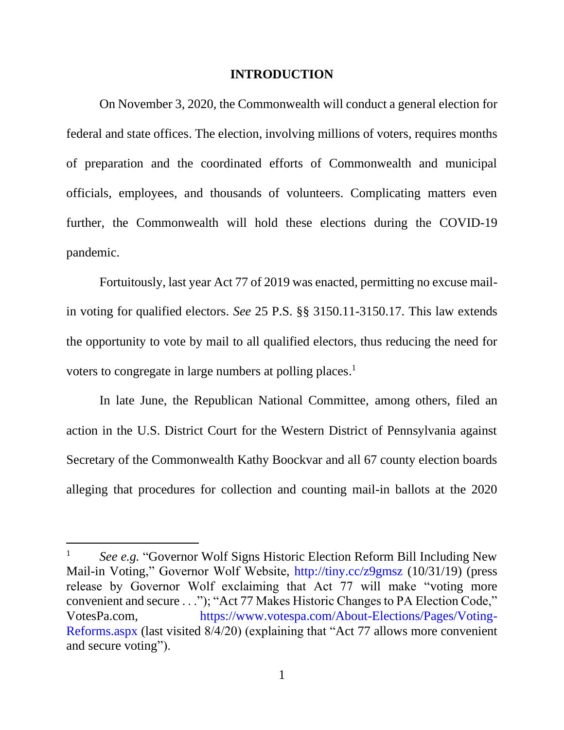## INTRODUCTION

On November 3, 2020, the Commonwealth will conduct a general election for federal and state offices. The election, involving millions of voters, requires months of preparation and the coordinated efforts of Commonwealth and municipal officials, employees, and thousands of volunteers. Complicating matters even further, the Commonwealth will hold these elections during the COVID-19 pandemic.

Fortuitously, last year Act 77 of 2019 was enacted, permitting no excuse mail-in voting for qualified electors. *See* 25 P.S. §§ 3150.11-3150.17. This law extends the opportunity to vote by mail to all qualified electors, thus reducing the need for voters to congregate in large numbers at polling places.[1]

In late June, the Republican National Committee, among others, filed an action in the U.S. District Court for the Western District of Pennsylvania against Secretary of the Commonwealth Kathy Boockvar and all 67 county election boards alleging that procedures for collection and counting mail-in ballots at the 2020

---

[1] *See e.g.* "Governor Wolf Signs Historic Election Reform Bill Including New Mail-in Voting," Governor Wolf Website, http://tiny.cc/z9gmsz (10/31/19) (press release by Governor Wolf exclaiming that Act 77 will make "voting more convenient and secure . . ."); "Act 77 Makes Historic Changes to PA Election Code," VotesPa.com, https://www.votespa.com/About-Elections/Pages/Voting-Reforms.aspx (last visited 8/4/20) (explaining that "Act 77 allows more convenient and secure voting").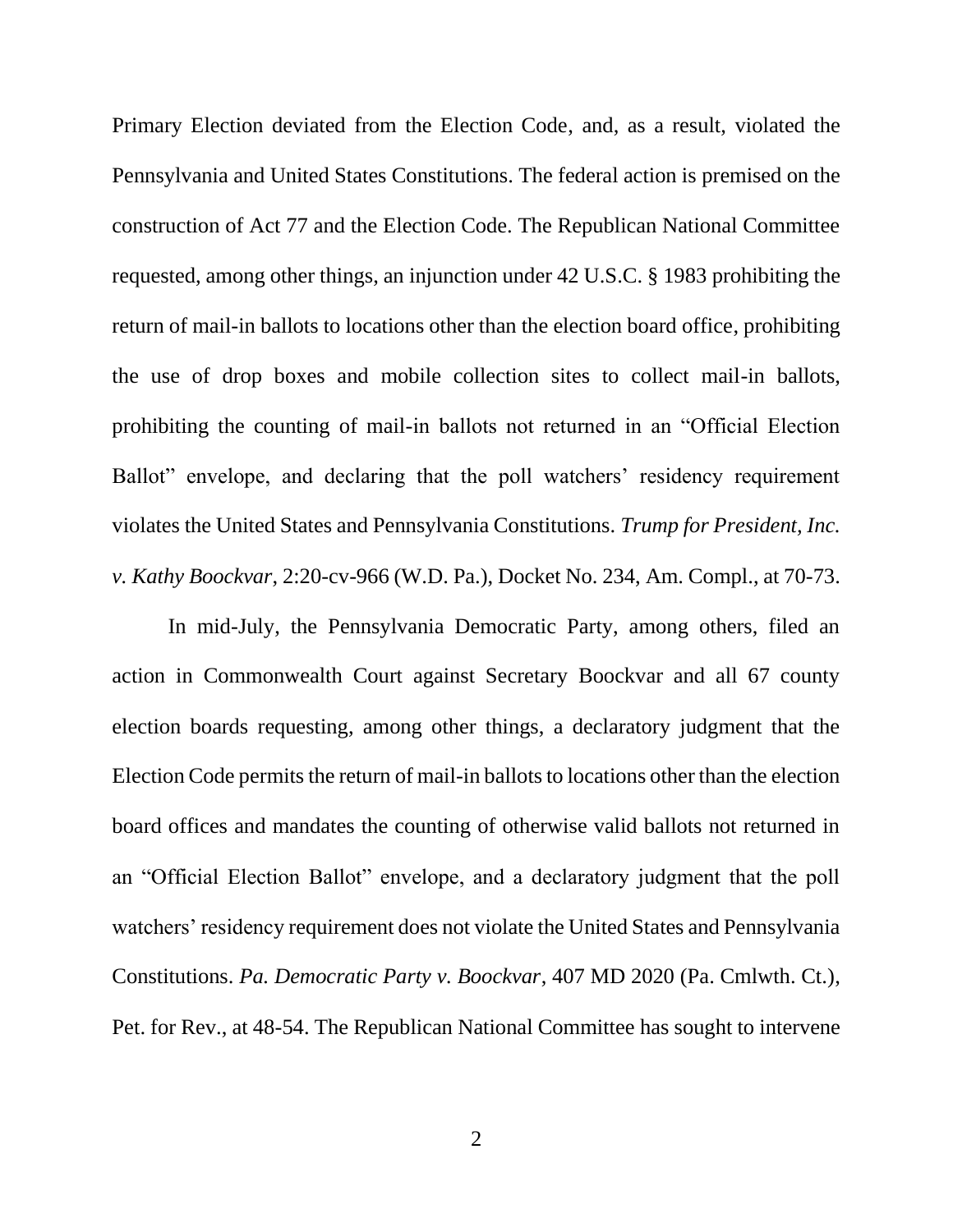Primary Election deviated from the Election Code, and, as a result, violated the Pennsylvania and United States Constitutions. The federal action is premised on the construction of Act 77 and the Election Code. The Republican National Committee requested, among other things, an injunction under 42 U.S.C. § 1983 prohibiting the return of mail-in ballots to locations other than the election board office, prohibiting the use of drop boxes and mobile collection sites to collect mail-in ballots, prohibiting the counting of mail-in ballots not returned in an "Official Election Ballot" envelope, and declaring that the poll watchers' residency requirement violates the United States and Pennsylvania Constitutions. *Trump for President, Inc. v. Kathy Boockvar*, 2:20-cv-966 (W.D. Pa.), Docket No. 234, Am. Compl., at 70-73.

In mid-July, the Pennsylvania Democratic Party, among others, filed an action in Commonwealth Court against Secretary Boockvar and all 67 county election boards requesting, among other things, a declaratory judgment that the Election Code permits the return of mail-in ballots to locations other than the election board offices and mandates the counting of otherwise valid ballots not returned in an "Official Election Ballot" envelope, and a declaratory judgment that the poll watchers' residency requirement does not violate the United States and Pennsylvania Constitutions. *Pa. Democratic Party v. Boockvar*, 407 MD 2020 (Pa. Cmlwth. Ct.), Pet. for Rev., at 48-54. The Republican National Committee has sought to intervene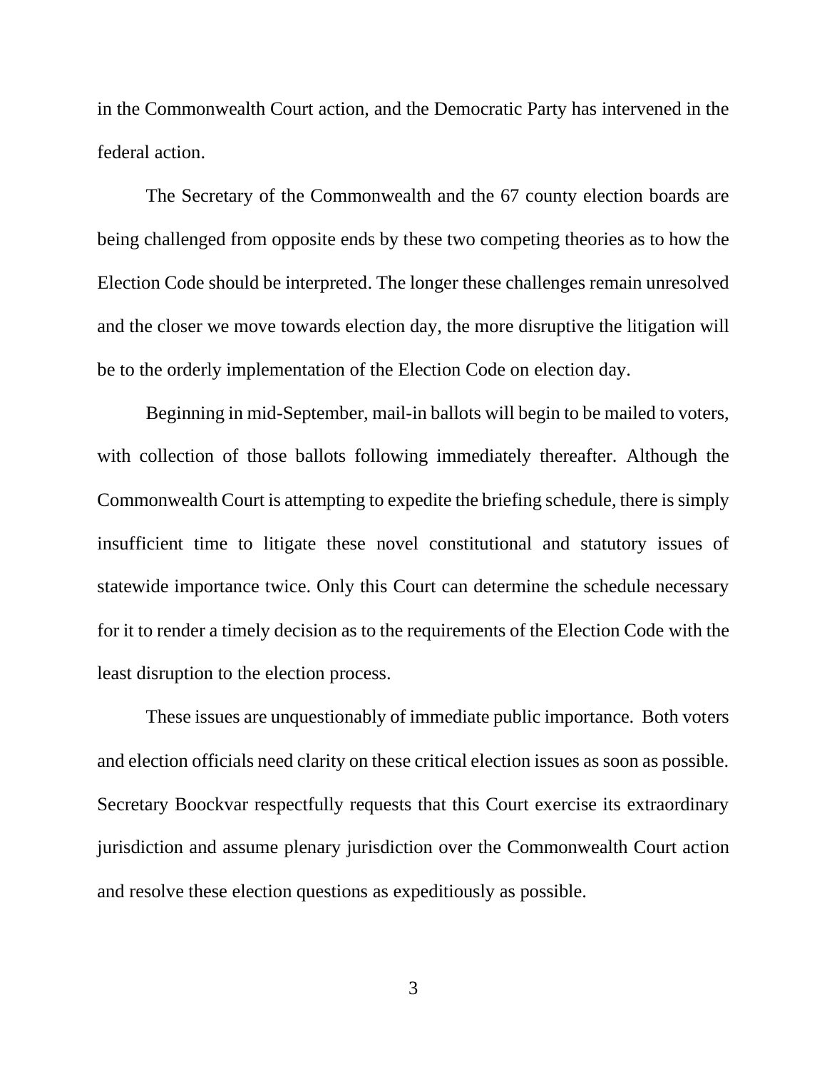in the Commonwealth Court action, and the Democratic Party has intervened in the federal action.

The Secretary of the Commonwealth and the 67 county election boards are being challenged from opposite ends by these two competing theories as to how the Election Code should be interpreted. The longer these challenges remain unresolved and the closer we move towards election day, the more disruptive the litigation will be to the orderly implementation of the Election Code on election day.

Beginning in mid-September, mail-in ballots will begin to be mailed to voters, with collection of those ballots following immediately thereafter. Although the Commonwealth Court is attempting to expedite the briefing schedule, there is simply insufficient time to litigate these novel constitutional and statutory issues of statewide importance twice. Only this Court can determine the schedule necessary for it to render a timely decision as to the requirements of the Election Code with the least disruption to the election process.

These issues are unquestionably of immediate public importance. Both voters and election officials need clarity on these critical election issues as soon as possible. Secretary Boockvar respectfully requests that this Court exercise its extraordinary jurisdiction and assume plenary jurisdiction over the Commonwealth Court action and resolve these election questions as expeditiously as possible.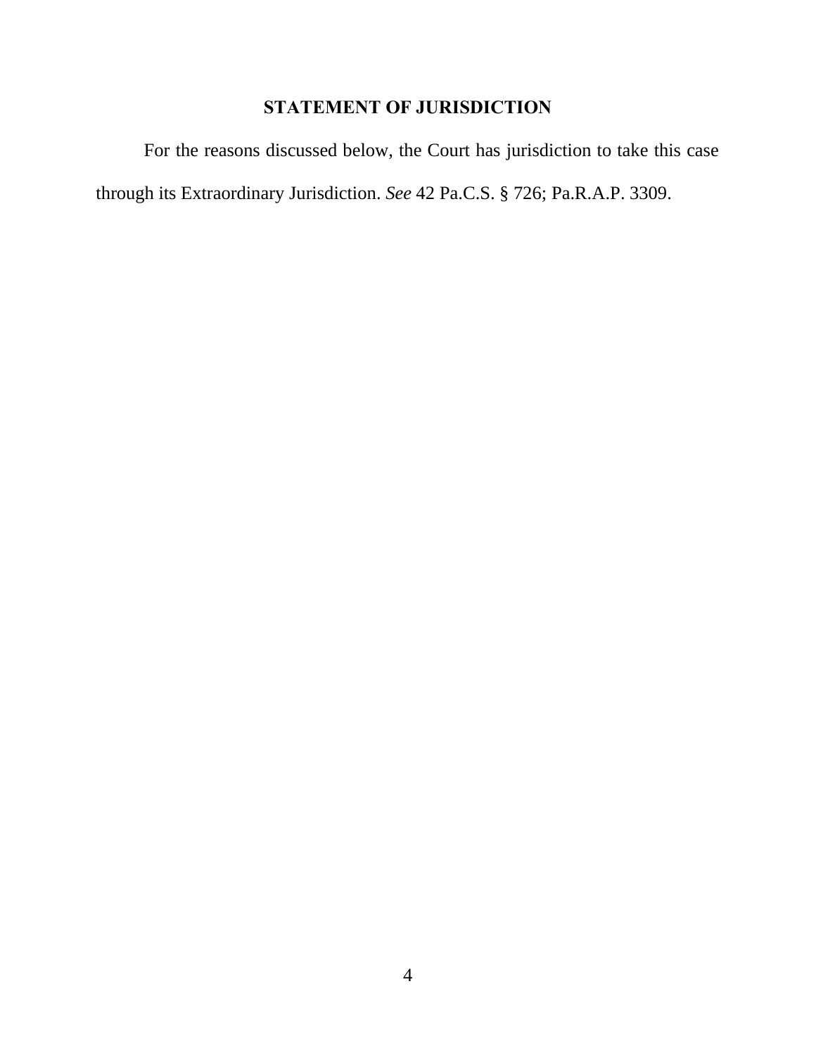## STATEMENT OF JURISDICTION

For the reasons discussed below, the Court has jurisdiction to take this case through its Extraordinary Jurisdiction. *See* 42 Pa.C.S. § 726; Pa.R.A.P. 3309.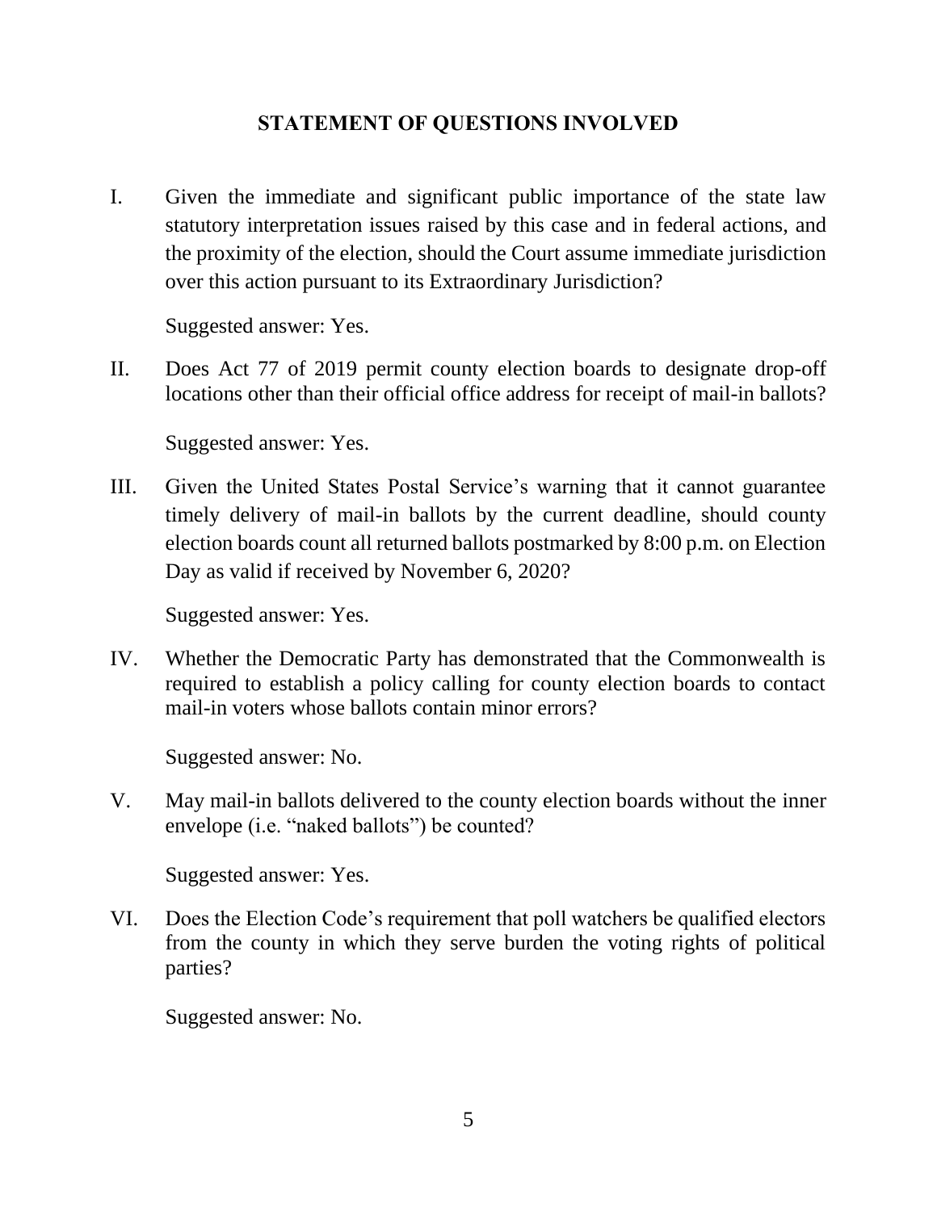## STATEMENT OF QUESTIONS INVOLVED

I. Given the immediate and significant public importance of the state law statutory interpretation issues raised by this case and in federal actions, and the proximity of the election, should the Court assume immediate jurisdiction over this action pursuant to its Extraordinary Jurisdiction?

Suggested answer: Yes.

II. Does Act 77 of 2019 permit county election boards to designate drop-off locations other than their official office address for receipt of mail-in ballots?

Suggested answer: Yes.

III. Given the United States Postal Service's warning that it cannot guarantee timely delivery of mail-in ballots by the current deadline, should county election boards count all returned ballots postmarked by 8:00 p.m. on Election Day as valid if received by November 6, 2020?

Suggested answer: Yes.

IV. Whether the Democratic Party has demonstrated that the Commonwealth is required to establish a policy calling for county election boards to contact mail-in voters whose ballots contain minor errors?

Suggested answer: No.

V. May mail-in ballots delivered to the county election boards without the inner envelope (i.e. "naked ballots") be counted?

Suggested answer: Yes.

VI. Does the Election Code's requirement that poll watchers be qualified electors from the county in which they serve burden the voting rights of political parties?

Suggested answer: No.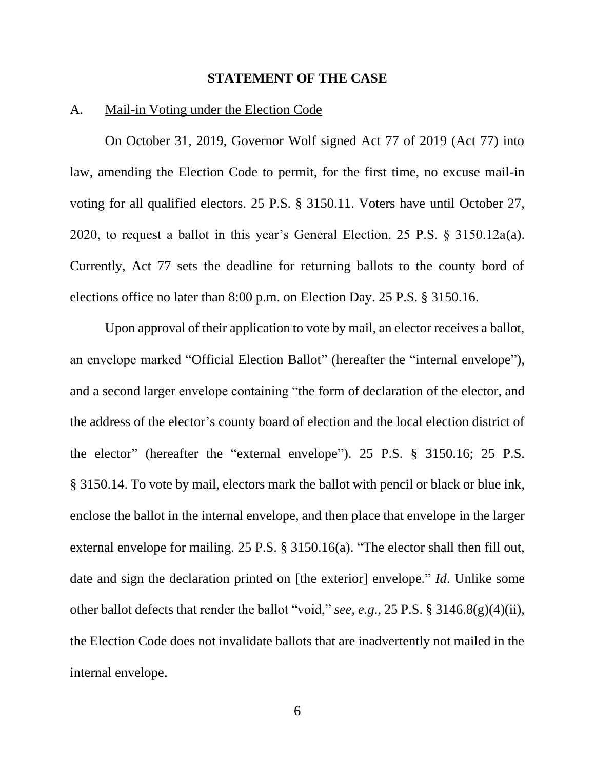## STATEMENT OF THE CASE

A. <u>Mail-in Voting under the Election Code</u>

On October 31, 2019, Governor Wolf signed Act 77 of 2019 (Act 77) into law, amending the Election Code to permit, for the first time, no excuse mail-in voting for all qualified electors. 25 P.S. § 3150.11. Voters have until October 27, 2020, to request a ballot in this year's General Election. 25 P.S. § 3150.12a(a). Currently, Act 77 sets the deadline for returning ballots to the county bord of elections office no later than 8:00 p.m. on Election Day. 25 P.S. § 3150.16.

Upon approval of their application to vote by mail, an elector receives a ballot, an envelope marked "Official Election Ballot" (hereafter the "internal envelope"), and a second larger envelope containing "the form of declaration of the elector, and the address of the elector's county board of election and the local election district of the elector" (hereafter the "external envelope"). 25 P.S. § 3150.16; 25 P.S. § 3150.14. To vote by mail, electors mark the ballot with pencil or black or blue ink, enclose the ballot in the internal envelope, and then place that envelope in the larger external envelope for mailing. 25 P.S. § 3150.16(a). "The elector shall then fill out, date and sign the declaration printed on [the exterior] envelope." *Id*. Unlike some other ballot defects that render the ballot "void," *see*, *e.g.*, 25 P.S. § 3146.8(g)(4)(ii), the Election Code does not invalidate ballots that are inadvertently not mailed in the internal envelope.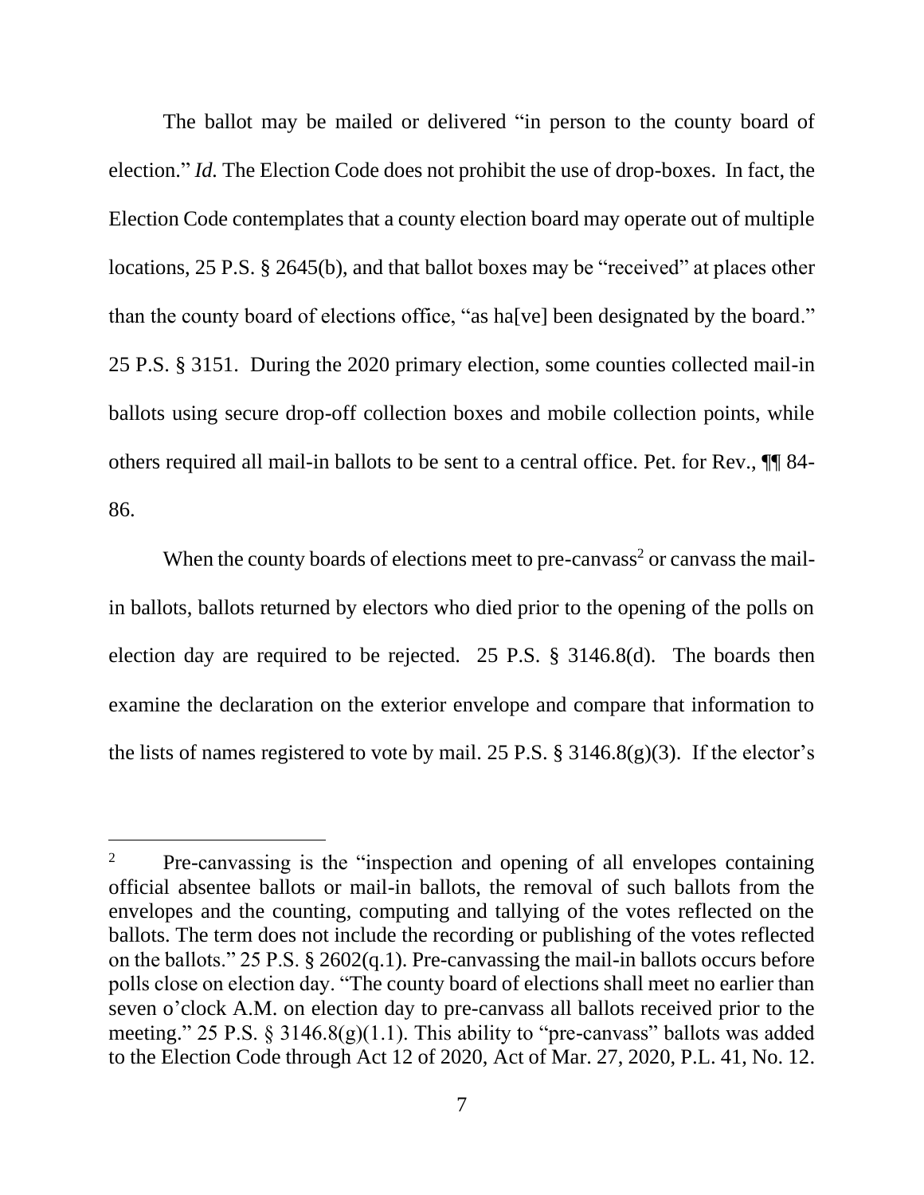The ballot may be mailed or delivered "in person to the county board of election." *Id.* The Election Code does not prohibit the use of drop-boxes. In fact, the Election Code contemplates that a county election board may operate out of multiple locations, 25 P.S. § 2645(b), and that ballot boxes may be "received" at places other than the county board of elections office, "as ha[ve] been designated by the board." 25 P.S. § 3151. During the 2020 primary election, some counties collected mail-in ballots using secure drop-off collection boxes and mobile collection points, while others required all mail-in ballots to be sent to a central office. Pet. for Rev., ¶¶ 84-86.

When the county boards of elections meet to pre-canvass[2] or canvass the mail-in ballots, ballots returned by electors who died prior to the opening of the polls on election day are required to be rejected. 25 P.S. § 3146.8(d). The boards then examine the declaration on the exterior envelope and compare that information to the lists of names registered to vote by mail. 25 P.S. § 3146.8(g)(3). If the elector's

---

[2] Pre-canvassing is the "inspection and opening of all envelopes containing official absentee ballots or mail-in ballots, the removal of such ballots from the envelopes and the counting, computing and tallying of the votes reflected on the ballots. The term does not include the recording or publishing of the votes reflected on the ballots." 25 P.S. § 2602(q.1). Pre-canvassing the mail-in ballots occurs before polls close on election day. "The county board of elections shall meet no earlier than seven o'clock A.M. on election day to pre-canvass all ballots received prior to the meeting." 25 P.S. § 3146.8(g)(1.1). This ability to "pre-canvass" ballots was added to the Election Code through Act 12 of 2020, Act of Mar. 27, 2020, P.L. 41, No. 12.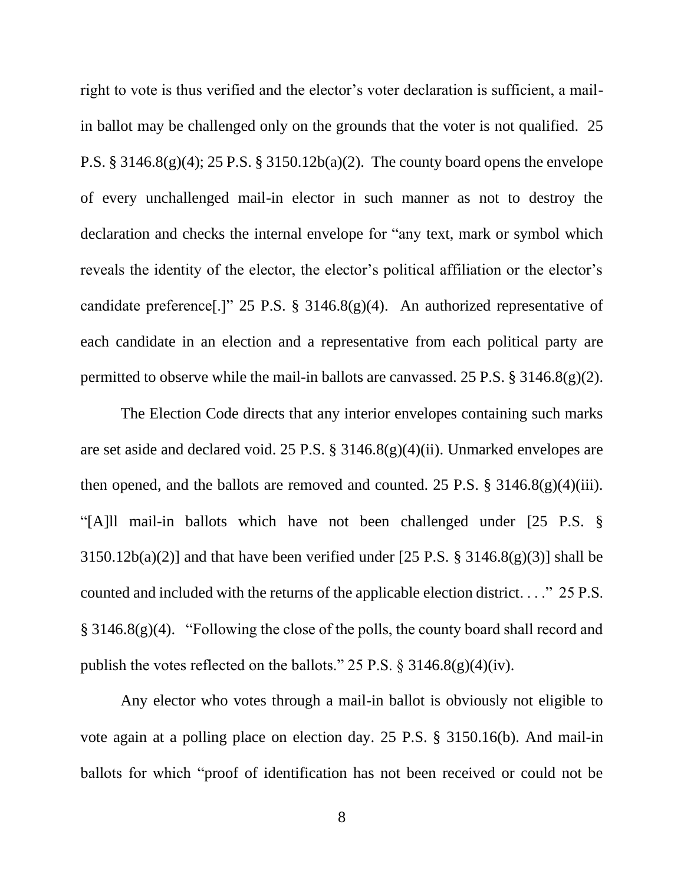right to vote is thus verified and the elector's voter declaration is sufficient, a mail-in ballot may be challenged only on the grounds that the voter is not qualified. 25 P.S. § 3146.8(g)(4); 25 P.S. § 3150.12b(a)(2). The county board opens the envelope of every unchallenged mail-in elector in such manner as not to destroy the declaration and checks the internal envelope for "any text, mark or symbol which reveals the identity of the elector, the elector's political affiliation or the elector's candidate preference[.]" 25 P.S. § 3146.8(g)(4). An authorized representative of each candidate in an election and a representative from each political party are permitted to observe while the mail-in ballots are canvassed. 25 P.S. § 3146.8(g)(2).

The Election Code directs that any interior envelopes containing such marks are set aside and declared void. 25 P.S. § 3146.8(g)(4)(ii). Unmarked envelopes are then opened, and the ballots are removed and counted. 25 P.S. § 3146.8(g)(4)(iii). "[A]ll mail-in ballots which have not been challenged under [25 P.S. § 3150.12b(a)(2)] and that have been verified under [25 P.S. § 3146.8(g)(3)] shall be counted and included with the returns of the applicable election district. . . ." 25 P.S. § 3146.8(g)(4). "Following the close of the polls, the county board shall record and publish the votes reflected on the ballots." 25 P.S. § 3146.8(g)(4)(iv).

Any elector who votes through a mail-in ballot is obviously not eligible to vote again at a polling place on election day. 25 P.S. § 3150.16(b). And mail-in ballots for which "proof of identification has not been received or could not be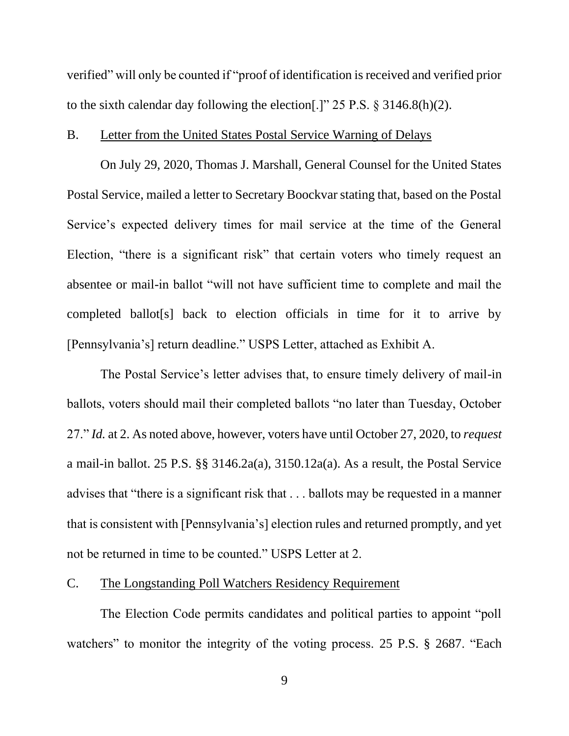verified" will only be counted if "proof of identification is received and verified prior to the sixth calendar day following the election[.]" 25 P.S. § 3146.8(h)(2).

B. Letter from the United States Postal Service Warning of Delays

On July 29, 2020, Thomas J. Marshall, General Counsel for the United States Postal Service, mailed a letter to Secretary Boockvar stating that, based on the Postal Service's expected delivery times for mail service at the time of the General Election, "there is a significant risk" that certain voters who timely request an absentee or mail-in ballot "will not have sufficient time to complete and mail the completed ballot[s] back to election officials in time for it to arrive by [Pennsylvania's] return deadline." USPS Letter, attached as Exhibit A.

The Postal Service's letter advises that, to ensure timely delivery of mail-in ballots, voters should mail their completed ballots "no later than Tuesday, October 27." *Id.* at 2. As noted above, however, voters have until October 27, 2020, to *request* a mail-in ballot. 25 P.S. §§ 3146.2a(a), 3150.12a(a). As a result, the Postal Service advises that "there is a significant risk that . . . ballots may be requested in a manner that is consistent with [Pennsylvania's] election rules and returned promptly, and yet not be returned in time to be counted." USPS Letter at 2.

C. The Longstanding Poll Watchers Residency Requirement

The Election Code permits candidates and political parties to appoint "poll watchers" to monitor the integrity of the voting process. 25 P.S. § 2687. "Each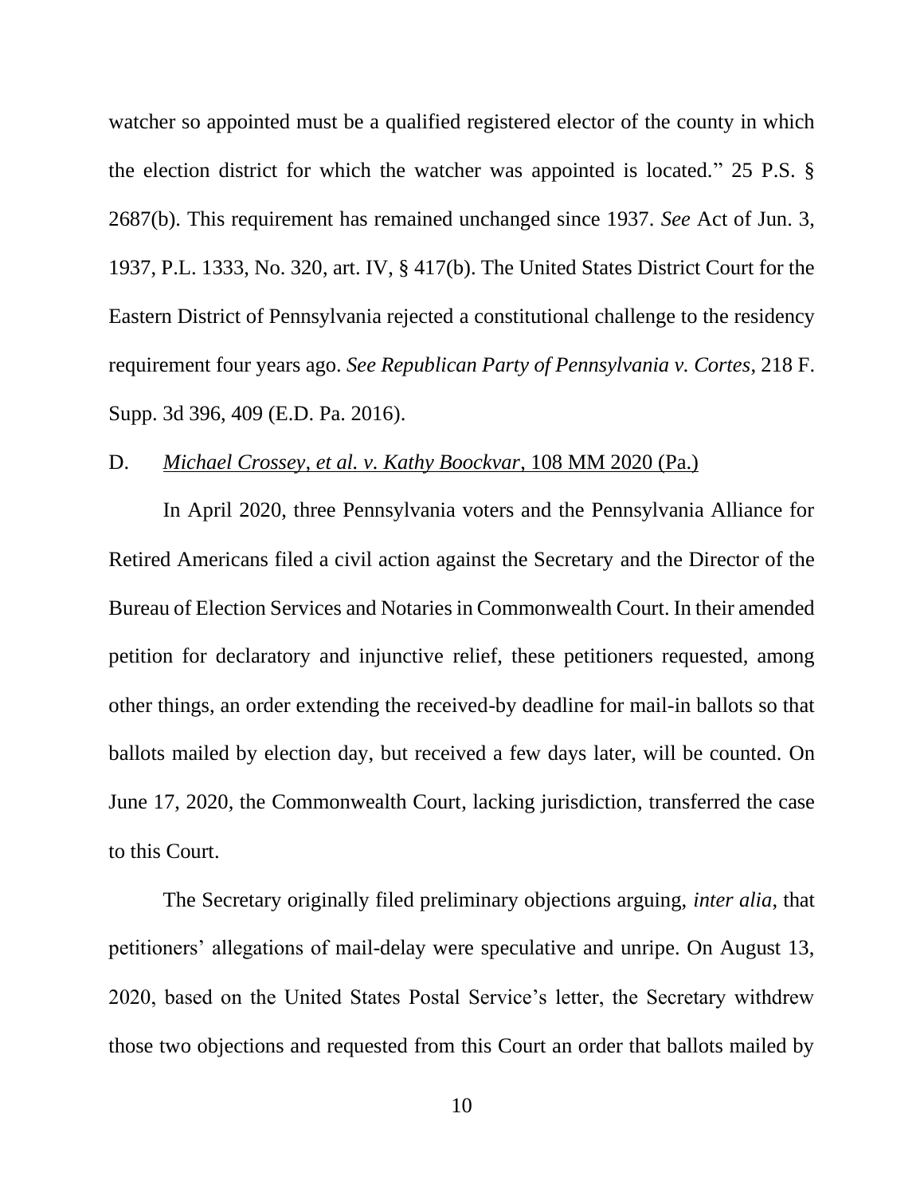watcher so appointed must be a qualified registered elector of the county in which the election district for which the watcher was appointed is located." 25 P.S. § 2687(b). This requirement has remained unchanged since 1937. *See* Act of Jun. 3, 1937, P.L. 1333, No. 320, art. IV, § 417(b). The United States District Court for the Eastern District of Pennsylvania rejected a constitutional challenge to the residency requirement four years ago. *See Republican Party of Pennsylvania v. Cortes*, 218 F. Supp. 3d 396, 409 (E.D. Pa. 2016).

### D. *Michael Crossey, et al. v. Kathy Boockvar*, 108 MM 2020 (Pa.)

In April 2020, three Pennsylvania voters and the Pennsylvania Alliance for Retired Americans filed a civil action against the Secretary and the Director of the Bureau of Election Services and Notaries in Commonwealth Court. In their amended petition for declaratory and injunctive relief, these petitioners requested, among other things, an order extending the received-by deadline for mail-in ballots so that ballots mailed by election day, but received a few days later, will be counted. On June 17, 2020, the Commonwealth Court, lacking jurisdiction, transferred the case to this Court.

The Secretary originally filed preliminary objections arguing, *inter alia*, that petitioners' allegations of mail-delay were speculative and unripe. On August 13, 2020, based on the United States Postal Service's letter, the Secretary withdrew those two objections and requested from this Court an order that ballots mailed by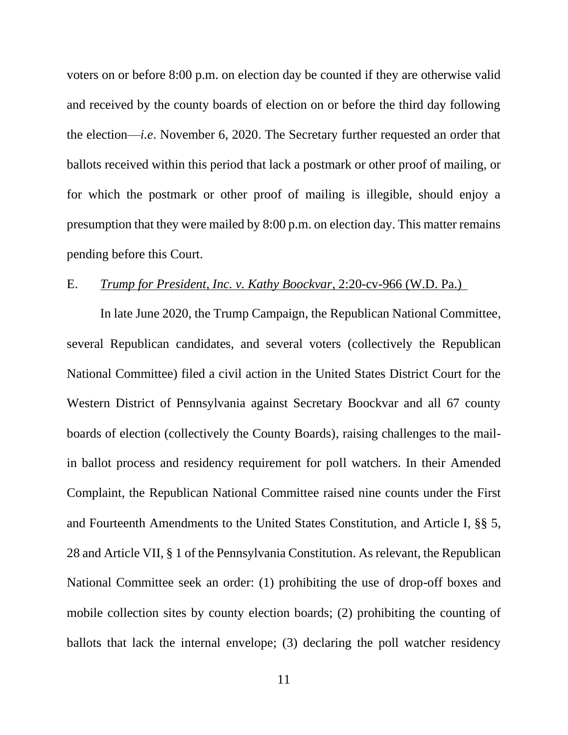voters on or before 8:00 p.m. on election day be counted if they are otherwise valid and received by the county boards of election on or before the third day following the election—*i.e*. November 6, 2020. The Secretary further requested an order that ballots received within this period that lack a postmark or other proof of mailing, or for which the postmark or other proof of mailing is illegible, should enjoy a presumption that they were mailed by 8:00 p.m. on election day. This matter remains pending before this Court.

E. *Trump for President, Inc. v. Kathy Boockvar*, 2:20-cv-966 (W.D. Pa.)

In late June 2020, the Trump Campaign, the Republican National Committee, several Republican candidates, and several voters (collectively the Republican National Committee) filed a civil action in the United States District Court for the Western District of Pennsylvania against Secretary Boockvar and all 67 county boards of election (collectively the County Boards), raising challenges to the mail-in ballot process and residency requirement for poll watchers. In their Amended Complaint, the Republican National Committee raised nine counts under the First and Fourteenth Amendments to the United States Constitution, and Article I, §§ 5, 28 and Article VII, § 1 of the Pennsylvania Constitution. As relevant, the Republican National Committee seek an order: (1) prohibiting the use of drop-off boxes and mobile collection sites by county election boards; (2) prohibiting the counting of ballots that lack the internal envelope; (3) declaring the poll watcher residency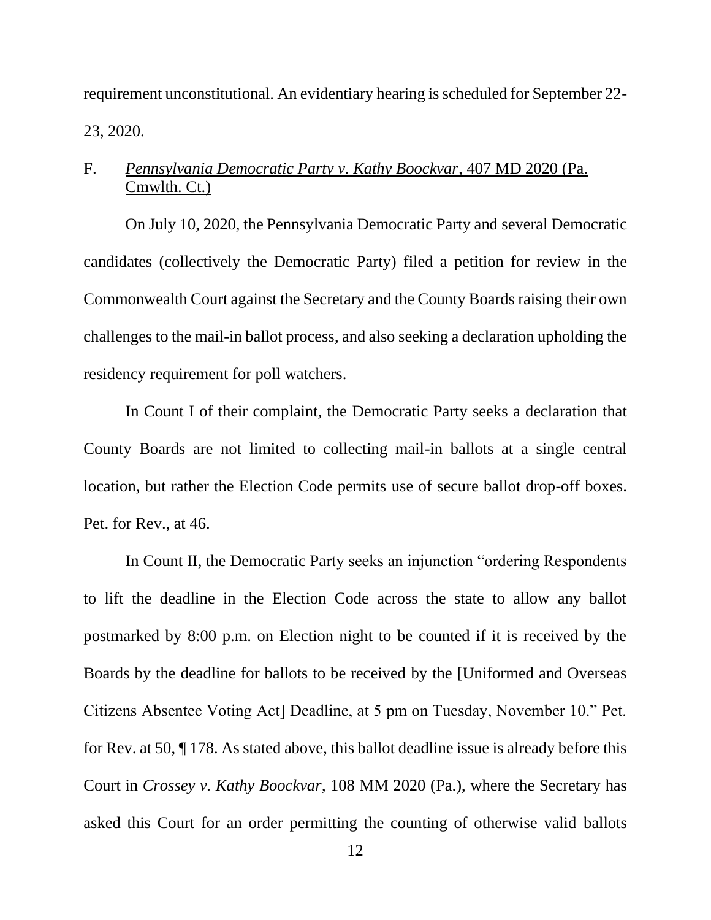requirement unconstitutional. An evidentiary hearing is scheduled for September 22-23, 2020.

F. *Pennsylvania Democratic Party v. Kathy Boockvar*, 407 MD 2020 (Pa. Cmwlth. Ct.)

On July 10, 2020, the Pennsylvania Democratic Party and several Democratic candidates (collectively the Democratic Party) filed a petition for review in the Commonwealth Court against the Secretary and the County Boards raising their own challenges to the mail-in ballot process, and also seeking a declaration upholding the residency requirement for poll watchers.

In Count I of their complaint, the Democratic Party seeks a declaration that County Boards are not limited to collecting mail-in ballots at a single central location, but rather the Election Code permits use of secure ballot drop-off boxes. Pet. for Rev., at 46.

In Count II, the Democratic Party seeks an injunction "ordering Respondents to lift the deadline in the Election Code across the state to allow any ballot postmarked by 8:00 p.m. on Election night to be counted if it is received by the Boards by the deadline for ballots to be received by the [Uniformed and Overseas Citizens Absentee Voting Act] Deadline, at 5 pm on Tuesday, November 10." Pet. for Rev. at 50, ¶ 178. As stated above, this ballot deadline issue is already before this Court in *Crossey v. Kathy Boockvar*, 108 MM 2020 (Pa.), where the Secretary has asked this Court for an order permitting the counting of otherwise valid ballots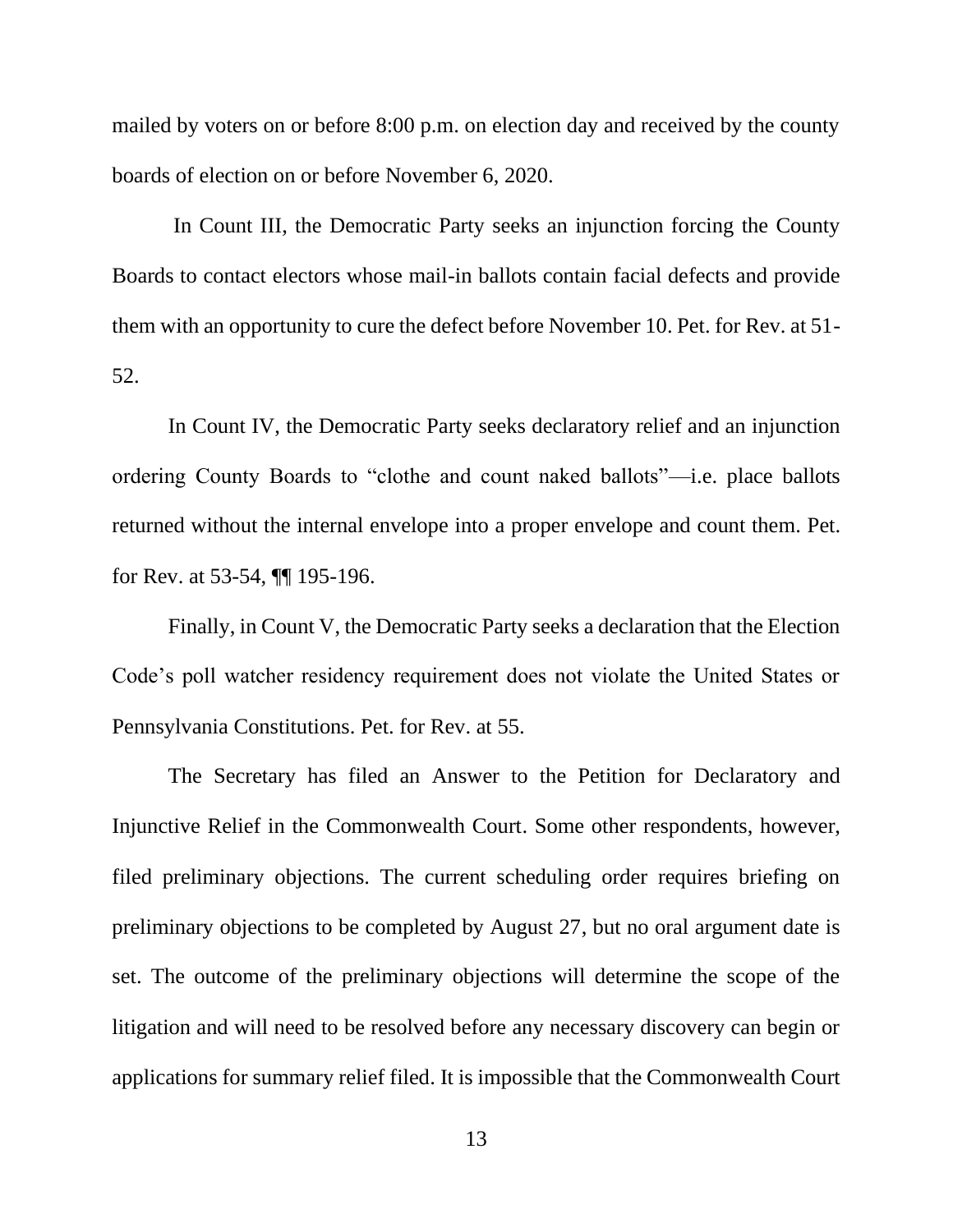mailed by voters on or before 8:00 p.m. on election day and received by the county boards of election on or before November 6, 2020.

In Count III, the Democratic Party seeks an injunction forcing the County Boards to contact electors whose mail-in ballots contain facial defects and provide them with an opportunity to cure the defect before November 10. Pet. for Rev. at 51-52.

In Count IV, the Democratic Party seeks declaratory relief and an injunction ordering County Boards to "clothe and count naked ballots"—i.e. place ballots returned without the internal envelope into a proper envelope and count them. Pet. for Rev. at 53-54, ¶¶ 195-196.

Finally, in Count V, the Democratic Party seeks a declaration that the Election Code's poll watcher residency requirement does not violate the United States or Pennsylvania Constitutions. Pet. for Rev. at 55.

The Secretary has filed an Answer to the Petition for Declaratory and Injunctive Relief in the Commonwealth Court. Some other respondents, however, filed preliminary objections. The current scheduling order requires briefing on preliminary objections to be completed by August 27, but no oral argument date is set. The outcome of the preliminary objections will determine the scope of the litigation and will need to be resolved before any necessary discovery can begin or applications for summary relief filed. It is impossible that the Commonwealth Court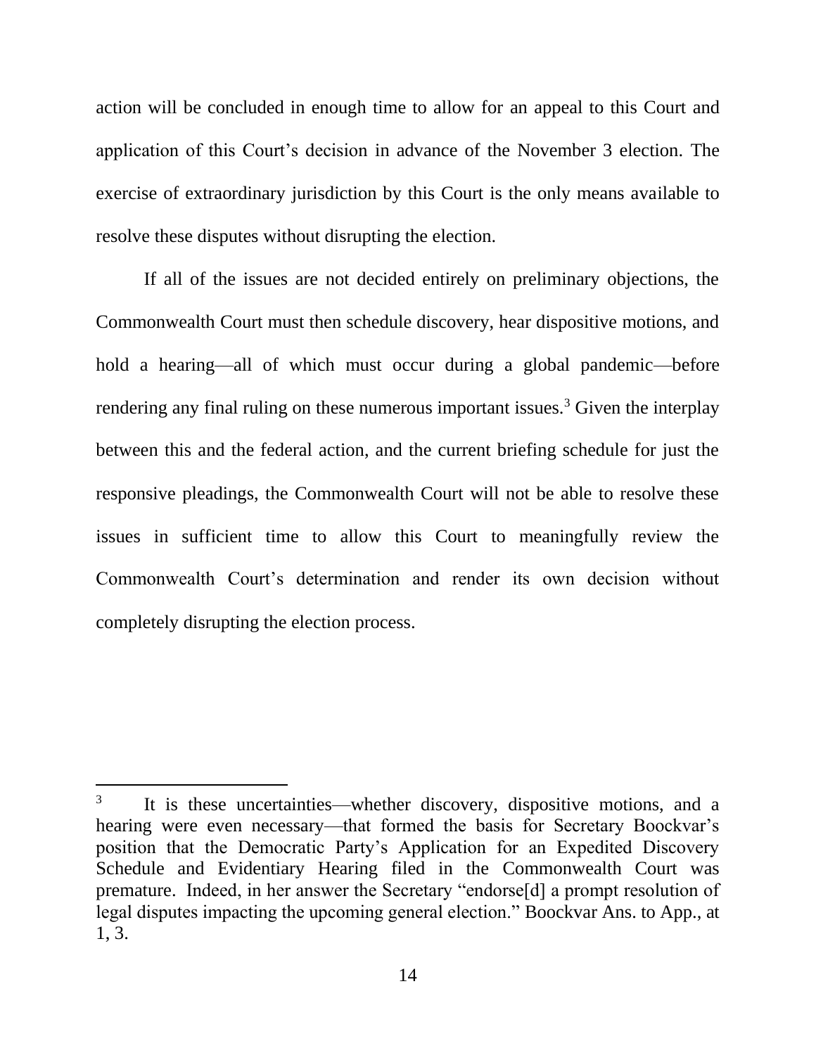action will be concluded in enough time to allow for an appeal to this Court and application of this Court's decision in advance of the November 3 election. The exercise of extraordinary jurisdiction by this Court is the only means available to resolve these disputes without disrupting the election.

If all of the issues are not decided entirely on preliminary objections, the Commonwealth Court must then schedule discovery, hear dispositive motions, and hold a hearing—all of which must occur during a global pandemic—before rendering any final ruling on these numerous important issues.[3] Given the interplay between this and the federal action, and the current briefing schedule for just the responsive pleadings, the Commonwealth Court will not be able to resolve these issues in sufficient time to allow this Court to meaningfully review the Commonwealth Court's determination and render its own decision without completely disrupting the election process.

---

[3] It is these uncertainties—whether discovery, dispositive motions, and a hearing were even necessary—that formed the basis for Secretary Boockvar's position that the Democratic Party's Application for an Expedited Discovery Schedule and Evidentiary Hearing filed in the Commonwealth Court was premature. Indeed, in her answer the Secretary "endorse[d] a prompt resolution of legal disputes impacting the upcoming general election." Boockvar Ans. to App., at 1, 3.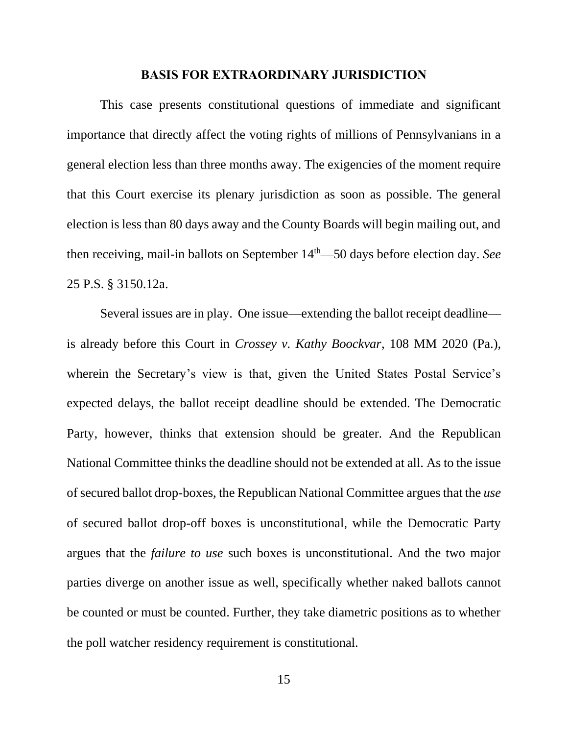## BASIS FOR EXTRAORDINARY JURISDICTION

This case presents constitutional questions of immediate and significant importance that directly affect the voting rights of millions of Pennsylvanians in a general election less than three months away. The exigencies of the moment require that this Court exercise its plenary jurisdiction as soon as possible. The general election is less than 80 days away and the County Boards will begin mailing out, and then receiving, mail-in ballots on September 14th—50 days before election day. *See* 25 P.S. § 3150.12a.

Several issues are in play. One issue—extending the ballot receipt deadline—is already before this Court in *Crossey v. Kathy Boockvar*, 108 MM 2020 (Pa.), wherein the Secretary's view is that, given the United States Postal Service's expected delays, the ballot receipt deadline should be extended. The Democratic Party, however, thinks that extension should be greater. And the Republican National Committee thinks the deadline should not be extended at all. As to the issue of secured ballot drop-boxes, the Republican National Committee argues that the *use* of secured ballot drop-off boxes is unconstitutional, while the Democratic Party argues that the *failure to use* such boxes is unconstitutional. And the two major parties diverge on another issue as well, specifically whether naked ballots cannot be counted or must be counted. Further, they take diametric positions as to whether the poll watcher residency requirement is constitutional.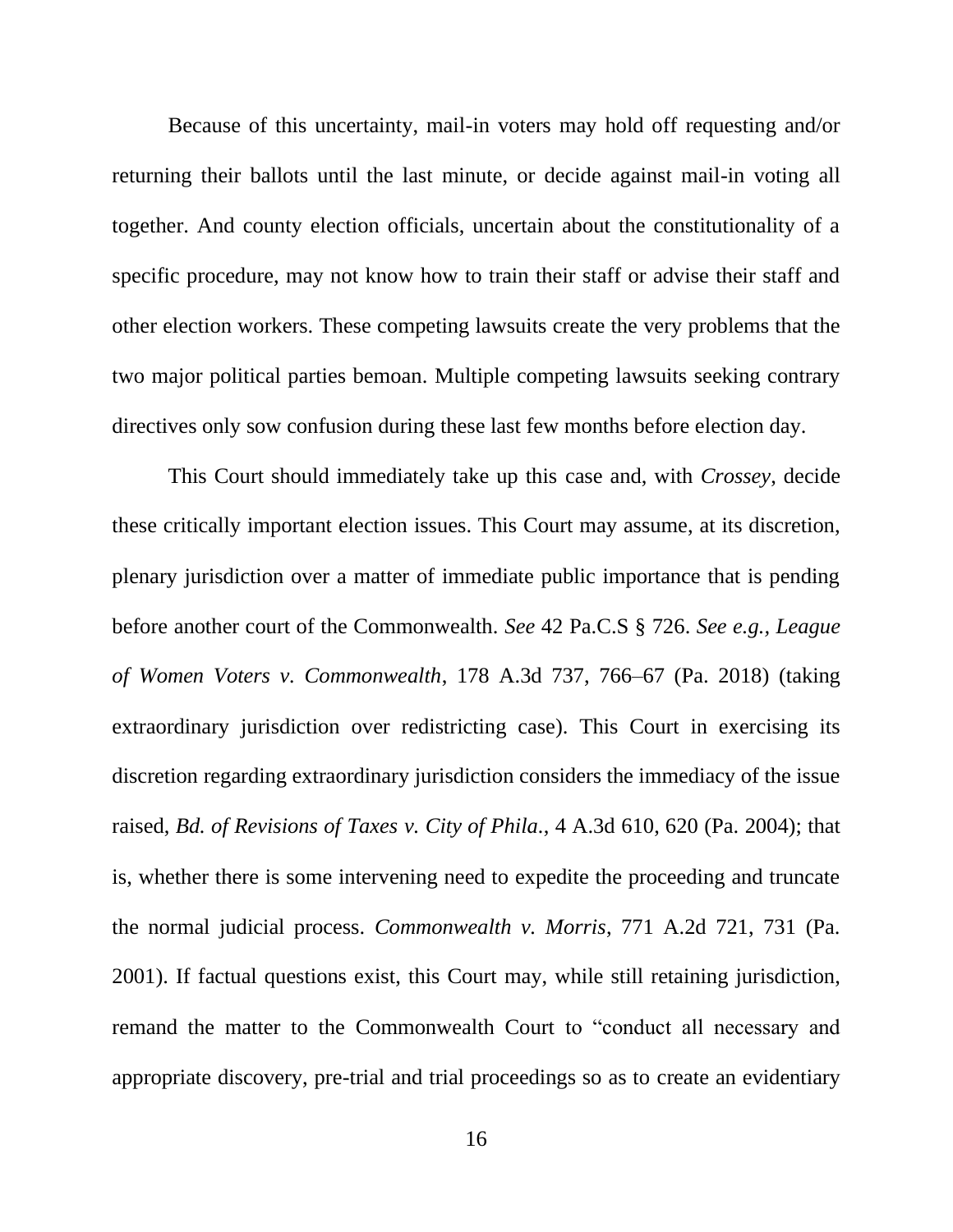Because of this uncertainty, mail-in voters may hold off requesting and/or returning their ballots until the last minute, or decide against mail-in voting all together. And county election officials, uncertain about the constitutionality of a specific procedure, may not know how to train their staff or advise their staff and other election workers. These competing lawsuits create the very problems that the two major political parties bemoan. Multiple competing lawsuits seeking contrary directives only sow confusion during these last few months before election day.

This Court should immediately take up this case and, with *Crossey*, decide these critically important election issues. This Court may assume, at its discretion, plenary jurisdiction over a matter of immediate public importance that is pending before another court of the Commonwealth. *See* 42 Pa.C.S § 726. *See e.g., League of Women Voters v. Commonwealth*, 178 A.3d 737, 766–67 (Pa. 2018) (taking extraordinary jurisdiction over redistricting case). This Court in exercising its discretion regarding extraordinary jurisdiction considers the immediacy of the issue raised, *Bd. of Revisions of Taxes v. City of Phila.*, 4 A.3d 610, 620 (Pa. 2004); that is, whether there is some intervening need to expedite the proceeding and truncate the normal judicial process. *Commonwealth v. Morris*, 771 A.2d 721, 731 (Pa. 2001). If factual questions exist, this Court may, while still retaining jurisdiction, remand the matter to the Commonwealth Court to "conduct all necessary and appropriate discovery, pre-trial and trial proceedings so as to create an evidentiary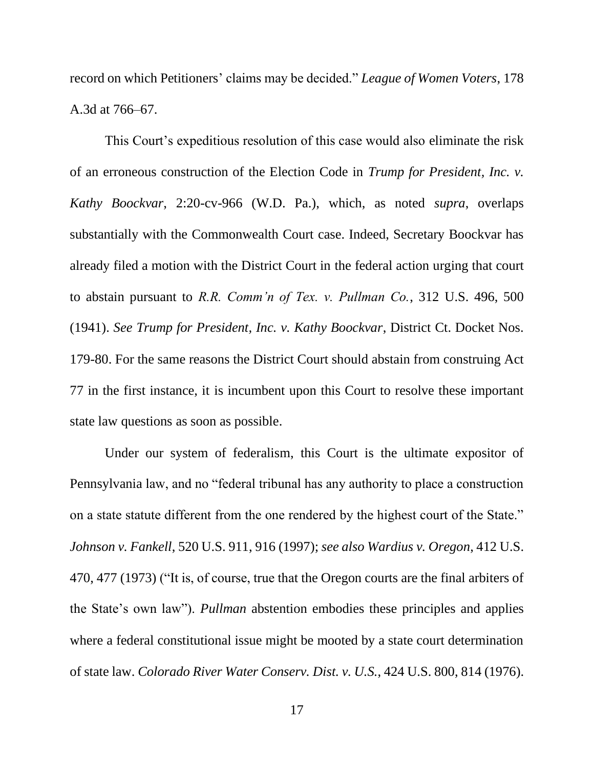record on which Petitioners' claims may be decided." *League of Women Voters*, 178 A.3d at 766–67.

This Court's expeditious resolution of this case would also eliminate the risk of an erroneous construction of the Election Code in *Trump for President, Inc. v. Kathy Boockvar*, 2:20-cv-966 (W.D. Pa.), which, as noted *supra*, overlaps substantially with the Commonwealth Court case. Indeed, Secretary Boockvar has already filed a motion with the District Court in the federal action urging that court to abstain pursuant to *R.R. Comm'n of Tex. v. Pullman Co.*, 312 U.S. 496, 500 (1941). *See Trump for President, Inc. v. Kathy Boockvar,* District Ct. Docket Nos. 179-80. For the same reasons the District Court should abstain from construing Act 77 in the first instance, it is incumbent upon this Court to resolve these important state law questions as soon as possible.

Under our system of federalism, this Court is the ultimate expositor of Pennsylvania law, and no "federal tribunal has any authority to place a construction on a state statute different from the one rendered by the highest court of the State." *Johnson v. Fankell*, 520 U.S. 911, 916 (1997); *see also Wardius v. Oregon*, 412 U.S. 470, 477 (1973) ("It is, of course, true that the Oregon courts are the final arbiters of the State's own law"). *Pullman* abstention embodies these principles and applies where a federal constitutional issue might be mooted by a state court determination of state law. *Colorado River Water Conserv. Dist. v. U.S.*, 424 U.S. 800, 814 (1976).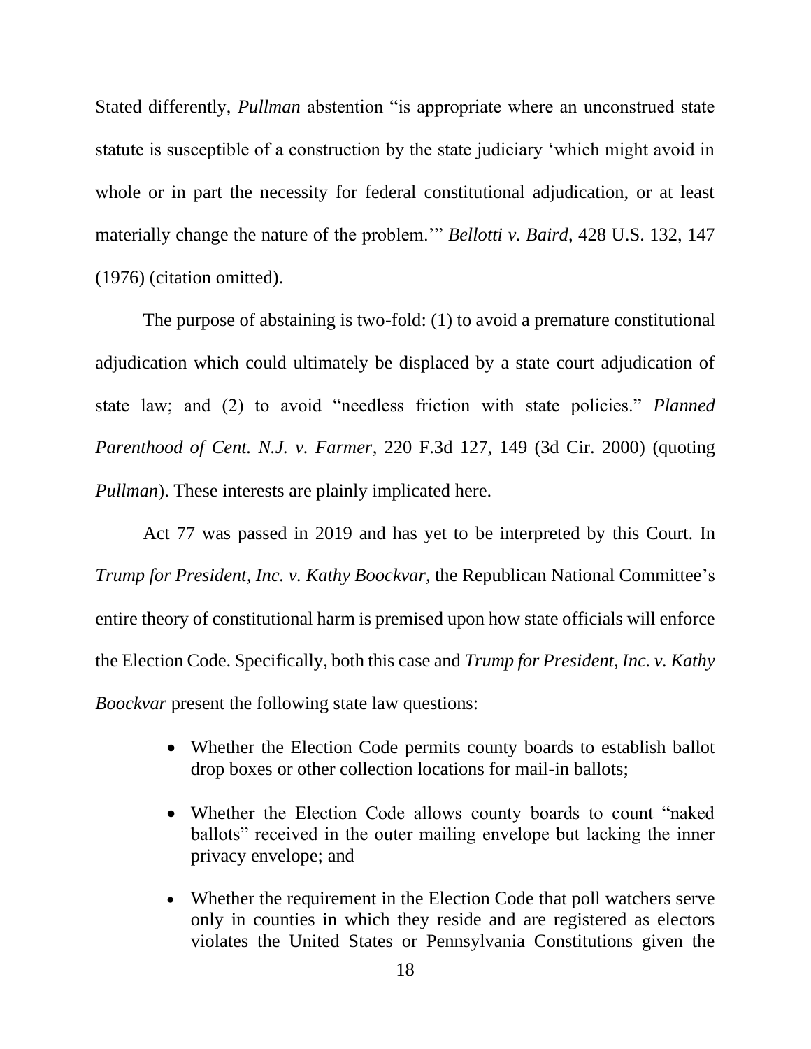Stated differently, *Pullman* abstention "is appropriate where an unconstrued state statute is susceptible of a construction by the state judiciary 'which might avoid in whole or in part the necessity for federal constitutional adjudication, or at least materially change the nature of the problem.'" *Bellotti v. Baird*, 428 U.S. 132, 147 (1976) (citation omitted).

The purpose of abstaining is two-fold: (1) to avoid a premature constitutional adjudication which could ultimately be displaced by a state court adjudication of state law; and (2) to avoid "needless friction with state policies." *Planned Parenthood of Cent. N.J. v. Farmer*, 220 F.3d 127, 149 (3d Cir. 2000) (quoting *Pullman*). These interests are plainly implicated here.

Act 77 was passed in 2019 and has yet to be interpreted by this Court. In *Trump for President, Inc. v. Kathy Boockvar,* the Republican National Committee's entire theory of constitutional harm is premised upon how state officials will enforce the Election Code. Specifically, both this case and *Trump for President, Inc. v. Kathy Boockvar* present the following state law questions:

- Whether the Election Code permits county boards to establish ballot drop boxes or other collection locations for mail-in ballots;
- Whether the Election Code allows county boards to count "naked ballots" received in the outer mailing envelope but lacking the inner privacy envelope; and
- Whether the requirement in the Election Code that poll watchers serve only in counties in which they reside and are registered as electors violates the United States or Pennsylvania Constitutions given the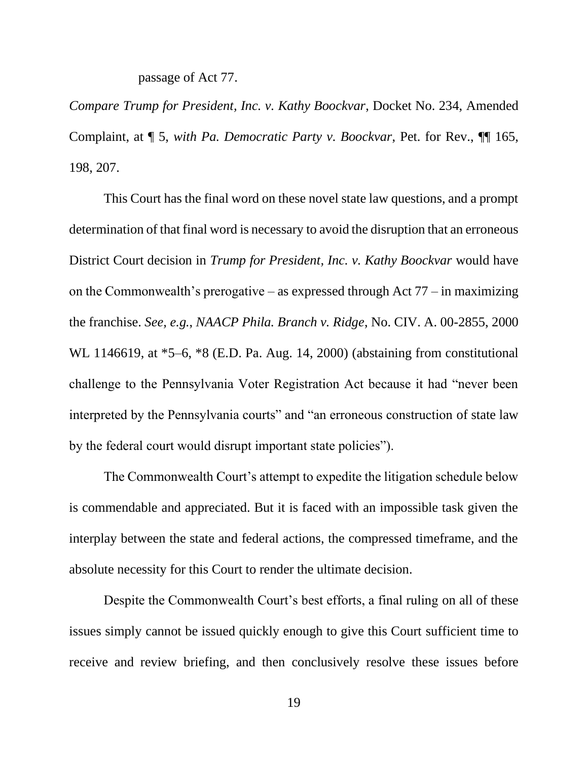passage of Act 77.

*Compare Trump for President, Inc. v. Kathy Boockvar*, Docket No. 234, Amended Complaint, at ¶ 5, *with Pa. Democratic Party v. Boockvar*, Pet. for Rev., ¶¶ 165, 198, 207.

This Court has the final word on these novel state law questions, and a prompt determination of that final word is necessary to avoid the disruption that an erroneous District Court decision in *Trump for President, Inc. v. Kathy Boockvar* would have on the Commonwealth's prerogative – as expressed through Act 77 – in maximizing the franchise. *See, e.g.*, *NAACP Phila. Branch v. Ridge*, No. CIV. A. 00-2855, 2000 WL 1146619, at *5–6, *8 (E.D. Pa. Aug. 14, 2000) (abstaining from constitutional challenge to the Pennsylvania Voter Registration Act because it had "never been interpreted by the Pennsylvania courts" and "an erroneous construction of state law by the federal court would disrupt important state policies").

The Commonwealth Court's attempt to expedite the litigation schedule below is commendable and appreciated. But it is faced with an impossible task given the interplay between the state and federal actions, the compressed timeframe, and the absolute necessity for this Court to render the ultimate decision.

Despite the Commonwealth Court's best efforts, a final ruling on all of these issues simply cannot be issued quickly enough to give this Court sufficient time to receive and review briefing, and then conclusively resolve these issues before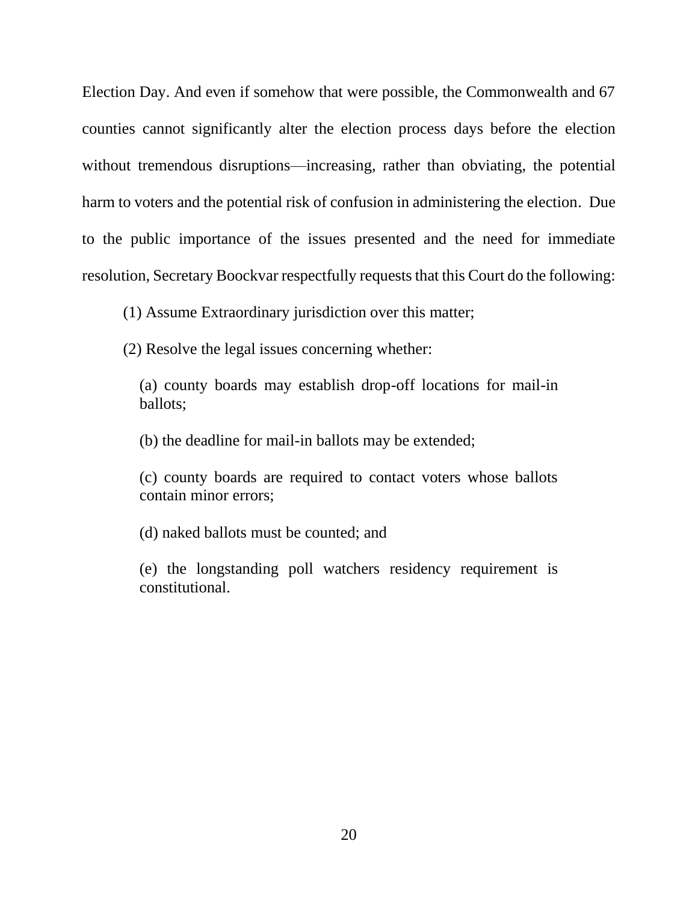Election Day. And even if somehow that were possible, the Commonwealth and 67 counties cannot significantly alter the election process days before the election without tremendous disruptions—increasing, rather than obviating, the potential harm to voters and the potential risk of confusion in administering the election. Due to the public importance of the issues presented and the need for immediate resolution, Secretary Boockvar respectfully requests that this Court do the following:

(1) Assume Extraordinary jurisdiction over this matter;

(2) Resolve the legal issues concerning whether:

> (a) county boards may establish drop-off locations for mail-in ballots;
>
> (b) the deadline for mail-in ballots may be extended;
>
> (c) county boards are required to contact voters whose ballots contain minor errors;
>
> (d) naked ballots must be counted; and
>
> (e) the longstanding poll watchers residency requirement is constitutional.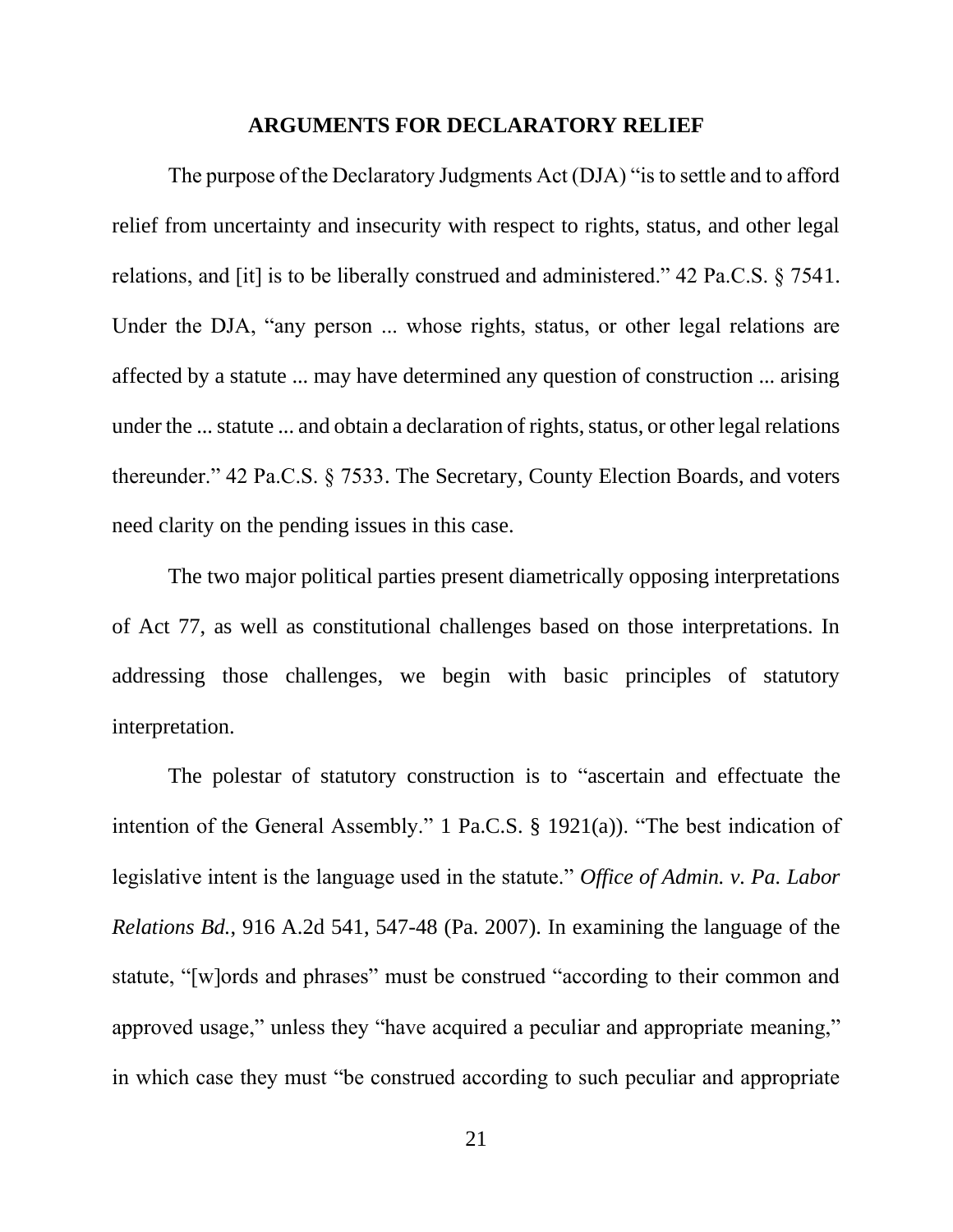## ARGUMENTS FOR DECLARATORY RELIEF

The purpose of the Declaratory Judgments Act (DJA) "is to settle and to afford relief from uncertainty and insecurity with respect to rights, status, and other legal relations, and [it] is to be liberally construed and administered." 42 Pa.C.S. § 7541. Under the DJA, "any person ... whose rights, status, or other legal relations are affected by a statute ... may have determined any question of construction ... arising under the ... statute ... and obtain a declaration of rights, status, or other legal relations thereunder." 42 Pa.C.S. § 7533. The Secretary, County Election Boards, and voters need clarity on the pending issues in this case.

The two major political parties present diametrically opposing interpretations of Act 77, as well as constitutional challenges based on those interpretations. In addressing those challenges, we begin with basic principles of statutory interpretation.

The polestar of statutory construction is to "ascertain and effectuate the intention of the General Assembly." 1 Pa.C.S. § 1921(a)). "The best indication of legislative intent is the language used in the statute." *Office of Admin. v. Pa. Labor Relations Bd.*, 916 A.2d 541, 547-48 (Pa. 2007). In examining the language of the statute, "[w]ords and phrases" must be construed "according to their common and approved usage," unless they "have acquired a peculiar and appropriate meaning," in which case they must "be construed according to such peculiar and appropriate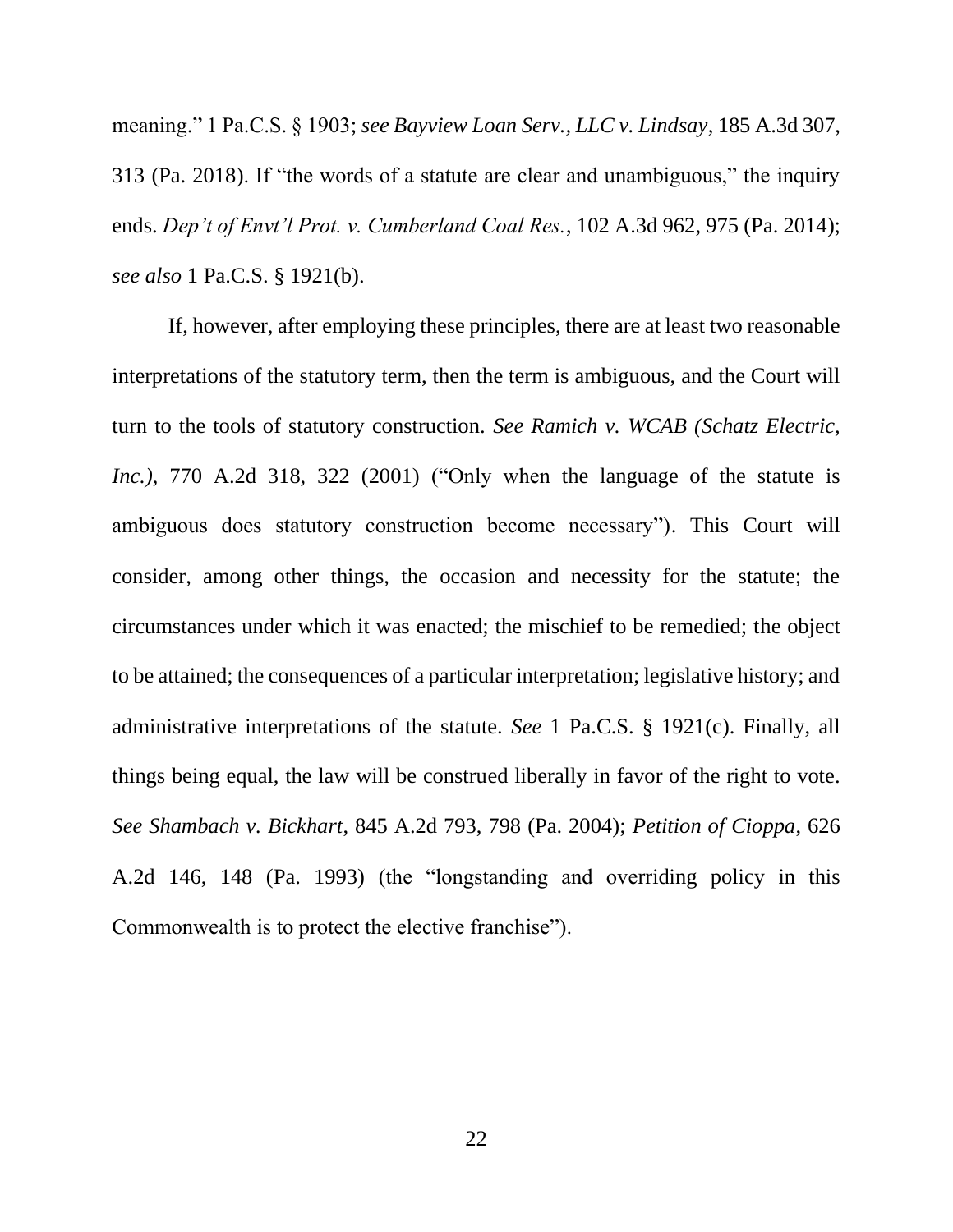meaning." 1 Pa.C.S. § 1903; *see Bayview Loan Serv., LLC v. Lindsay*, 185 A.3d 307, 313 (Pa. 2018). If "the words of a statute are clear and unambiguous," the inquiry ends. *Dep't of Envt'l Prot. v. Cumberland Coal Res.*, 102 A.3d 962, 975 (Pa. 2014); *see also* 1 Pa.C.S. § 1921(b).

If, however, after employing these principles, there are at least two reasonable interpretations of the statutory term, then the term is ambiguous, and the Court will turn to the tools of statutory construction. *See Ramich v. WCAB (Schatz Electric, Inc.)*, 770 A.2d 318, 322 (2001) ("Only when the language of the statute is ambiguous does statutory construction become necessary"). This Court will consider, among other things, the occasion and necessity for the statute; the circumstances under which it was enacted; the mischief to be remedied; the object to be attained; the consequences of a particular interpretation; legislative history; and administrative interpretations of the statute. *See* 1 Pa.C.S. § 1921(c). Finally, all things being equal, the law will be construed liberally in favor of the right to vote. *See Shambach v. Bickhart*, 845 A.2d 793, 798 (Pa. 2004); *Petition of Cioppa*, 626 A.2d 146, 148 (Pa. 1993) (the "longstanding and overriding policy in this Commonwealth is to protect the elective franchise").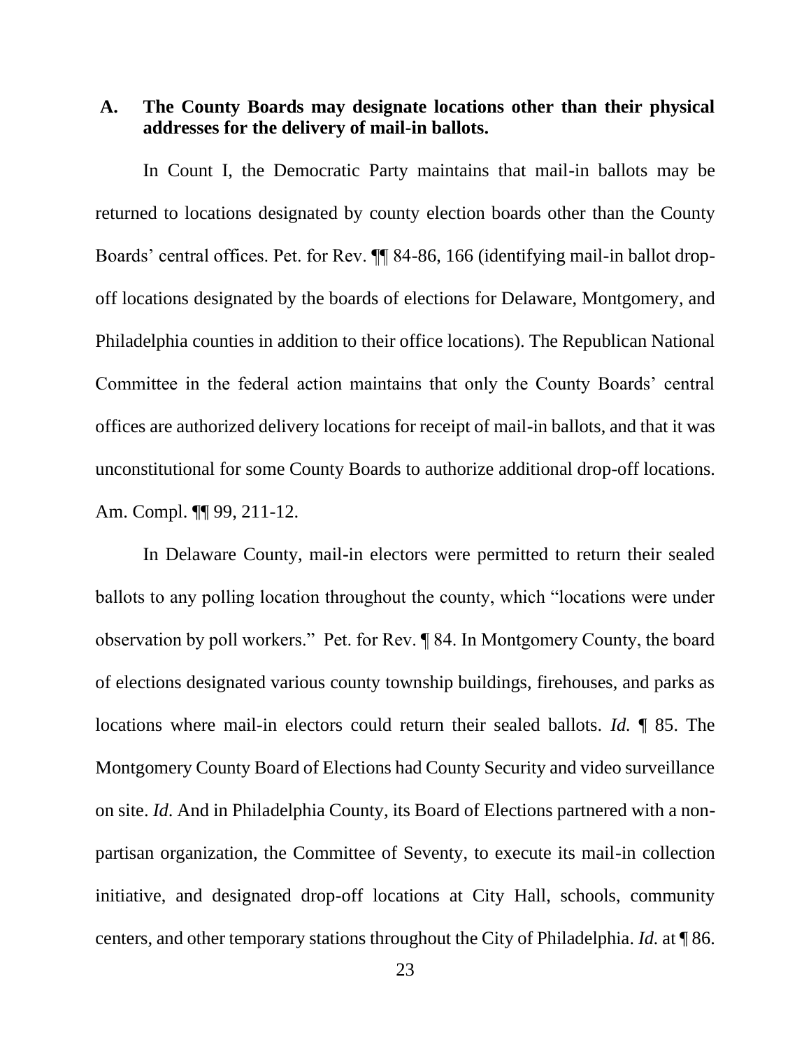### A. The County Boards may designate locations other than their physical addresses for the delivery of mail-in ballots.

In Count I, the Democratic Party maintains that mail-in ballots may be returned to locations designated by county election boards other than the County Boards' central offices. Pet. for Rev. ¶¶ 84-86, 166 (identifying mail-in ballot drop-off locations designated by the boards of elections for Delaware, Montgomery, and Philadelphia counties in addition to their office locations). The Republican National Committee in the federal action maintains that only the County Boards' central offices are authorized delivery locations for receipt of mail-in ballots, and that it was unconstitutional for some County Boards to authorize additional drop-off locations. Am. Compl. ¶¶ 99, 211-12.

In Delaware County, mail-in electors were permitted to return their sealed ballots to any polling location throughout the county, which "locations were under observation by poll workers." Pet. for Rev. ¶ 84. In Montgomery County, the board of elections designated various county township buildings, firehouses, and parks as locations where mail-in electors could return their sealed ballots. *Id.* ¶ 85. The Montgomery County Board of Elections had County Security and video surveillance on site. *Id.* And in Philadelphia County, its Board of Elections partnered with a non-partisan organization, the Committee of Seventy, to execute its mail-in collection initiative, and designated drop-off locations at City Hall, schools, community centers, and other temporary stations throughout the City of Philadelphia. *Id.* at ¶ 86.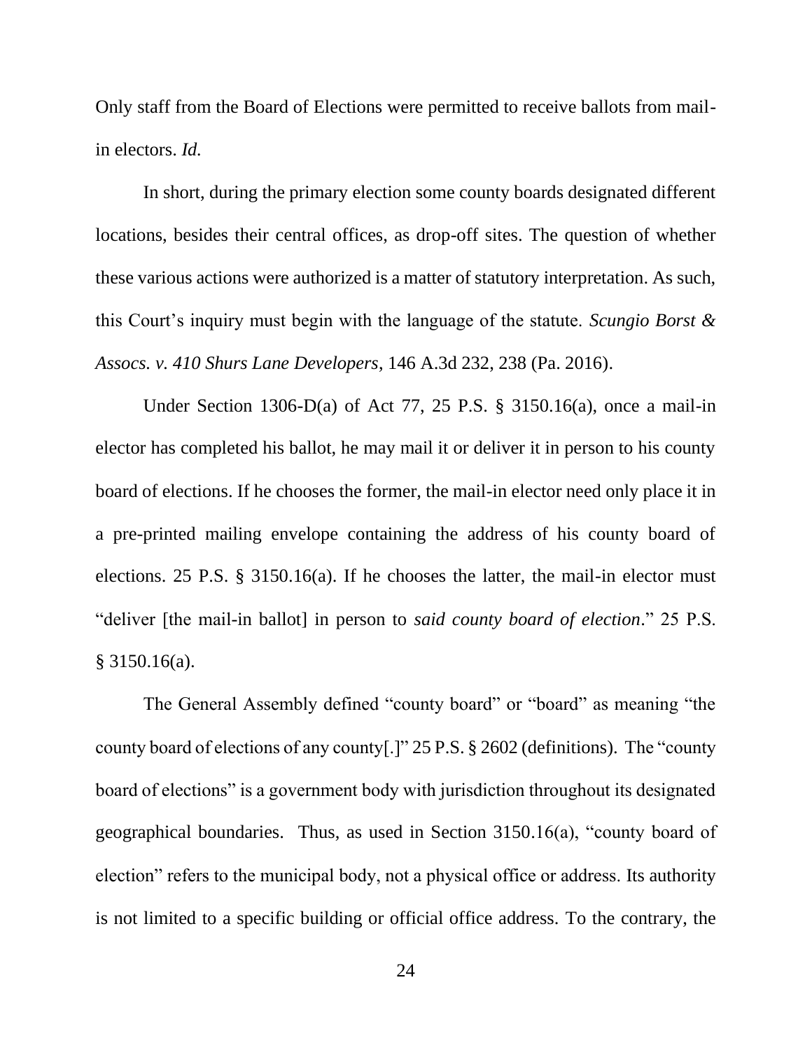Only staff from the Board of Elections were permitted to receive ballots from mail-in electors. *Id.*

In short, during the primary election some county boards designated different locations, besides their central offices, as drop-off sites. The question of whether these various actions were authorized is a matter of statutory interpretation. As such, this Court's inquiry must begin with the language of the statute. *Scungio Borst & Assocs. v. 410 Shurs Lane Developers*, 146 A.3d 232, 238 (Pa. 2016).

Under Section 1306-D(a) of Act 77, 25 P.S. § 3150.16(a), once a mail-in elector has completed his ballot, he may mail it or deliver it in person to his county board of elections. If he chooses the former, the mail-in elector need only place it in a pre-printed mailing envelope containing the address of his county board of elections. 25 P.S. § 3150.16(a). If he chooses the latter, the mail-in elector must "deliver [the mail-in ballot] in person to *said county board of election*." 25 P.S. § 3150.16(a).

The General Assembly defined "county board" or "board" as meaning "the county board of elections of any county[.]" 25 P.S. § 2602 (definitions). The "county board of elections" is a government body with jurisdiction throughout its designated geographical boundaries. Thus, as used in Section 3150.16(a), "county board of election" refers to the municipal body, not a physical office or address. Its authority is not limited to a specific building or official office address. To the contrary, the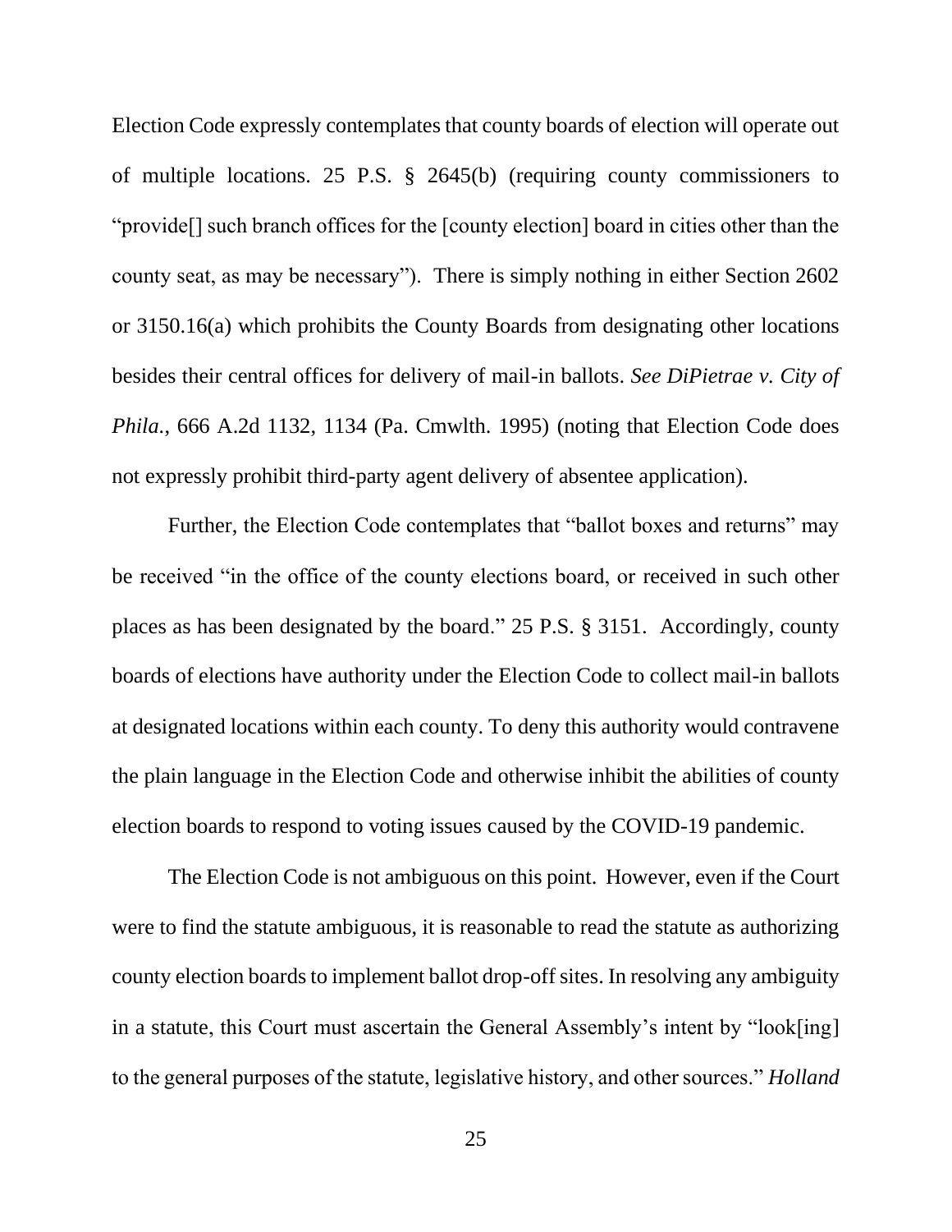Election Code expressly contemplates that county boards of election will operate out of multiple locations. 25 P.S. § 2645(b) (requiring county commissioners to "provide[] such branch offices for the [county election] board in cities other than the county seat, as may be necessary"). There is simply nothing in either Section 2602 or 3150.16(a) which prohibits the County Boards from designating other locations besides their central offices for delivery of mail-in ballots. *See DiPietrae v. City of Phila.*, 666 A.2d 1132, 1134 (Pa. Cmwlth. 1995) (noting that Election Code does not expressly prohibit third-party agent delivery of absentee application).

Further, the Election Code contemplates that "ballot boxes and returns" may be received "in the office of the county elections board, or received in such other places as has been designated by the board." 25 P.S. § 3151. Accordingly, county boards of elections have authority under the Election Code to collect mail-in ballots at designated locations within each county. To deny this authority would contravene the plain language in the Election Code and otherwise inhibit the abilities of county election boards to respond to voting issues caused by the COVID-19 pandemic.

The Election Code is not ambiguous on this point. However, even if the Court were to find the statute ambiguous, it is reasonable to read the statute as authorizing county election boards to implement ballot drop-off sites. In resolving any ambiguity in a statute, this Court must ascertain the General Assembly's intent by "look[ing] to the general purposes of the statute, legislative history, and other sources." *Holland*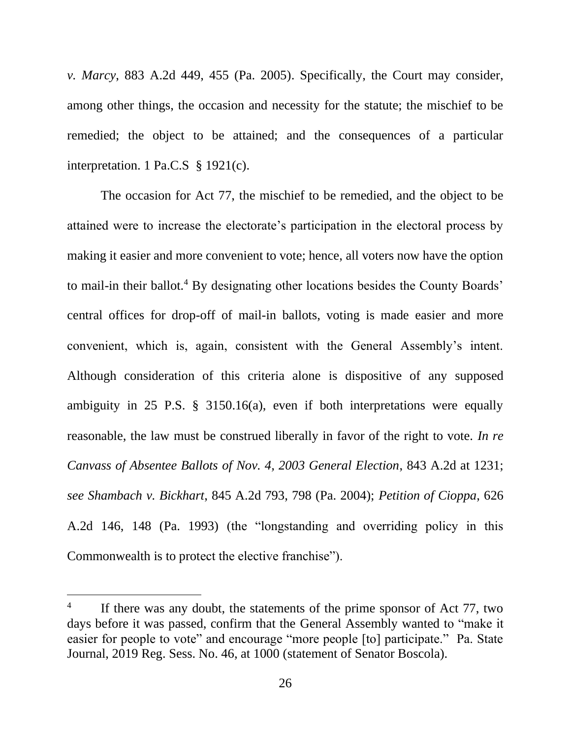*v. Marcy*, 883 A.2d 449, 455 (Pa. 2005). Specifically, the Court may consider, among other things, the occasion and necessity for the statute; the mischief to be remedied; the object to be attained; and the consequences of a particular interpretation. 1 Pa.C.S § 1921(c).

The occasion for Act 77, the mischief to be remedied, and the object to be attained were to increase the electorate's participation in the electoral process by making it easier and more convenient to vote; hence, all voters now have the option to mail-in their ballot.[4] By designating other locations besides the County Boards' central offices for drop-off of mail-in ballots, voting is made easier and more convenient, which is, again, consistent with the General Assembly's intent. Although consideration of this criteria alone is dispositive of any supposed ambiguity in 25 P.S. § 3150.16(a), even if both interpretations were equally reasonable, the law must be construed liberally in favor of the right to vote. *In re Canvass of Absentee Ballots of Nov. 4, 2003 General Election*, 843 A.2d at 1231; *see Shambach v. Bickhart*, 845 A.2d 793, 798 (Pa. 2004); *Petition of Cioppa*, 626 A.2d 146, 148 (Pa. 1993) (the "longstanding and overriding policy in this Commonwealth is to protect the elective franchise").

---

[4] If there was any doubt, the statements of the prime sponsor of Act 77, two days before it was passed, confirm that the General Assembly wanted to "make it easier for people to vote" and encourage "more people [to] participate." Pa. State Journal, 2019 Reg. Sess. No. 46, at 1000 (statement of Senator Boscola).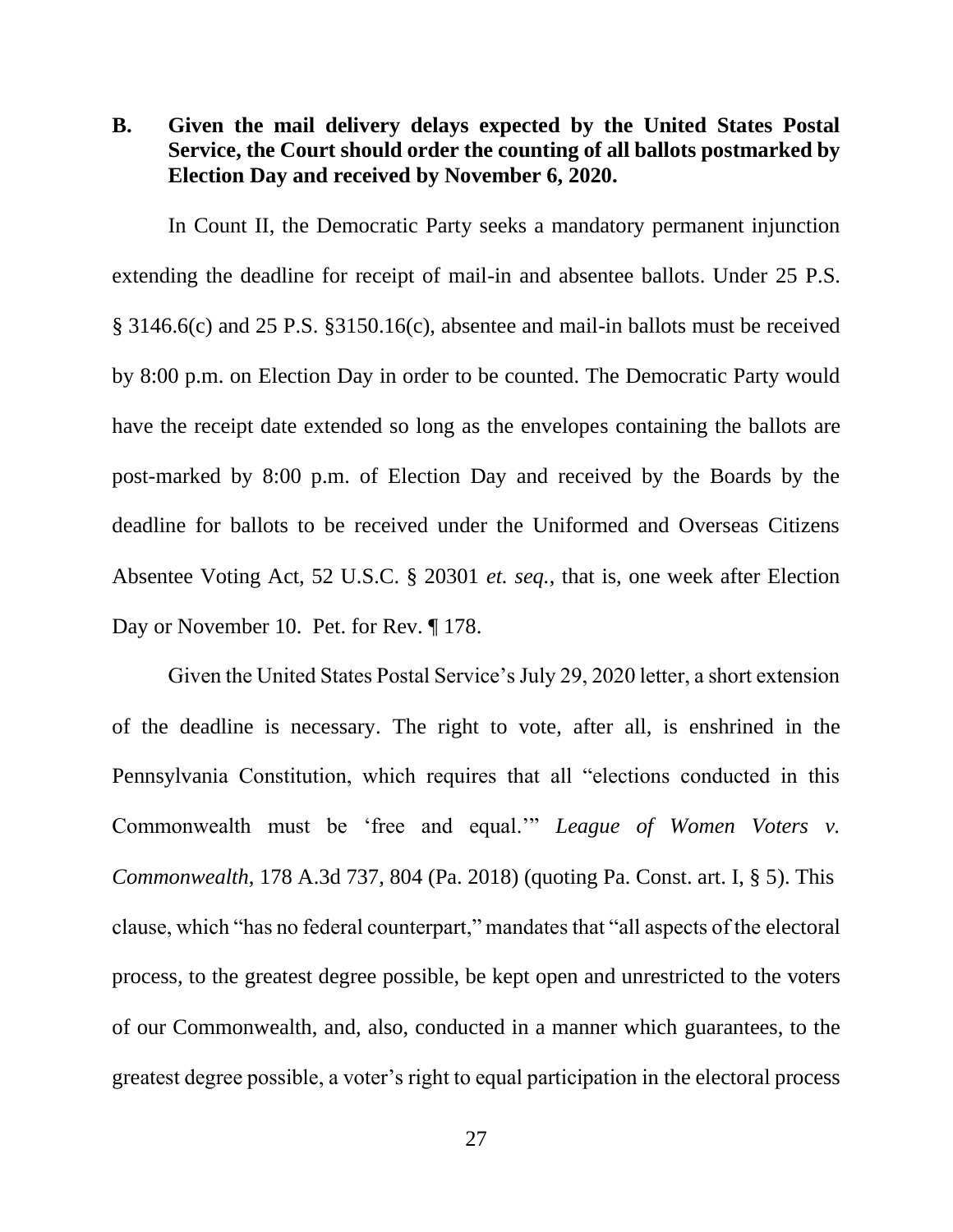### B. Given the mail delivery delays expected by the United States Postal Service, the Court should order the counting of all ballots postmarked by Election Day and received by November 6, 2020.

In Count II, the Democratic Party seeks a mandatory permanent injunction extending the deadline for receipt of mail-in and absentee ballots. Under 25 P.S. § 3146.6(c) and 25 P.S. §3150.16(c), absentee and mail-in ballots must be received by 8:00 p.m. on Election Day in order to be counted. The Democratic Party would have the receipt date extended so long as the envelopes containing the ballots are post-marked by 8:00 p.m. of Election Day and received by the Boards by the deadline for ballots to be received under the Uniformed and Overseas Citizens Absentee Voting Act, 52 U.S.C. § 20301 *et. seq.*, that is, one week after Election Day or November 10. Pet. for Rev. ¶ 178.

Given the United States Postal Service's July 29, 2020 letter, a short extension of the deadline is necessary. The right to vote, after all, is enshrined in the Pennsylvania Constitution, which requires that all "elections conducted in this Commonwealth must be 'free and equal.'" *League of Women Voters v. Commonwealth*, 178 A.3d 737, 804 (Pa. 2018) (quoting Pa. Const. art. I, § 5). This clause, which "has no federal counterpart," mandates that "all aspects of the electoral process, to the greatest degree possible, be kept open and unrestricted to the voters of our Commonwealth, and, also, conducted in a manner which guarantees, to the greatest degree possible, a voter's right to equal participation in the electoral process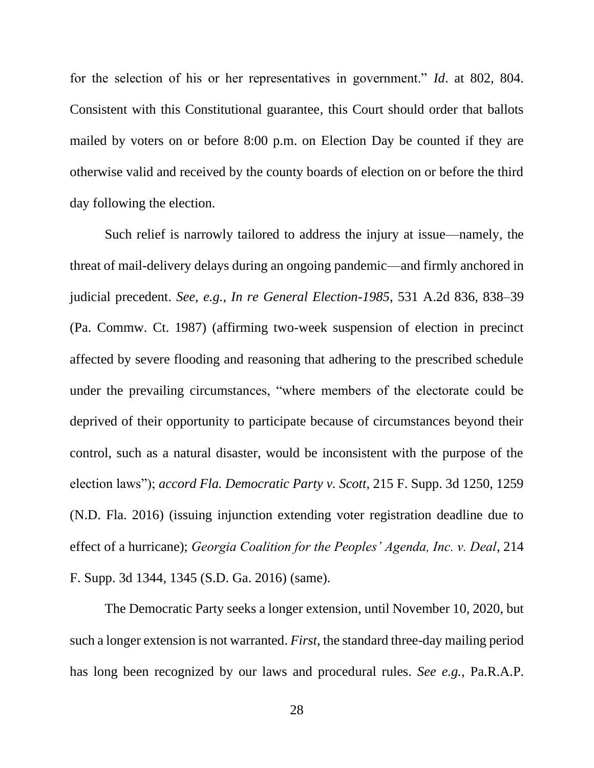for the selection of his or her representatives in government." *Id*. at 802, 804. Consistent with this Constitutional guarantee, this Court should order that ballots mailed by voters on or before 8:00 p.m. on Election Day be counted if they are otherwise valid and received by the county boards of election on or before the third day following the election.

Such relief is narrowly tailored to address the injury at issue—namely, the threat of mail-delivery delays during an ongoing pandemic—and firmly anchored in judicial precedent. *See, e.g., In re General Election-1985*, 531 A.2d 836, 838–39 (Pa. Commw. Ct. 1987) (affirming two-week suspension of election in precinct affected by severe flooding and reasoning that adhering to the prescribed schedule under the prevailing circumstances, "where members of the electorate could be deprived of their opportunity to participate because of circumstances beyond their control, such as a natural disaster, would be inconsistent with the purpose of the election laws"); *accord Fla. Democratic Party v. Scott*, 215 F. Supp. 3d 1250, 1259 (N.D. Fla. 2016) (issuing injunction extending voter registration deadline due to effect of a hurricane); *Georgia Coalition for the Peoples' Agenda, Inc. v. Deal*, 214 F. Supp. 3d 1344, 1345 (S.D. Ga. 2016) (same).

The Democratic Party seeks a longer extension, until November 10, 2020, but such a longer extension is not warranted. *First*, the standard three-day mailing period has long been recognized by our laws and procedural rules. *See e.g.,* Pa.R.A.P.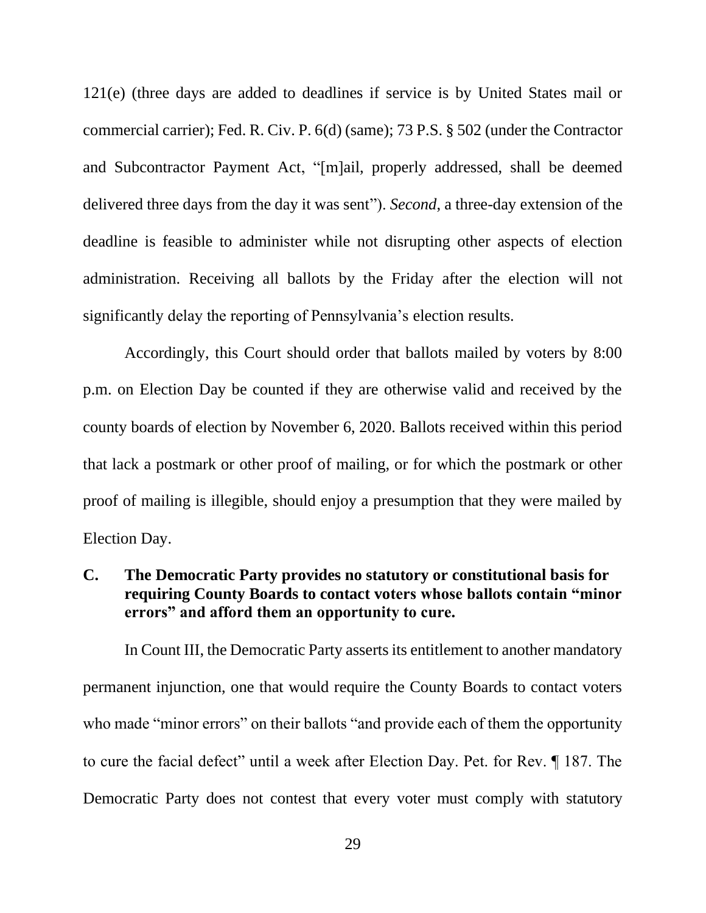121(e) (three days are added to deadlines if service is by United States mail or commercial carrier); Fed. R. Civ. P. 6(d) (same); 73 P.S. § 502 (under the Contractor and Subcontractor Payment Act, "[m]ail, properly addressed, shall be deemed delivered three days from the day it was sent"). *Second*, a three-day extension of the deadline is feasible to administer while not disrupting other aspects of election administration. Receiving all ballots by the Friday after the election will not significantly delay the reporting of Pennsylvania's election results.

Accordingly, this Court should order that ballots mailed by voters by 8:00 p.m. on Election Day be counted if they are otherwise valid and received by the county boards of election by November 6, 2020. Ballots received within this period that lack a postmark or other proof of mailing, or for which the postmark or other proof of mailing is illegible, should enjoy a presumption that they were mailed by Election Day.

### C. The Democratic Party provides no statutory or constitutional basis for requiring County Boards to contact voters whose ballots contain "minor errors" and afford them an opportunity to cure.

In Count III, the Democratic Party asserts its entitlement to another mandatory permanent injunction, one that would require the County Boards to contact voters who made "minor errors" on their ballots "and provide each of them the opportunity to cure the facial defect" until a week after Election Day. Pet. for Rev. ¶ 187. The Democratic Party does not contest that every voter must comply with statutory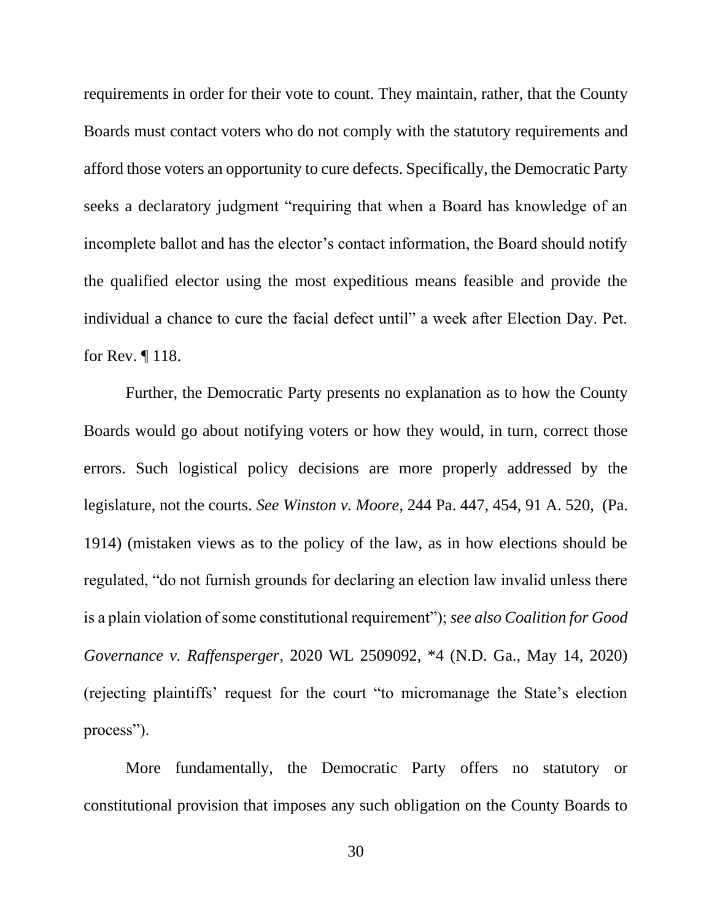requirements in order for their vote to count. They maintain, rather, that the County Boards must contact voters who do not comply with the statutory requirements and afford those voters an opportunity to cure defects. Specifically, the Democratic Party seeks a declaratory judgment "requiring that when a Board has knowledge of an incomplete ballot and has the elector's contact information, the Board should notify the qualified elector using the most expeditious means feasible and provide the individual a chance to cure the facial defect until" a week after Election Day. Pet. for Rev. ¶ 118.

Further, the Democratic Party presents no explanation as to how the County Boards would go about notifying voters or how they would, in turn, correct those errors. Such logistical policy decisions are more properly addressed by the legislature, not the courts. *See Winston v. Moore*, 244 Pa. 447, 454, 91 A. 520, (Pa. 1914) (mistaken views as to the policy of the law, as in how elections should be regulated, "do not furnish grounds for declaring an election law invalid unless there is a plain violation of some constitutional requirement"); *see also Coalition for Good Governance v. Raffensperger*, 2020 WL 2509092, *4 (N.D. Ga., May 14, 2020) (rejecting plaintiffs' request for the court "to micromanage the State's election process").

More fundamentally, the Democratic Party offers no statutory or constitutional provision that imposes any such obligation on the County Boards to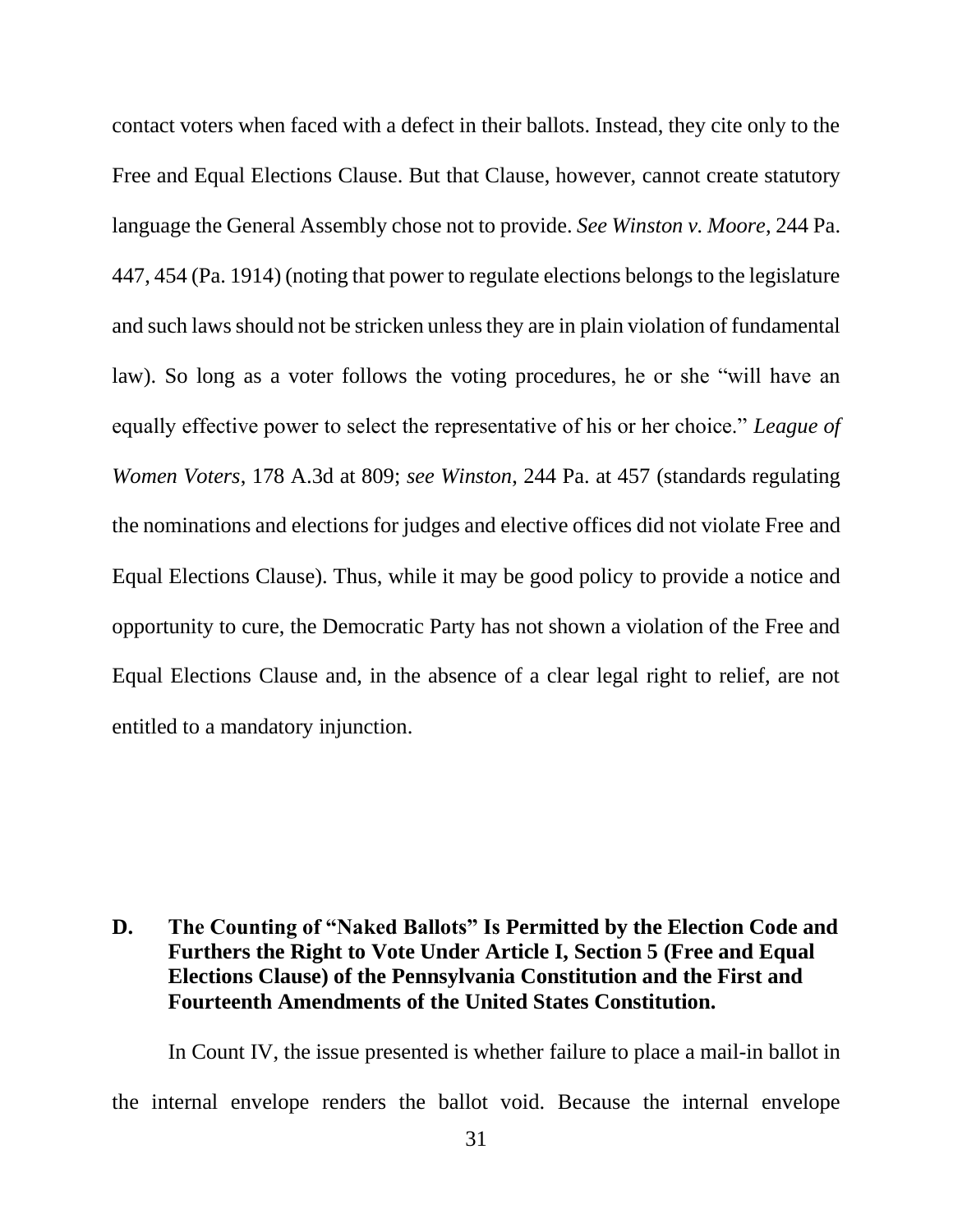contact voters when faced with a defect in their ballots. Instead, they cite only to the Free and Equal Elections Clause. But that Clause, however, cannot create statutory language the General Assembly chose not to provide. *See Winston v. Moore*, 244 Pa. 447, 454 (Pa. 1914) (noting that power to regulate elections belongs to the legislature and such laws should not be stricken unless they are in plain violation of fundamental law). So long as a voter follows the voting procedures, he or she "will have an equally effective power to select the representative of his or her choice." *League of Women Voters*, 178 A.3d at 809; *see Winston*, 244 Pa. at 457 (standards regulating the nominations and elections for judges and elective offices did not violate Free and Equal Elections Clause). Thus, while it may be good policy to provide a notice and opportunity to cure, the Democratic Party has not shown a violation of the Free and Equal Elections Clause and, in the absence of a clear legal right to relief, are not entitled to a mandatory injunction.

### D. The Counting of "Naked Ballots" Is Permitted by the Election Code and Furthers the Right to Vote Under Article I, Section 5 (Free and Equal Elections Clause) of the Pennsylvania Constitution and the First and Fourteenth Amendments of the United States Constitution.

In Count IV, the issue presented is whether failure to place a mail-in ballot in the internal envelope renders the ballot void. Because the internal envelope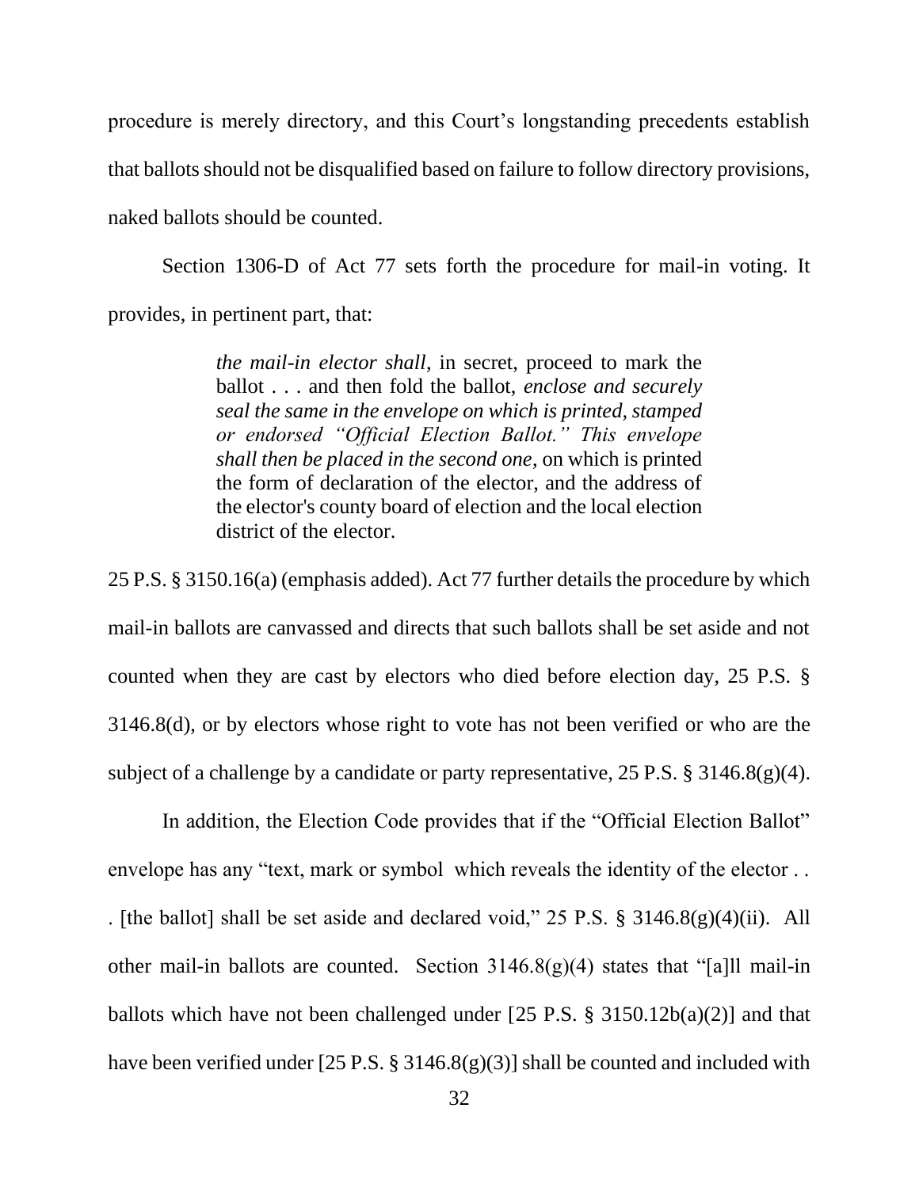procedure is merely directory, and this Court's longstanding precedents establish that ballots should not be disqualified based on failure to follow directory provisions, naked ballots should be counted.

Section 1306-D of Act 77 sets forth the procedure for mail-in voting. It provides, in pertinent part, that:

> *the mail-in elector shall*, in secret, proceed to mark the ballot . . . and then fold the ballot, *enclose and securely seal the same in the envelope on which is printed, stamped or endorsed "Official Election Ballot." This envelope shall then be placed in the second one*, on which is printed the form of declaration of the elector, and the address of the elector's county board of election and the local election district of the elector.

25 P.S. § 3150.16(a) (emphasis added). Act 77 further details the procedure by which mail-in ballots are canvassed and directs that such ballots shall be set aside and not counted when they are cast by electors who died before election day, 25 P.S. § 3146.8(d), or by electors whose right to vote has not been verified or who are the subject of a challenge by a candidate or party representative, 25 P.S. § 3146.8(g)(4).

In addition, the Election Code provides that if the "Official Election Ballot" envelope has any "text, mark or symbol which reveals the identity of the elector . . . [the ballot] shall be set aside and declared void," 25 P.S. § 3146.8(g)(4)(ii). All other mail-in ballots are counted. Section 3146.8(g)(4) states that "[a]ll mail-in ballots which have not been challenged under [25 P.S. § 3150.12b(a)(2)] and that have been verified under [25 P.S. § 3146.8(g)(3)] shall be counted and included with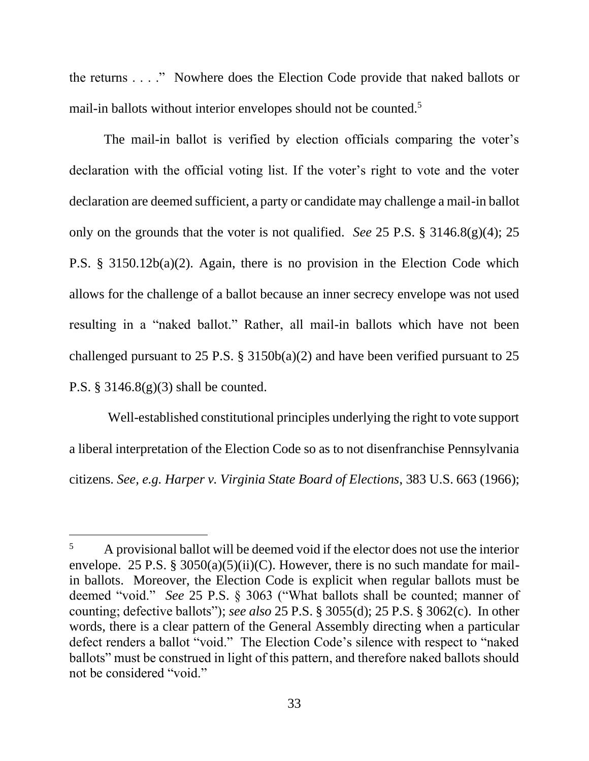the returns . . . ." Nowhere does the Election Code provide that naked ballots or mail-in ballots without interior envelopes should not be counted.[5]

The mail-in ballot is verified by election officials comparing the voter's declaration with the official voting list. If the voter's right to vote and the voter declaration are deemed sufficient, a party or candidate may challenge a mail-in ballot only on the grounds that the voter is not qualified. *See* 25 P.S. § 3146.8(g)(4); 25 P.S. § 3150.12b(a)(2). Again, there is no provision in the Election Code which allows for the challenge of a ballot because an inner secrecy envelope was not used resulting in a "naked ballot." Rather, all mail-in ballots which have not been challenged pursuant to 25 P.S. § 3150b(a)(2) and have been verified pursuant to 25 P.S. § 3146.8(g)(3) shall be counted.

Well-established constitutional principles underlying the right to vote support a liberal interpretation of the Election Code so as to not disenfranchise Pennsylvania citizens. *See, e.g. Harper v. Virginia State Board of Elections*, 383 U.S. 663 (1966);

---

[5] A provisional ballot will be deemed void if the elector does not use the interior envelope. 25 P.S. § 3050(a)(5)(ii)(C). However, there is no such mandate for mail-in ballots. Moreover, the Election Code is explicit when regular ballots must be deemed "void." *See* 25 P.S. § 3063 ("What ballots shall be counted; manner of counting; defective ballots"); *see also* 25 P.S. § 3055(d); 25 P.S. § 3062(c). In other words, there is a clear pattern of the General Assembly directing when a particular defect renders a ballot "void." The Election Code's silence with respect to "naked ballots" must be construed in light of this pattern, and therefore naked ballots should not be considered "void."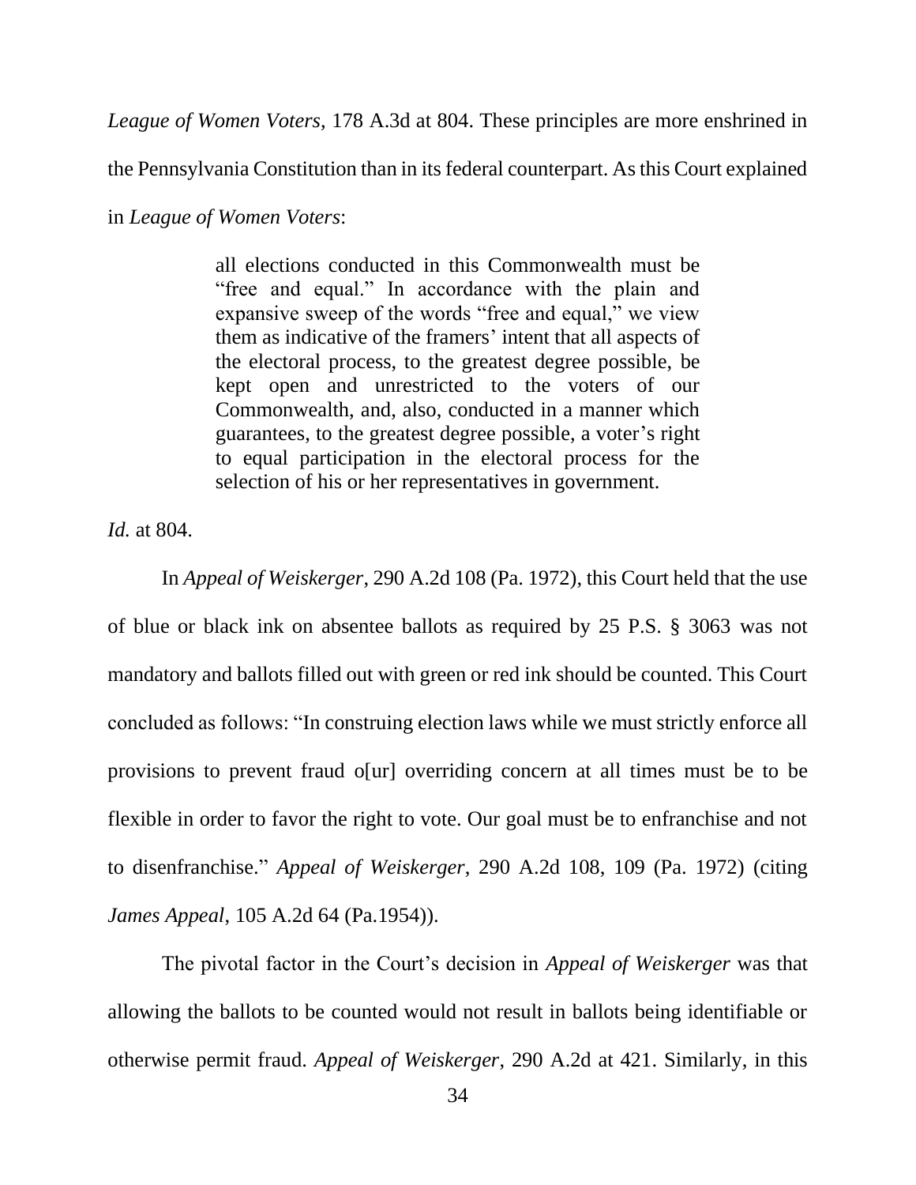*League of Women Voters*, 178 A.3d at 804. These principles are more enshrined in the Pennsylvania Constitution than in its federal counterpart. As this Court explained in *League of Women Voters*:

> all elections conducted in this Commonwealth must be "free and equal." In accordance with the plain and expansive sweep of the words "free and equal," we view them as indicative of the framers' intent that all aspects of the electoral process, to the greatest degree possible, be kept open and unrestricted to the voters of our Commonwealth, and, also, conducted in a manner which guarantees, to the greatest degree possible, a voter's right to equal participation in the electoral process for the selection of his or her representatives in government.

*Id.* at 804.

In *Appeal of Weiskerger*, 290 A.2d 108 (Pa. 1972), this Court held that the use of blue or black ink on absentee ballots as required by 25 P.S. § 3063 was not mandatory and ballots filled out with green or red ink should be counted. This Court concluded as follows: "In construing election laws while we must strictly enforce all provisions to prevent fraud o[ur] overriding concern at all times must be to be flexible in order to favor the right to vote. Our goal must be to enfranchise and not to disenfranchise." *Appeal of Weiskerger*, 290 A.2d 108, 109 (Pa. 1972) (citing *James Appeal*, 105 A.2d 64 (Pa.1954)).

The pivotal factor in the Court's decision in *Appeal of Weiskerger* was that allowing the ballots to be counted would not result in ballots being identifiable or otherwise permit fraud. *Appeal of Weiskerger*, 290 A.2d at 421. Similarly, in this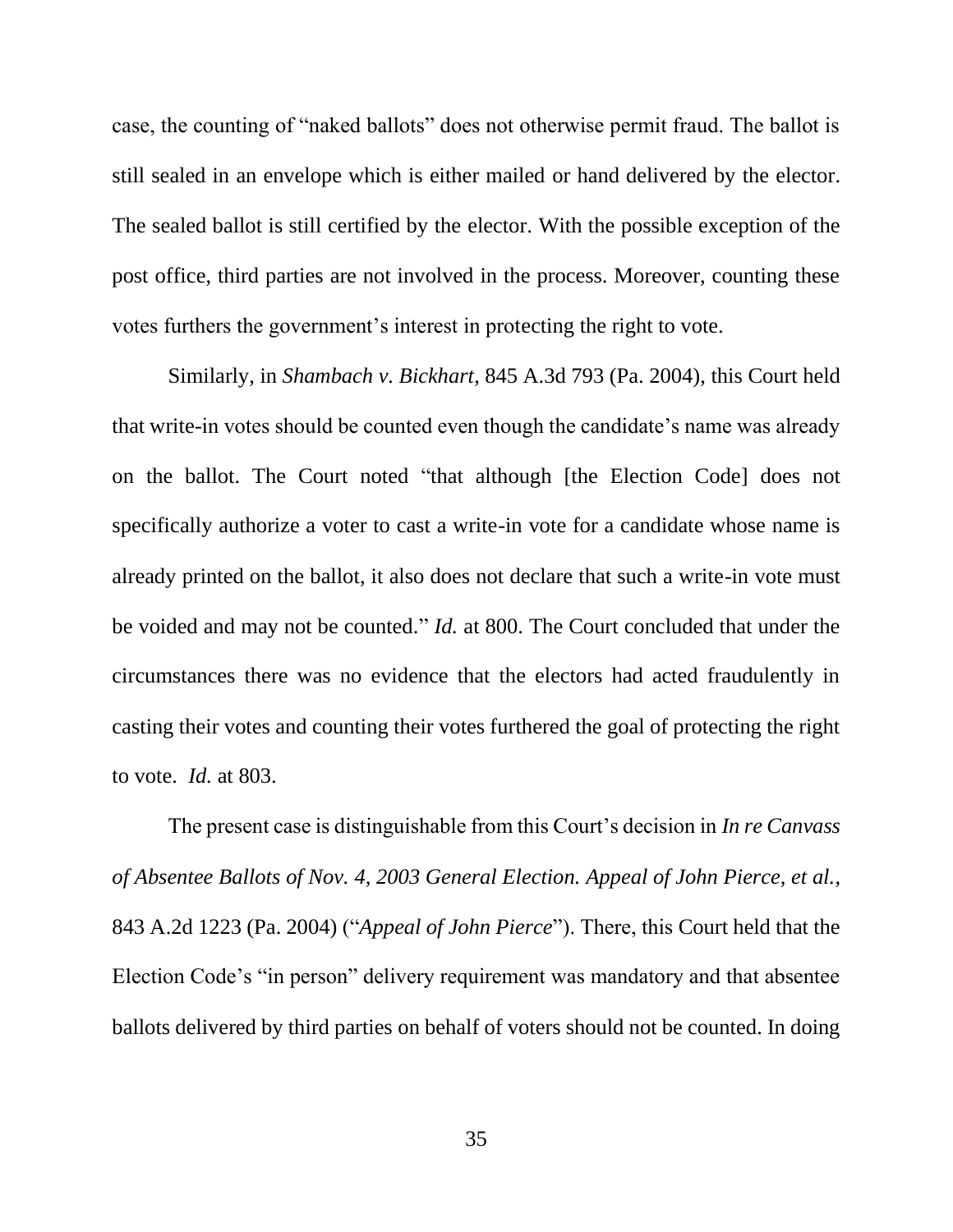case, the counting of "naked ballots" does not otherwise permit fraud. The ballot is still sealed in an envelope which is either mailed or hand delivered by the elector. The sealed ballot is still certified by the elector. With the possible exception of the post office, third parties are not involved in the process. Moreover, counting these votes furthers the government's interest in protecting the right to vote.

Similarly, in *Shambach v. Bickhart*, 845 A.3d 793 (Pa. 2004), this Court held that write-in votes should be counted even though the candidate's name was already on the ballot. The Court noted "that although [the Election Code] does not specifically authorize a voter to cast a write-in vote for a candidate whose name is already printed on the ballot, it also does not declare that such a write-in vote must be voided and may not be counted." *Id.* at 800. The Court concluded that under the circumstances there was no evidence that the electors had acted fraudulently in casting their votes and counting their votes furthered the goal of protecting the right to vote. *Id.* at 803.

The present case is distinguishable from this Court's decision in *In re Canvass of Absentee Ballots of Nov. 4, 2003 General Election. Appeal of John Pierce, et al.*, 843 A.2d 1223 (Pa. 2004) ("*Appeal of John Pierce*"). There, this Court held that the Election Code's "in person" delivery requirement was mandatory and that absentee ballots delivered by third parties on behalf of voters should not be counted. In doing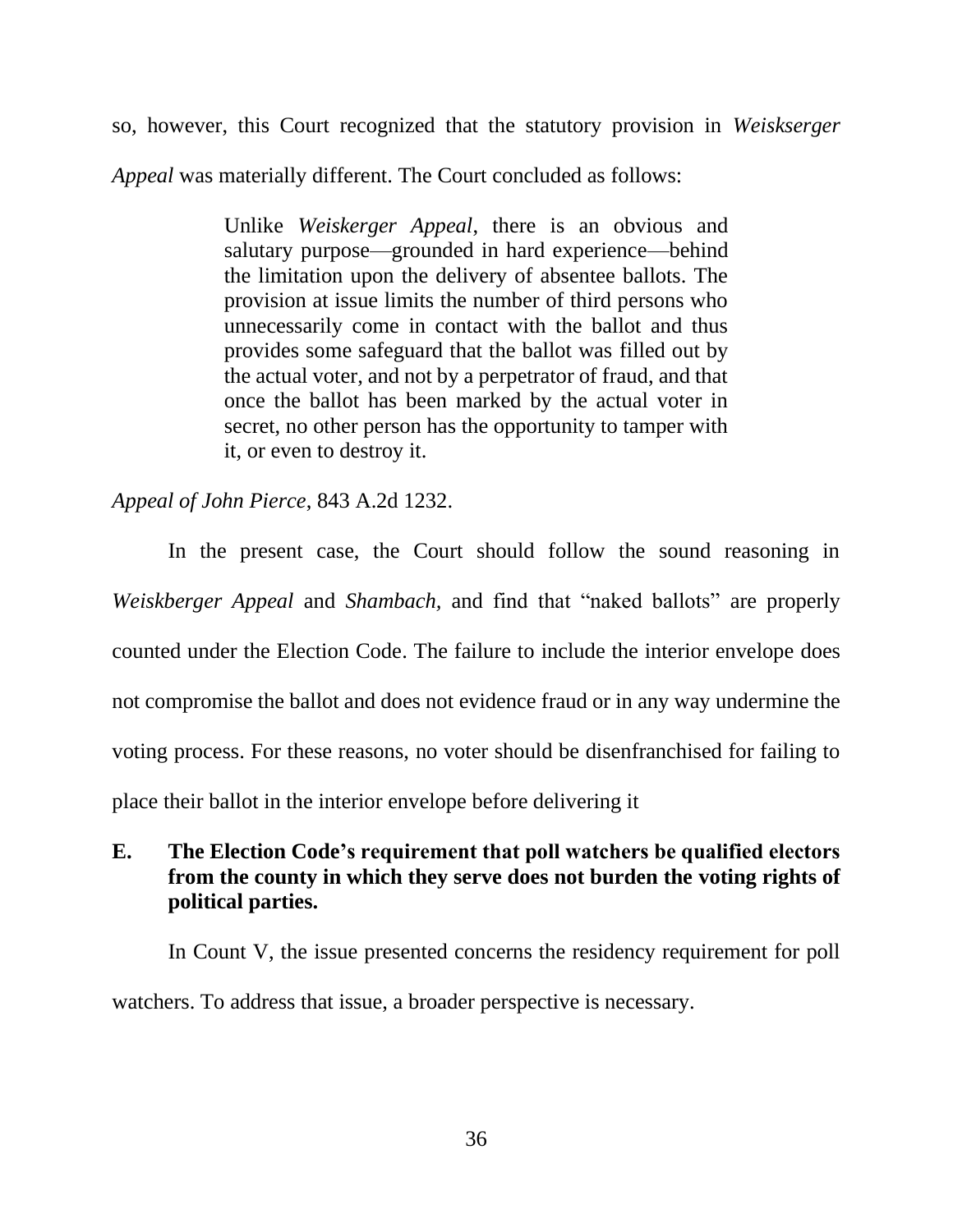so, however, this Court recognized that the statutory provision in *Weiskserger Appeal* was materially different. The Court concluded as follows:

> Unlike *Weiskerger Appeal*, there is an obvious and salutary purpose—grounded in hard experience—behind the limitation upon the delivery of absentee ballots. The provision at issue limits the number of third persons who unnecessarily come in contact with the ballot and thus provides some safeguard that the ballot was filled out by the actual voter, and not by a perpetrator of fraud, and that once the ballot has been marked by the actual voter in secret, no other person has the opportunity to tamper with it, or even to destroy it.

*Appeal of John Pierce*, 843 A.2d 1232.

In the present case, the Court should follow the sound reasoning in *Weiskberger Appeal* and *Shambach*, and find that "naked ballots" are properly counted under the Election Code. The failure to include the interior envelope does not compromise the ballot and does not evidence fraud or in any way undermine the voting process. For these reasons, no voter should be disenfranchised for failing to place their ballot in the interior envelope before delivering it

### E. The Election Code's requirement that poll watchers be qualified electors from the county in which they serve does not burden the voting rights of political parties.

In Count V, the issue presented concerns the residency requirement for poll watchers. To address that issue, a broader perspective is necessary.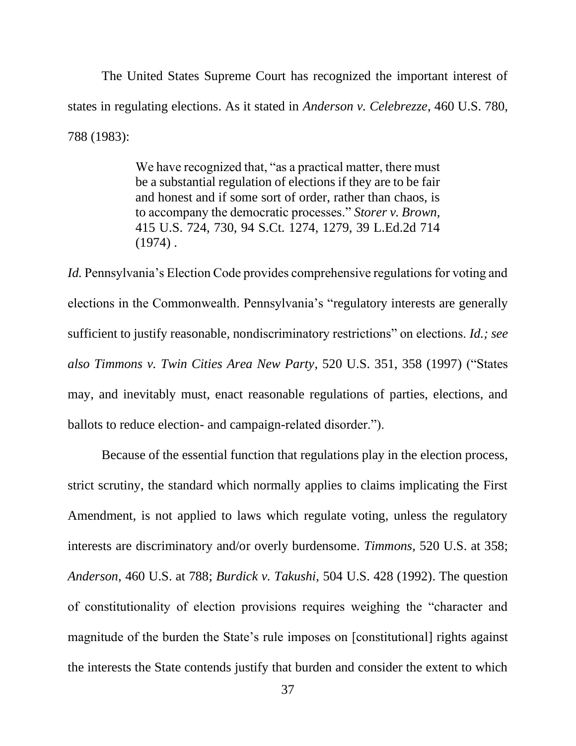The United States Supreme Court has recognized the important interest of states in regulating elections. As it stated in *Anderson v. Celebrezze*, 460 U.S. 780, 788 (1983):

> We have recognized that, "as a practical matter, there must be a substantial regulation of elections if they are to be fair and honest and if some sort of order, rather than chaos, is to accompany the democratic processes." *Storer v. Brown*, 415 U.S. 724, 730, 94 S.Ct. 1274, 1279, 39 L.Ed.2d 714 (1974) .

*Id.* Pennsylvania's Election Code provides comprehensive regulations for voting and elections in the Commonwealth. Pennsylvania's "regulatory interests are generally sufficient to justify reasonable, nondiscriminatory restrictions" on elections. *Id.; see also Timmons v. Twin Cities Area New Party*, 520 U.S. 351, 358 (1997) ("States may, and inevitably must, enact reasonable regulations of parties, elections, and ballots to reduce election- and campaign-related disorder.").

Because of the essential function that regulations play in the election process, strict scrutiny, the standard which normally applies to claims implicating the First Amendment, is not applied to laws which regulate voting, unless the regulatory interests are discriminatory and/or overly burdensome. *Timmons,* 520 U.S. at 358; *Anderson*, 460 U.S. at 788; *Burdick v. Takushi,* 504 U.S. 428 (1992). The question of constitutionality of election provisions requires weighing the "character and magnitude of the burden the State's rule imposes on [constitutional] rights against the interests the State contends justify that burden and consider the extent to which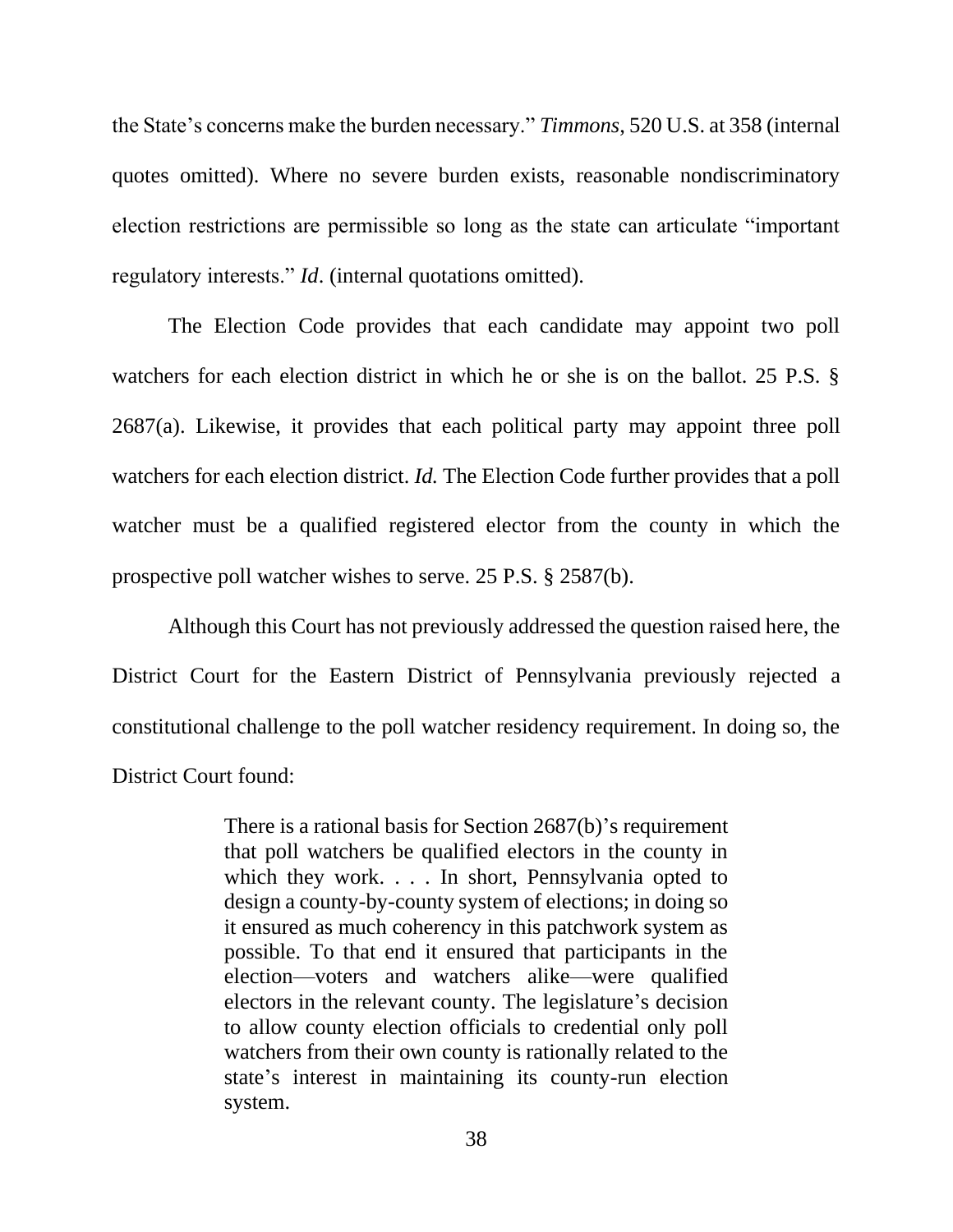the State's concerns make the burden necessary." *Timmons*, 520 U.S. at 358 (internal quotes omitted). Where no severe burden exists, reasonable nondiscriminatory election restrictions are permissible so long as the state can articulate "important regulatory interests." *Id*. (internal quotations omitted).

The Election Code provides that each candidate may appoint two poll watchers for each election district in which he or she is on the ballot. 25 P.S. § 2687(a). Likewise, it provides that each political party may appoint three poll watchers for each election district. *Id.* The Election Code further provides that a poll watcher must be a qualified registered elector from the county in which the prospective poll watcher wishes to serve. 25 P.S. § 2587(b).

Although this Court has not previously addressed the question raised here, the District Court for the Eastern District of Pennsylvania previously rejected a constitutional challenge to the poll watcher residency requirement. In doing so, the District Court found:

> There is a rational basis for Section 2687(b)'s requirement that poll watchers be qualified electors in the county in which they work. . . . In short, Pennsylvania opted to design a county-by-county system of elections; in doing so it ensured as much coherency in this patchwork system as possible. To that end it ensured that participants in the election—voters and watchers alike—were qualified electors in the relevant county. The legislature's decision to allow county election officials to credential only poll watchers from their own county is rationally related to the state's interest in maintaining its county-run election system.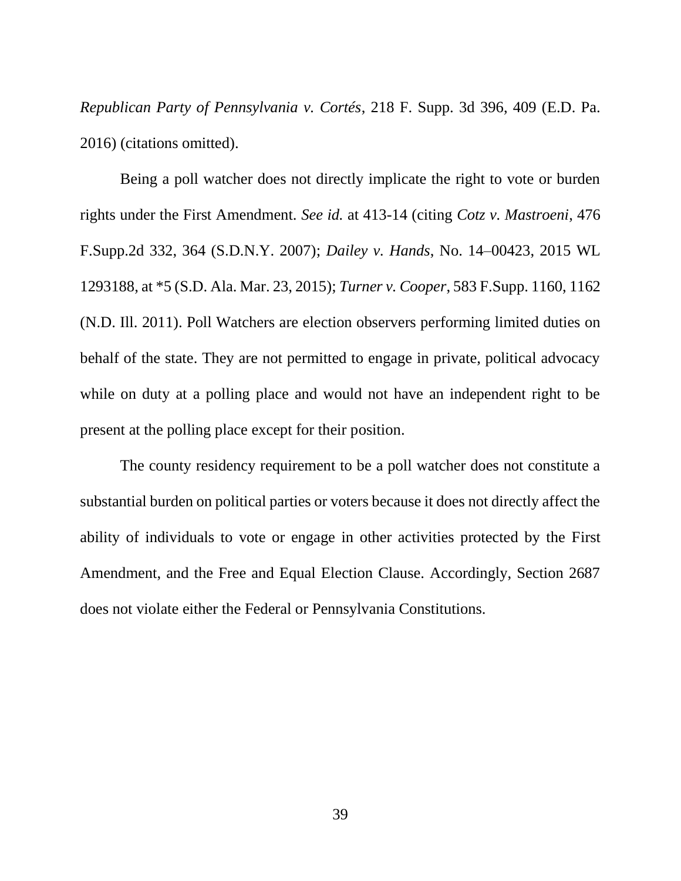*Republican Party of Pennsylvania v. Cortés*, 218 F. Supp. 3d 396, 409 (E.D. Pa. 2016) (citations omitted).

Being a poll watcher does not directly implicate the right to vote or burden rights under the First Amendment. *See id.* at 413-14 (citing *Cotz v. Mastroeni*, 476 F.Supp.2d 332, 364 (S.D.N.Y. 2007); *Dailey v. Hands*, No. 14–00423, 2015 WL 1293188, at *5 (S.D. Ala. Mar. 23, 2015); *Turner v. Cooper*, 583 F.Supp. 1160, 1162 (N.D. Ill. 2011). Poll Watchers are election observers performing limited duties on behalf of the state. They are not permitted to engage in private, political advocacy while on duty at a polling place and would not have an independent right to be present at the polling place except for their position.

The county residency requirement to be a poll watcher does not constitute a substantial burden on political parties or voters because it does not directly affect the ability of individuals to vote or engage in other activities protected by the First Amendment, and the Free and Equal Election Clause. Accordingly, Section 2687 does not violate either the Federal or Pennsylvania Constitutions.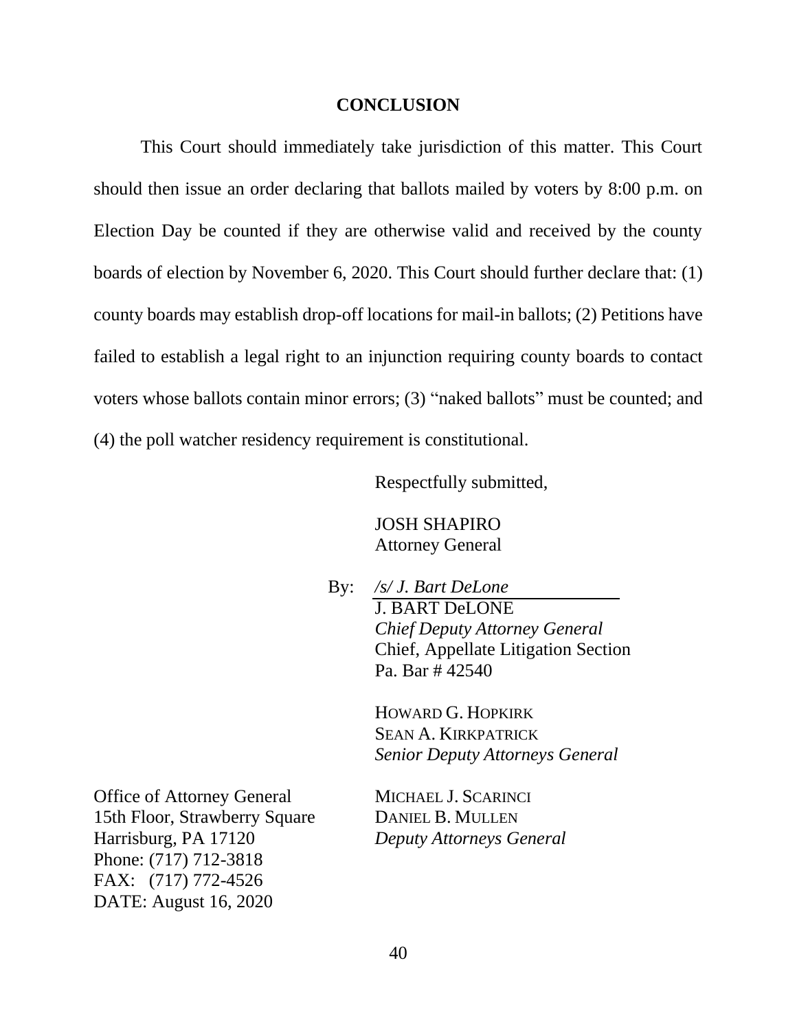## CONCLUSION

This Court should immediately take jurisdiction of this matter. This Court should then issue an order declaring that ballots mailed by voters by 8:00 p.m. on Election Day be counted if they are otherwise valid and received by the county boards of election by November 6, 2020. This Court should further declare that: (1) county boards may establish drop-off locations for mail-in ballots; (2) Petitions have failed to establish a legal right to an injunction requiring county boards to contact voters whose ballots contain minor errors; (3) "naked ballots" must be counted; and (4) the poll watcher residency requirement is constitutional.

Respectfully submitted,

JOSH SHAPIRO
Attorney General

By: */s/ J. Bart DeLone*
J. BART DeLONE
*Chief Deputy Attorney General*
Chief, Appellate Litigation Section
Pa. Bar # 42540

HOWARD G. HOPKIRK
SEAN A. KIRKPATRICK
*Senior Deputy Attorneys General*

MICHAEL J. SCARINCI
DANIEL B. MULLEN
*Deputy Attorneys General*

Office of Attorney General
15th Floor, Strawberry Square
Harrisburg, PA 17120
Phone: (717) 712-3818
FAX: (717) 772-4526
DATE: August 16, 2020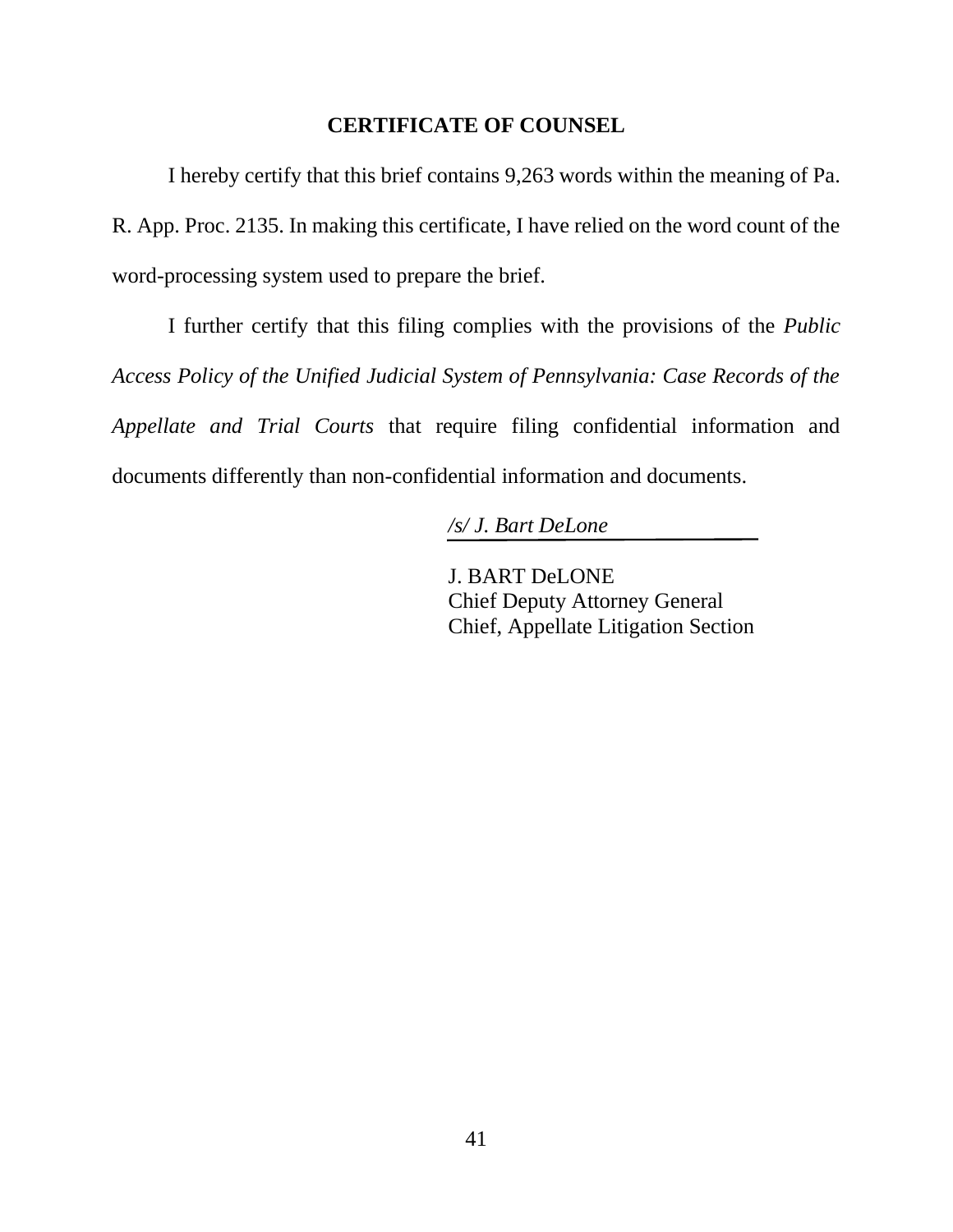## CERTIFICATE OF COUNSEL

I hereby certify that this brief contains 9,263 words within the meaning of Pa. R. App. Proc. 2135. In making this certificate, I have relied on the word count of the word-processing system used to prepare the brief.

I further certify that this filing complies with the provisions of the *Public Access Policy of the Unified Judicial System of Pennsylvania: Case Records of the Appellate and Trial Courts* that require filing confidential information and documents differently than non-confidential information and documents.

*/s/ J. Bart DeLone*

J. BART DeLONE
Chief Deputy Attorney General
Chief, Appellate Litigation Section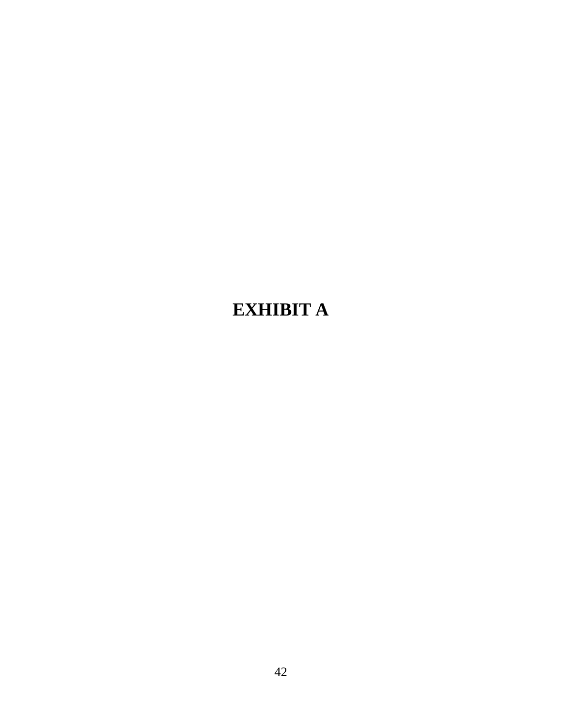# EXHIBIT A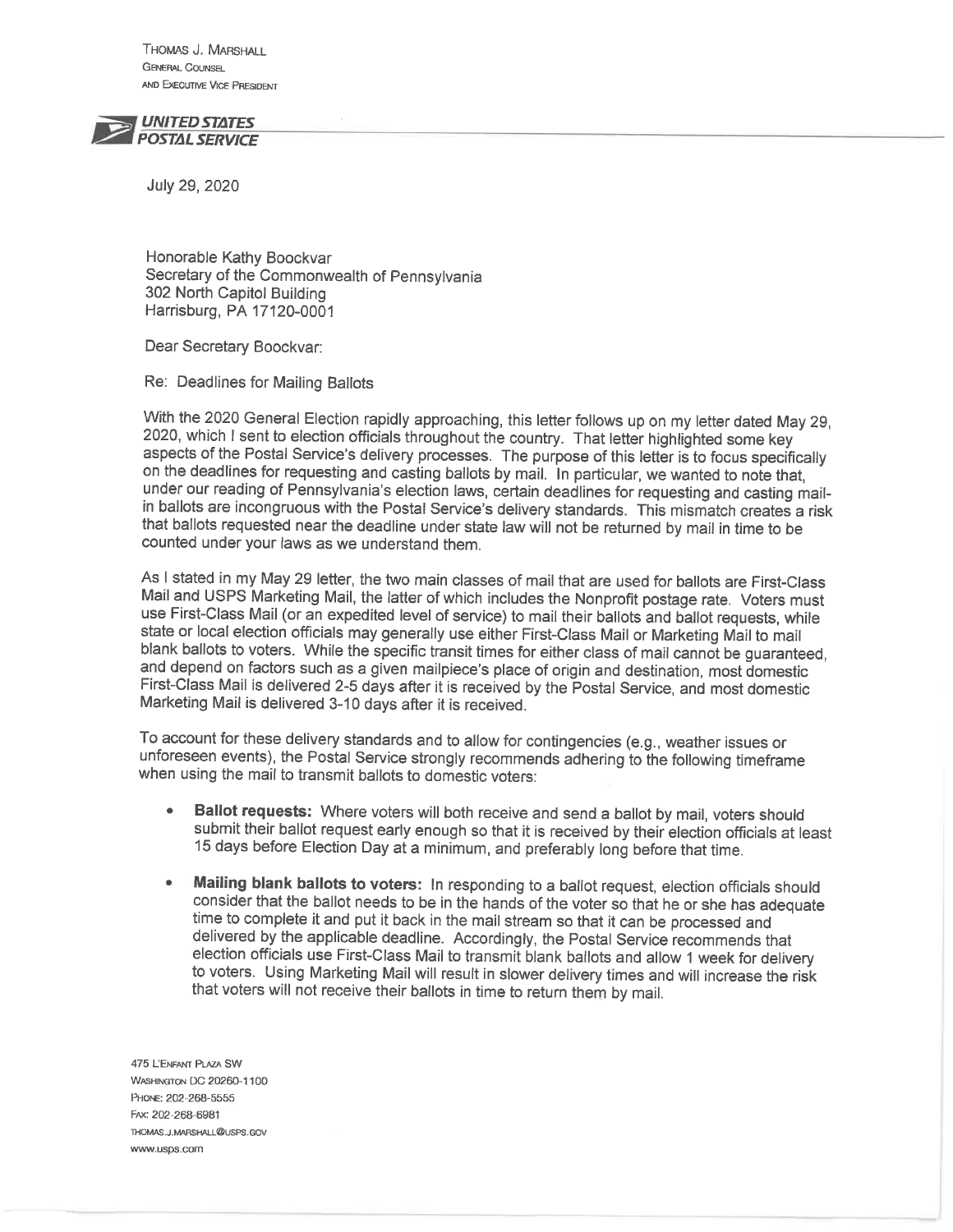THOMAS J. MARSHALL
GENERAL COUNSEL
AND EXECUTIVE VICE PRESIDENT

**UNITED STATES POSTAL SERVICE**

July 29, 2020

Honorable Kathy Boockvar
Secretary of the Commonwealth of Pennsylvania
302 North Capitol Building
Harrisburg, PA 17120-0001

Dear Secretary Boockvar:

Re: Deadlines for Mailing Ballots

With the 2020 General Election rapidly approaching, this letter follows up on my letter dated May 29, 2020, which I sent to election officials throughout the country. That letter highlighted some key aspects of the Postal Service's delivery processes. The purpose of this letter is to focus specifically on the deadlines for requesting and casting ballots by mail. In particular, we wanted to note that, under our reading of Pennsylvania's election laws, certain deadlines for requesting and casting mail-in ballots are incongruous with the Postal Service's delivery standards. This mismatch creates a risk that ballots requested near the deadline under state law will not be returned by mail in time to be counted under your laws as we understand them.

As I stated in my May 29 letter, the two main classes of mail that are used for ballots are First-Class Mail and USPS Marketing Mail, the latter of which includes the Nonprofit postage rate. Voters must use First-Class Mail (or an expedited level of service) to mail their ballots and ballot requests, while state or local election officials may generally use either First-Class Mail or Marketing Mail to mail blank ballots to voters. While the specific transit times for either class of mail cannot be guaranteed, and depend on factors such as a given mailpiece's place of origin and destination, most domestic First-Class Mail is delivered 2-5 days after it is received by the Postal Service, and most domestic Marketing Mail is delivered 3-10 days after it is received.

To account for these delivery standards and to allow for contingencies (e.g., weather issues or unforeseen events), the Postal Service strongly recommends adhering to the following timeframe when using the mail to transmit ballots to domestic voters:

- **Ballot requests:** Where voters will both receive and send a ballot by mail, voters should submit their ballot request early enough so that it is received by their election officials at least 15 days before Election Day at a minimum, and preferably long before that time.
- **Mailing blank ballots to voters:** In responding to a ballot request, election officials should consider that the ballot needs to be in the hands of the voter so that he or she has adequate time to complete it and put it back in the mail stream so that it can be processed and delivered by the applicable deadline. Accordingly, the Postal Service recommends that election officials use First-Class Mail to transmit blank ballots and allow 1 week for delivery to voters. Using Marketing Mail will result in slower delivery times and will increase the risk that voters will not receive their ballots in time to return them by mail.

475 L'ENFANT PLAZA SW
WASHINGTON DC 20260-1100
PHONE: 202-268-5555
FAX: 202-268-6981
THOMAS.J.MARSHALL@USPS.GOV
www.usps.com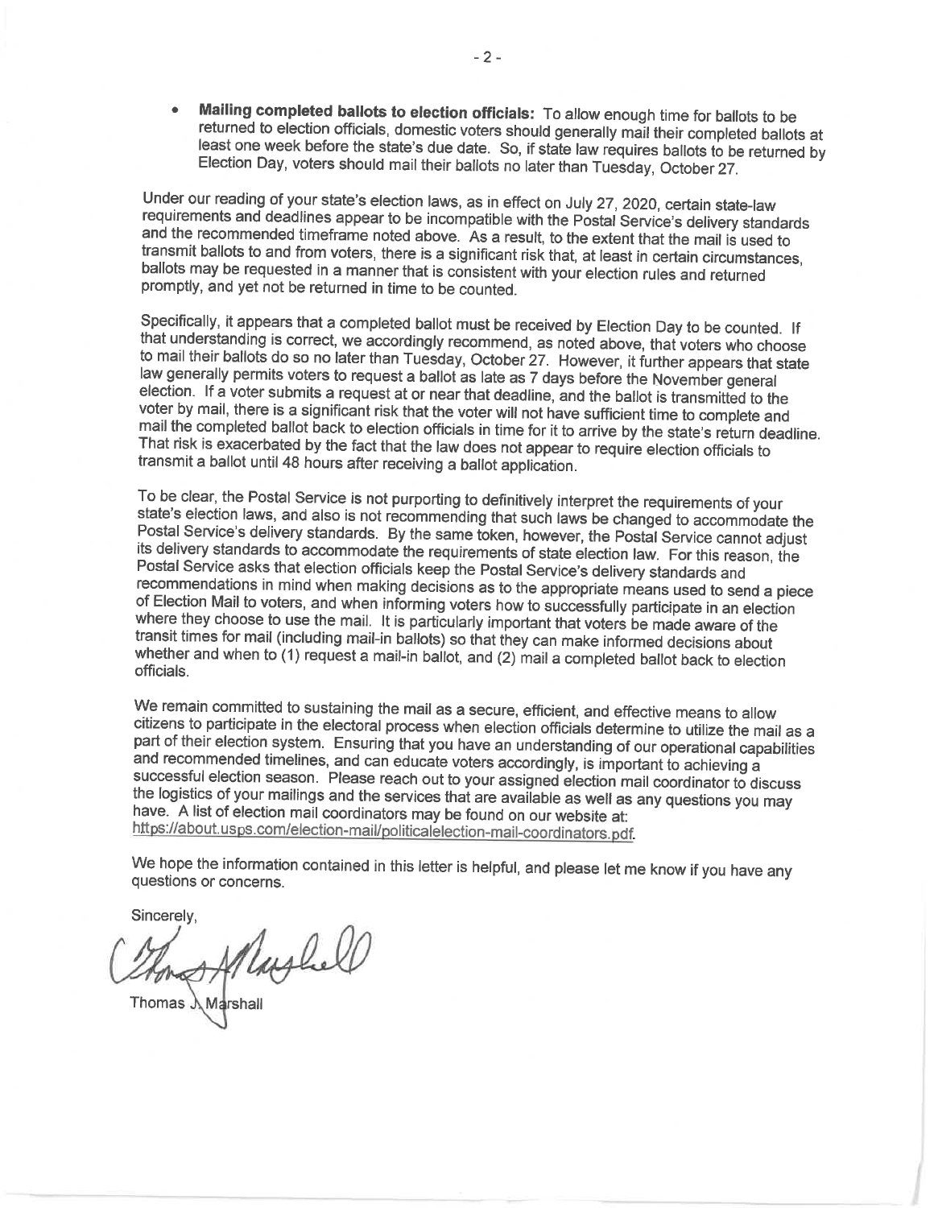- **Mailing completed ballots to election officials:** To allow enough time for ballots to be returned to election officials, domestic voters should generally mail their completed ballots at least one week before the state's due date. So, if state law requires ballots to be returned by Election Day, voters should mail their ballots no later than Tuesday, October 27.

Under our reading of your state's election laws, as in effect on July 27, 2020, certain state-law requirements and deadlines appear to be incompatible with the Postal Service's delivery standards and the recommended timeframe noted above. As a result, to the extent that the mail is used to transmit ballots to and from voters, there is a significant risk that, at least in certain circumstances, ballots may be requested in a manner that is consistent with your election rules and returned promptly, and yet not be returned in time to be counted.

Specifically, it appears that a completed ballot must be received by Election Day to be counted. If that understanding is correct, we accordingly recommend, as noted above, that voters who choose to mail their ballots do so no later than Tuesday, October 27. However, it further appears that state law generally permits voters to request a ballot as late as 7 days before the November general election. If a voter submits a request at or near that deadline, and the ballot is transmitted to the voter by mail, there is a significant risk that the voter will not have sufficient time to complete and mail the completed ballot back to election officials in time for it to arrive by the state's return deadline. That risk is exacerbated by the fact that the law does not appear to require election officials to transmit a ballot until 48 hours after receiving a ballot application.

To be clear, the Postal Service is not purporting to definitively interpret the requirements of your state's election laws, and also is not recommending that such laws be changed to accommodate the Postal Service's delivery standards. By the same token, however, the Postal Service cannot adjust its delivery standards to accommodate the requirements of state election law. For this reason, the Postal Service asks that election officials keep the Postal Service's delivery standards and recommendations in mind when making decisions as to the appropriate means used to send a piece of Election Mail to voters, and when informing voters how to successfully participate in an election where they choose to use the mail. It is particularly important that voters be made aware of the transit times for mail (including mail-in ballots) so that they can make informed decisions about whether and when to (1) request a mail-in ballot, and (2) mail a completed ballot back to election officials.

We remain committed to sustaining the mail as a secure, efficient, and effective means to allow citizens to participate in the electoral process when election officials determine to utilize the mail as a part of their election system. Ensuring that you have an understanding of our operational capabilities and recommended timelines, and can educate voters accordingly, is important to achieving a successful election season. Please reach out to your assigned election mail coordinator to discuss the logistics of your mailings and the services that are available as well as any questions you may have. A list of election mail coordinators may be found on our website at: https://about.usps.com/election-mail/politicalelection-mail-coordinators.pdf.

We hope the information contained in this letter is helpful, and please let me know if you have any questions or concerns.

Sincerely,

Thomas J. Marshall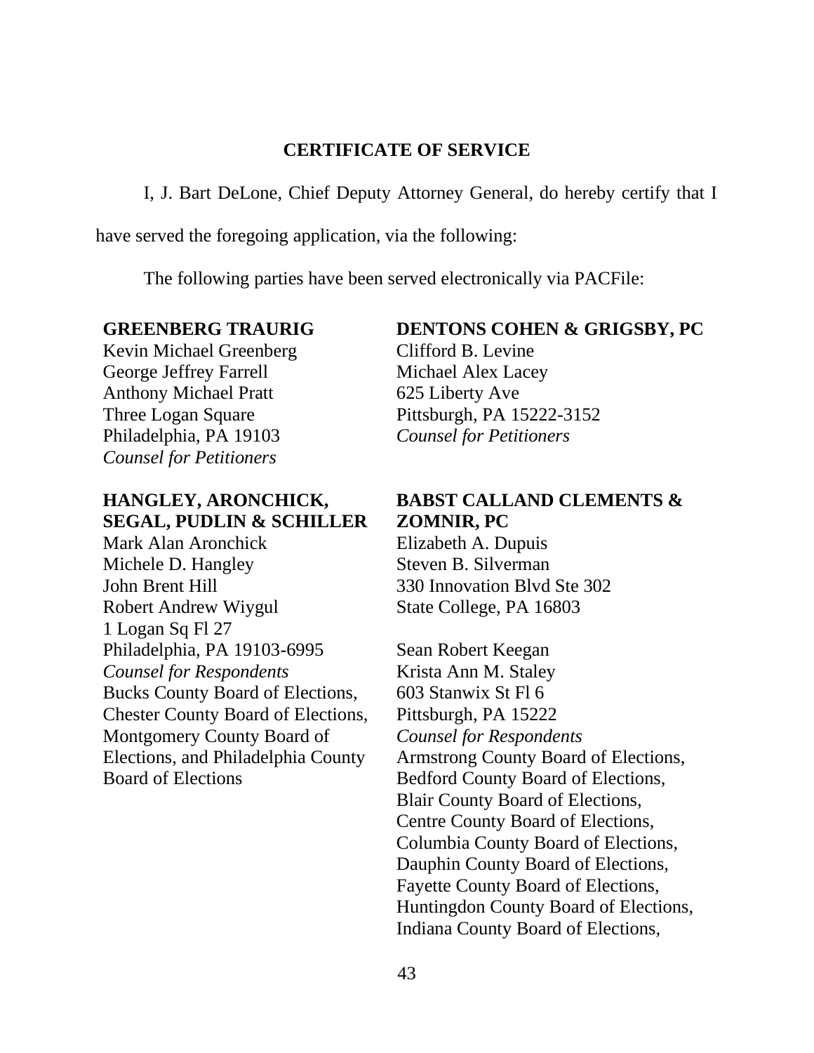## CERTIFICATE OF SERVICE

I, J. Bart DeLone, Chief Deputy Attorney General, do hereby certify that I have served the foregoing application, via the following:

The following parties have been served electronically via PACFile:

**GREENBERG TRAURIG**
Kevin Michael Greenberg
George Jeffrey Farrell
Anthony Michael Pratt
Three Logan Square
Philadelphia, PA 19103
*Counsel for Petitioners*

**DENTONS COHEN & GRIGSBY, PC**
Clifford B. Levine
Michael Alex Lacey
625 Liberty Ave
Pittsburgh, PA 15222-3152
*Counsel for Petitioners*

**HANGLEY, ARONCHICK, SEGAL, PUDLIN & SCHILLER**
Mark Alan Aronchick
Michele D. Hangley
John Brent Hill
Robert Andrew Wiygul
1 Logan Sq Fl 27
Philadelphia, PA 19103-6995
*Counsel for Respondents*
Bucks County Board of Elections, Chester County Board of Elections, Montgomery County Board of Elections, and Philadelphia County Board of Elections

**BABST CALLAND CLEMENTS & ZOMNIR, PC**
Elizabeth A. Dupuis
Steven B. Silverman
330 Innovation Blvd Ste 302
State College, PA 16803

Sean Robert Keegan
Krista Ann M. Staley
603 Stanwix St Fl 6
Pittsburgh, PA 15222
*Counsel for Respondents*
Armstrong County Board of Elections,
Bedford County Board of Elections,
Blair County Board of Elections,
Centre County Board of Elections,
Columbia County Board of Elections,
Dauphin County Board of Elections,
Fayette County Board of Elections,
Huntingdon County Board of Elections,
Indiana County Board of Elections,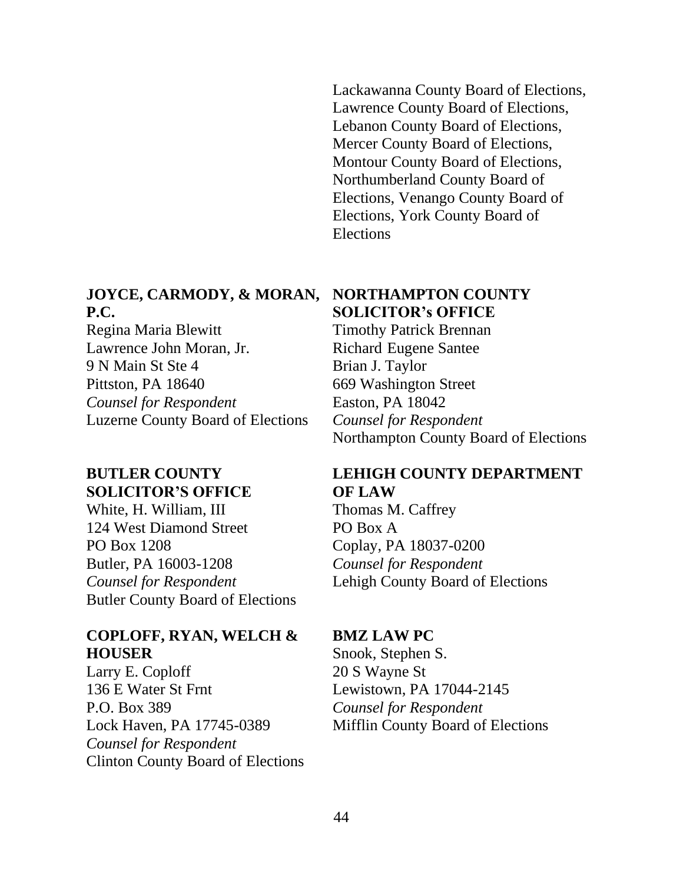Lackawanna County Board of Elections, Lawrence County Board of Elections, Lebanon County Board of Elections, Mercer County Board of Elections, Montour County Board of Elections, Northumberland County Board of Elections, Venango County Board of Elections, York County Board of Elections

**JOYCE, CARMODY, & MORAN, P.C.**
Regina Maria Blewitt
Lawrence John Moran, Jr.
9 N Main St Ste 4
Pittston, PA 18640
*Counsel for Respondent*
Luzerne County Board of Elections

**NORTHAMPTON COUNTY SOLICITOR's OFFICE**
Timothy Patrick Brennan
Richard Eugene Santee
Brian J. Taylor
669 Washington Street
Easton, PA 18042
*Counsel for Respondent*
Northampton County Board of Elections

**BUTLER COUNTY SOLICITOR'S OFFICE**
White, H. William, III
124 West Diamond Street
PO Box 1208
Butler, PA 16003-1208
*Counsel for Respondent*
Butler County Board of Elections

**LEHIGH COUNTY DEPARTMENT OF LAW**
Thomas M. Caffrey
PO Box A
Coplay, PA 18037-0200
*Counsel for Respondent*
Lehigh County Board of Elections

**COPLOFF, RYAN, WELCH & HOUSER**
Larry E. Coploff
136 E Water St Frnt
P.O. Box 389
Lock Haven, PA 17745-0389
*Counsel for Respondent*
Clinton County Board of Elections

**BMZ LAW PC**
Snook, Stephen S.
20 S Wayne St
Lewistown, PA 17044-2145
*Counsel for Respondent*
Mifflin County Board of Elections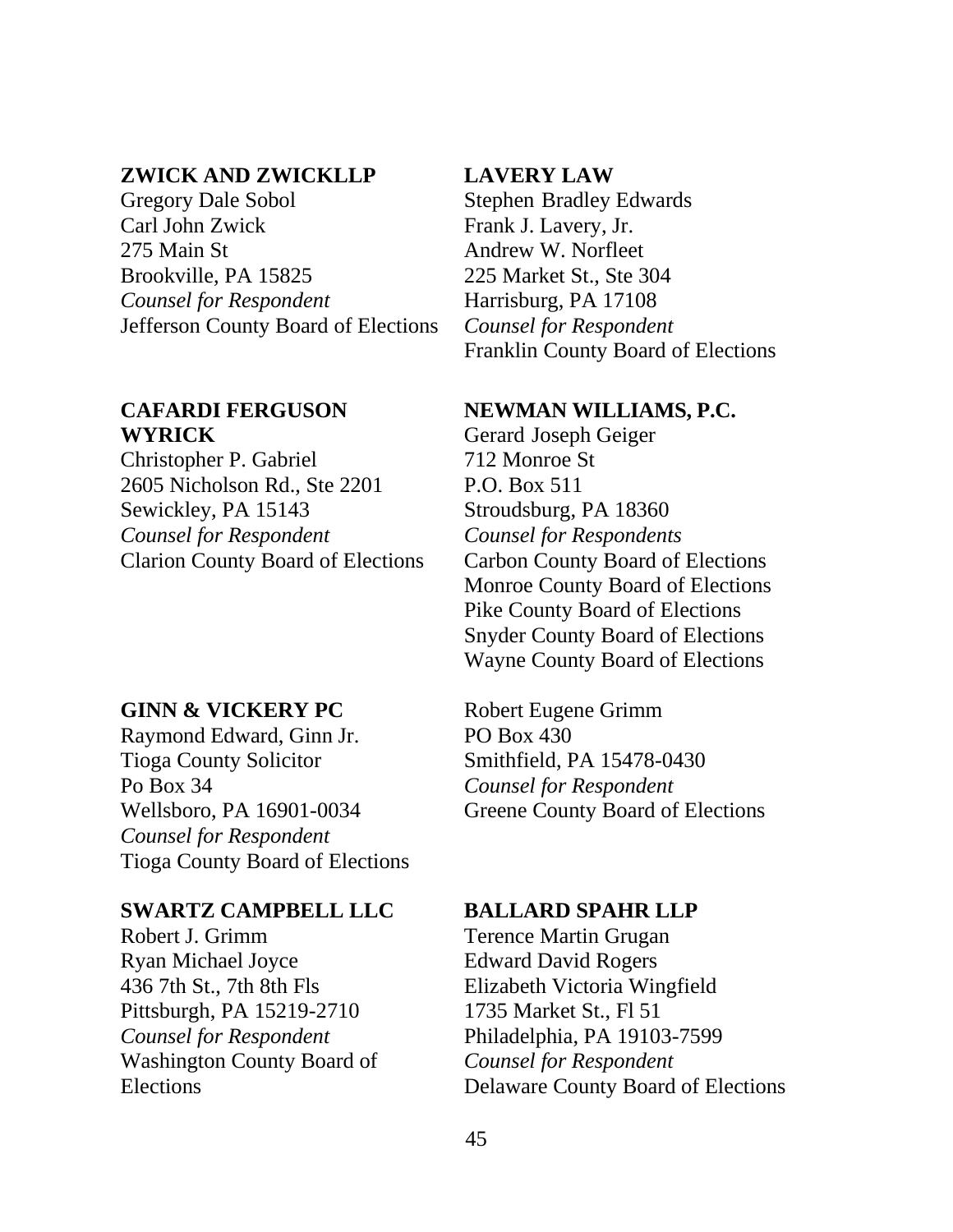**ZWICK AND ZWICKLLP**
Gregory Dale Sobol
Carl John Zwick
275 Main St
Brookville, PA 15825
*Counsel for Respondent*
Jefferson County Board of Elections

**LAVERY LAW**
Stephen Bradley Edwards
Frank J. Lavery, Jr.
Andrew W. Norfleet
225 Market St., Ste 304
Harrisburg, PA 17108
*Counsel for Respondent*
Franklin County Board of Elections

**CAFARDI FERGUSON WYRICK**
Christopher P. Gabriel
2605 Nicholson Rd., Ste 2201
Sewickley, PA 15143
*Counsel for Respondent*
Clarion County Board of Elections

**NEWMAN WILLIAMS, P.C.**
Gerard Joseph Geiger
712 Monroe St
P.O. Box 511
Stroudsburg, PA 18360
*Counsel for Respondents*
Carbon County Board of Elections
Monroe County Board of Elections
Pike County Board of Elections
Snyder County Board of Elections
Wayne County Board of Elections

**GINN & VICKERY PC**
Raymond Edward, Ginn Jr.
Tioga County Solicitor
Po Box 34
Wellsboro, PA 16901-0034
*Counsel for Respondent*
Tioga County Board of Elections

Robert Eugene Grimm
PO Box 430
Smithfield, PA 15478-0430
*Counsel for Respondent*
Greene County Board of Elections

**SWARTZ CAMPBELL LLC**
Robert J. Grimm
Ryan Michael Joyce
436 7th St., 7th 8th Fls
Pittsburgh, PA 15219-2710
*Counsel for Respondent*
Washington County Board of Elections

**BALLARD SPAHR LLP**
Terence Martin Grugan
Edward David Rogers
Elizabeth Victoria Wingfield
1735 Market St., Fl 51
Philadelphia, PA 19103-7599
*Counsel for Respondent*
Delaware County Board of Elections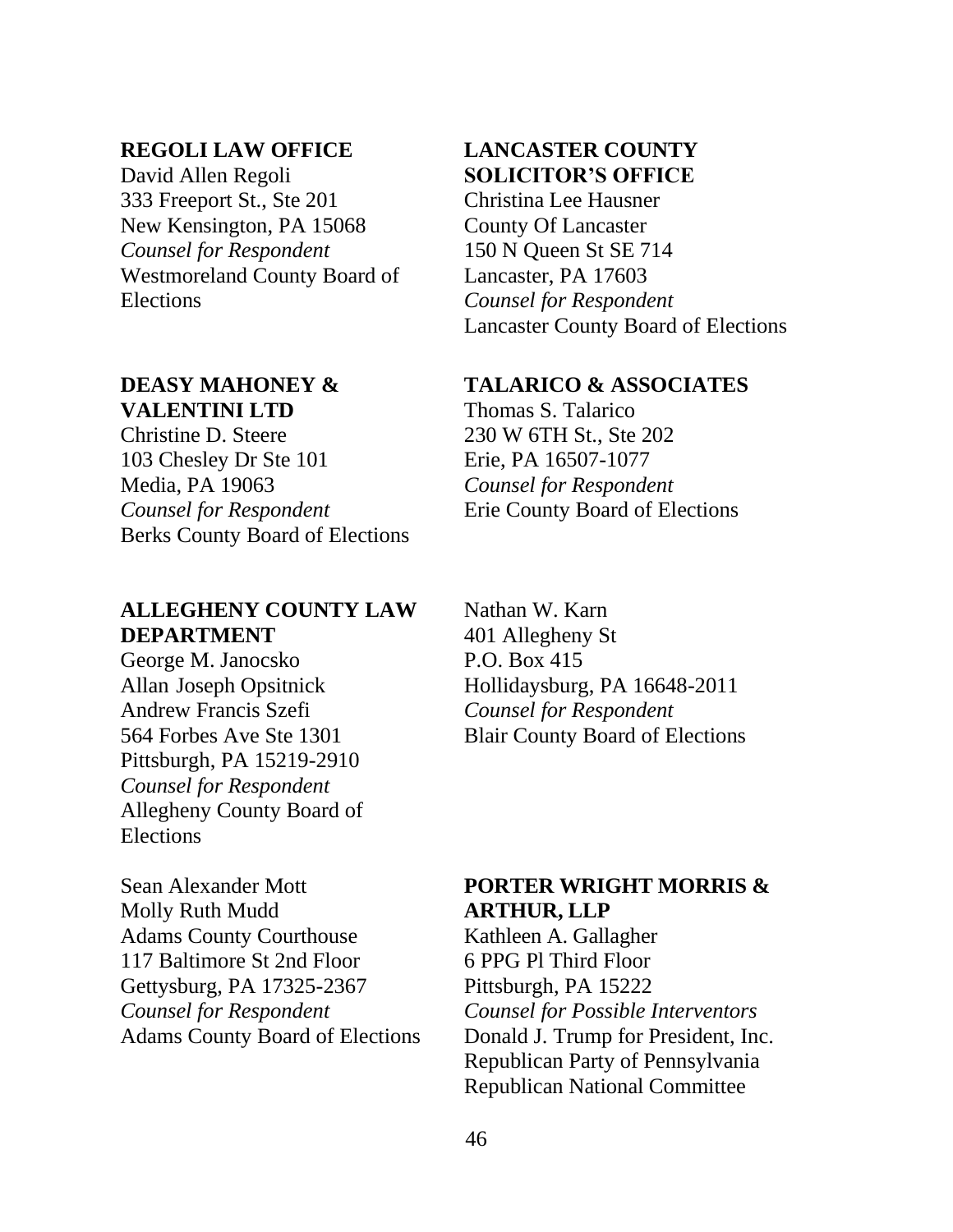**REGOLI LAW OFFICE**
David Allen Regoli
333 Freeport St., Ste 201
New Kensington, PA 15068
*Counsel for Respondent*
Westmoreland County Board of Elections

**LANCASTER COUNTY SOLICITOR'S OFFICE**
Christina Lee Hausner
County Of Lancaster
150 N Queen St SE 714
Lancaster, PA 17603
*Counsel for Respondent*
Lancaster County Board of Elections

**DEASY MAHONEY & VALENTINI LTD**
Christine D. Steere
103 Chesley Dr Ste 101
Media, PA 19063
*Counsel for Respondent*
Berks County Board of Elections

**TALARICO & ASSOCIATES**
Thomas S. Talarico
230 W 6TH St., Ste 202
Erie, PA 16507-1077
*Counsel for Respondent*
Erie County Board of Elections

**ALLEGHENY COUNTY LAW DEPARTMENT**
George M. Janocsko
Allan Joseph Opsitnick
Andrew Francis Szefi
564 Forbes Ave Ste 1301
Pittsburgh, PA 15219-2910
*Counsel for Respondent*
Allegheny County Board of Elections

Nathan W. Karn
401 Allegheny St
P.O. Box 415
Hollidaysburg, PA 16648-2011
*Counsel for Respondent*
Blair County Board of Elections

Sean Alexander Mott
Molly Ruth Mudd
Adams County Courthouse
117 Baltimore St 2nd Floor
Gettysburg, PA 17325-2367
*Counsel for Respondent*
Adams County Board of Elections

**PORTER WRIGHT MORRIS & ARTHUR, LLP**
Kathleen A. Gallagher
6 PPG Pl Third Floor
Pittsburgh, PA 15222
*Counsel for Possible Interventors*
Donald J. Trump for President, Inc.
Republican Party of Pennsylvania
Republican National Committee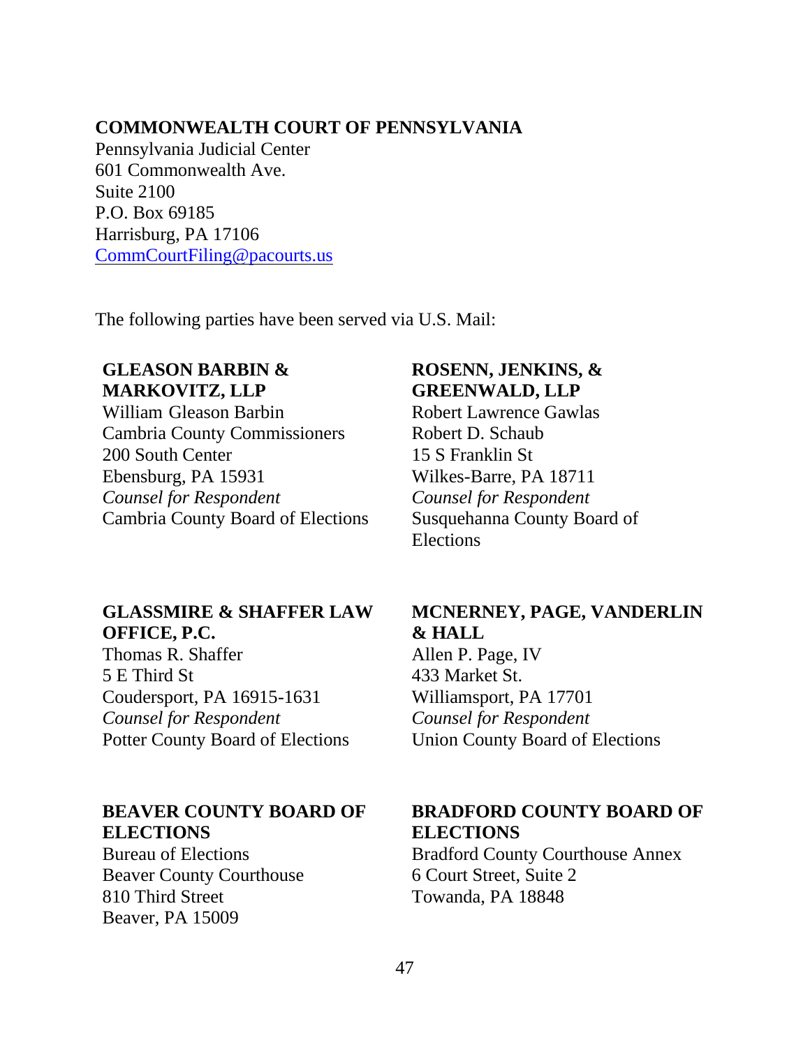**COMMONWEALTH COURT OF PENNSYLVANIA**
Pennsylvania Judicial Center
601 Commonwealth Ave.
Suite 2100
P.O. Box 69185
Harrisburg, PA 17106
CommCourtFiling@pacourts.us

The following parties have been served via U.S. Mail:

**GLEASON BARBIN & MARKOVITZ, LLP**
William Gleason Barbin
Cambria County Commissioners
200 South Center
Ebensburg, PA 15931
*Counsel for Respondent*
Cambria County Board of Elections

**ROSENN, JENKINS, & GREENWALD, LLP**
Robert Lawrence Gawlas
Robert D. Schaub
15 S Franklin St
Wilkes-Barre, PA 18711
*Counsel for Respondent*
Susquehanna County Board of Elections

**GLASSMIRE & SHAFFER LAW OFFICE, P.C.**
Thomas R. Shaffer
5 E Third St
Coudersport, PA 16915-1631
*Counsel for Respondent*
Potter County Board of Elections

**MCNERNEY, PAGE, VANDERLIN & HALL**
Allen P. Page, IV
433 Market St.
Williamsport, PA 17701
*Counsel for Respondent*
Union County Board of Elections

**BEAVER COUNTY BOARD OF ELECTIONS**
Bureau of Elections
Beaver County Courthouse
810 Third Street
Beaver, PA 15009

**BRADFORD COUNTY BOARD OF ELECTIONS**
Bradford County Courthouse Annex
6 Court Street, Suite 2
Towanda, PA 18848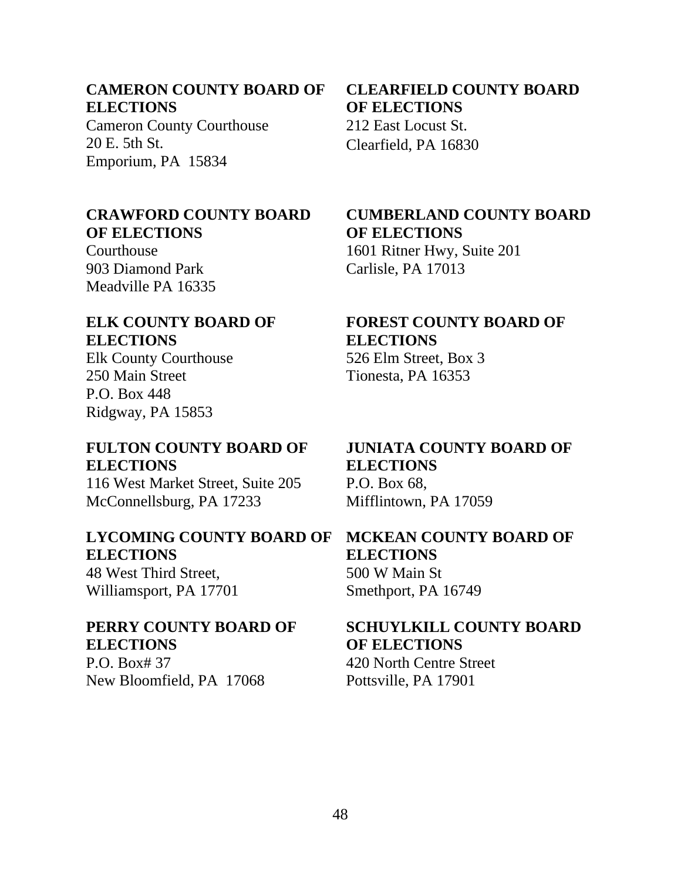**CAMERON COUNTY BOARD OF ELECTIONS**
Cameron County Courthouse
20 E. 5th St.
Emporium, PA 15834

**CLEARFIELD COUNTY BOARD OF ELECTIONS**
212 East Locust St.
Clearfield, PA 16830

**CRAWFORD COUNTY BOARD OF ELECTIONS**
Courthouse
903 Diamond Park
Meadville PA 16335

**CUMBERLAND COUNTY BOARD OF ELECTIONS**
1601 Ritner Hwy, Suite 201
Carlisle, PA 17013

**ELK COUNTY BOARD OF ELECTIONS**
Elk County Courthouse
250 Main Street
P.O. Box 448
Ridgway, PA 15853

**FOREST COUNTY BOARD OF ELECTIONS**
526 Elm Street, Box 3
Tionesta, PA 16353

**FULTON COUNTY BOARD OF ELECTIONS**
116 West Market Street, Suite 205
McConnellsburg, PA 17233

**JUNIATA COUNTY BOARD OF ELECTIONS**
P.O. Box 68,
Mifflintown, PA 17059

**LYCOMING COUNTY BOARD OF ELECTIONS**
48 West Third Street,
Williamsport, PA 17701

**MCKEAN COUNTY BOARD OF ELECTIONS**
500 W Main St
Smethport, PA 16749

**PERRY COUNTY BOARD OF ELECTIONS**
P.O. Box# 37
New Bloomfield, PA 17068

**SCHUYLKILL COUNTY BOARD OF ELECTIONS**
420 North Centre Street
Pottsville, PA 17901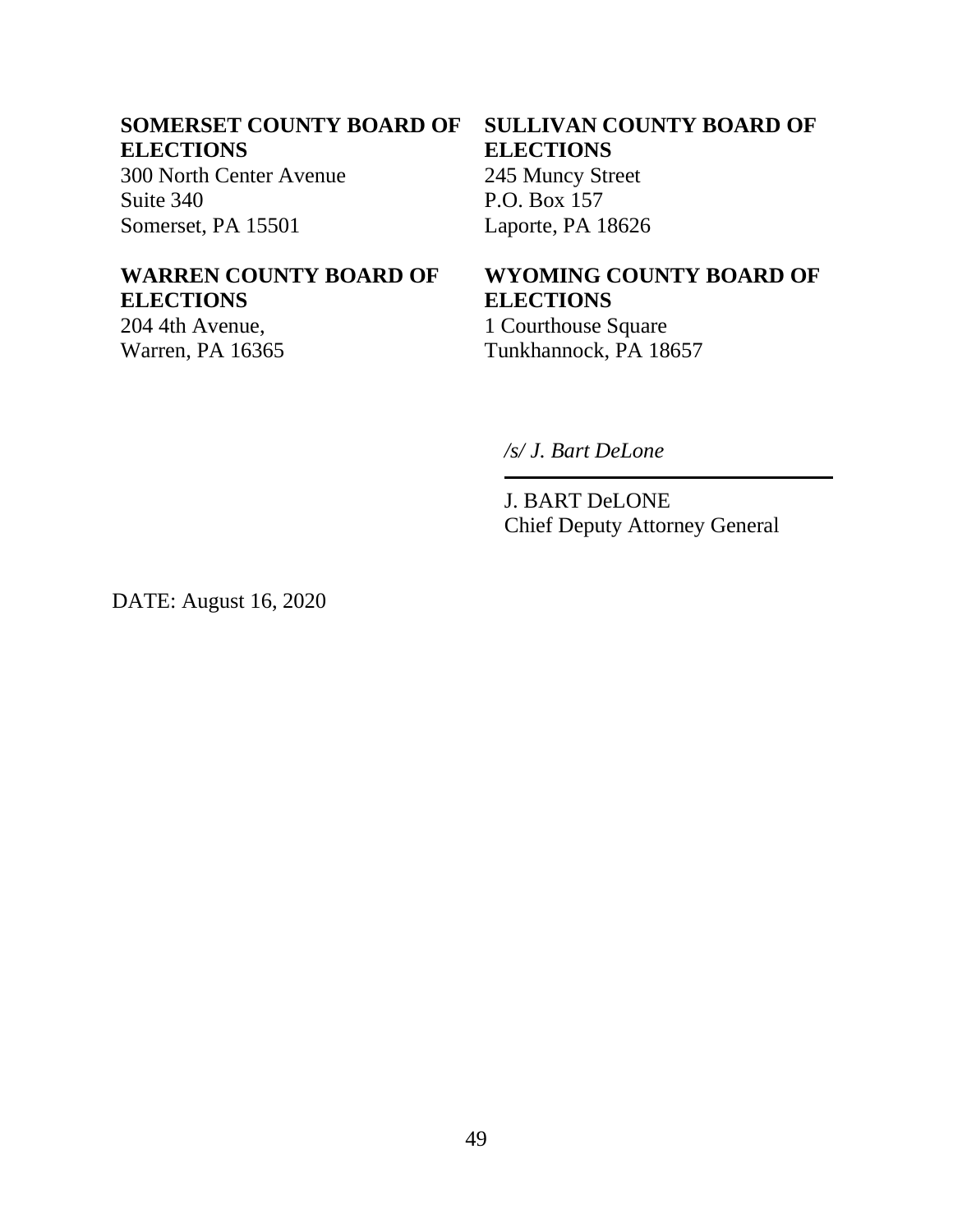**SOMERSET COUNTY BOARD OF ELECTIONS**
300 North Center Avenue
Suite 340
Somerset, PA 15501

**SULLIVAN COUNTY BOARD OF ELECTIONS**
245 Muncy Street
P.O. Box 157
Laporte, PA 18626

**WARREN COUNTY BOARD OF ELECTIONS**
204 4th Avenue,
Warren, PA 16365

**WYOMING COUNTY BOARD OF ELECTIONS**
1 Courthouse Square
Tunkhannock, PA 18657

*/s/ J. Bart DeLone*

J. BART DeLONE
Chief Deputy Attorney General

DATE: August 16, 2020